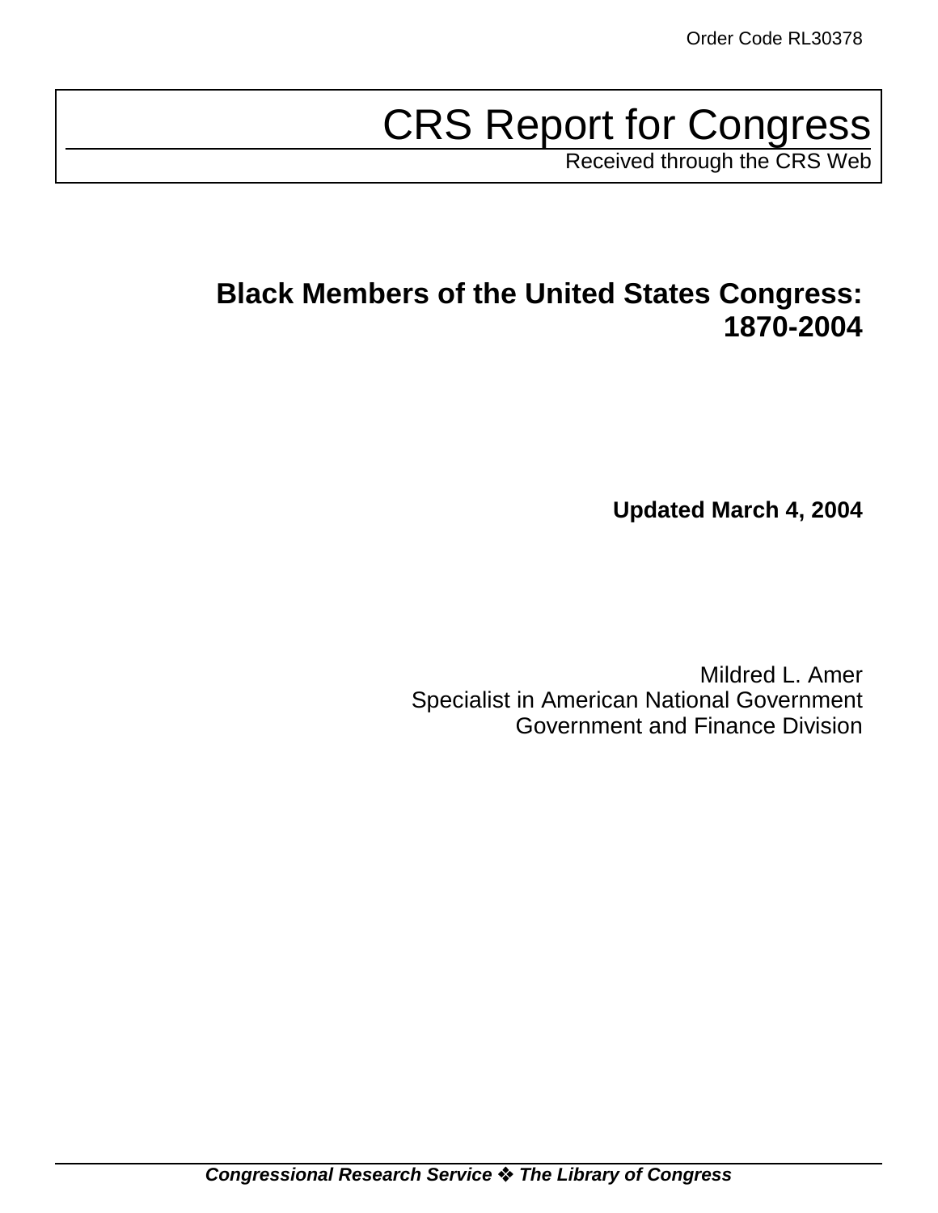Order Code RL30378

# CRS Report for Congress

Received through the CRS Web

## Black Members of the United States Congress: 1870-2004

**Updated March 4, 2004**

Mildred L. Amer
Specialist in American National Government
Government and Finance Division

***Congressional Research Service ❖ The Library of Congress***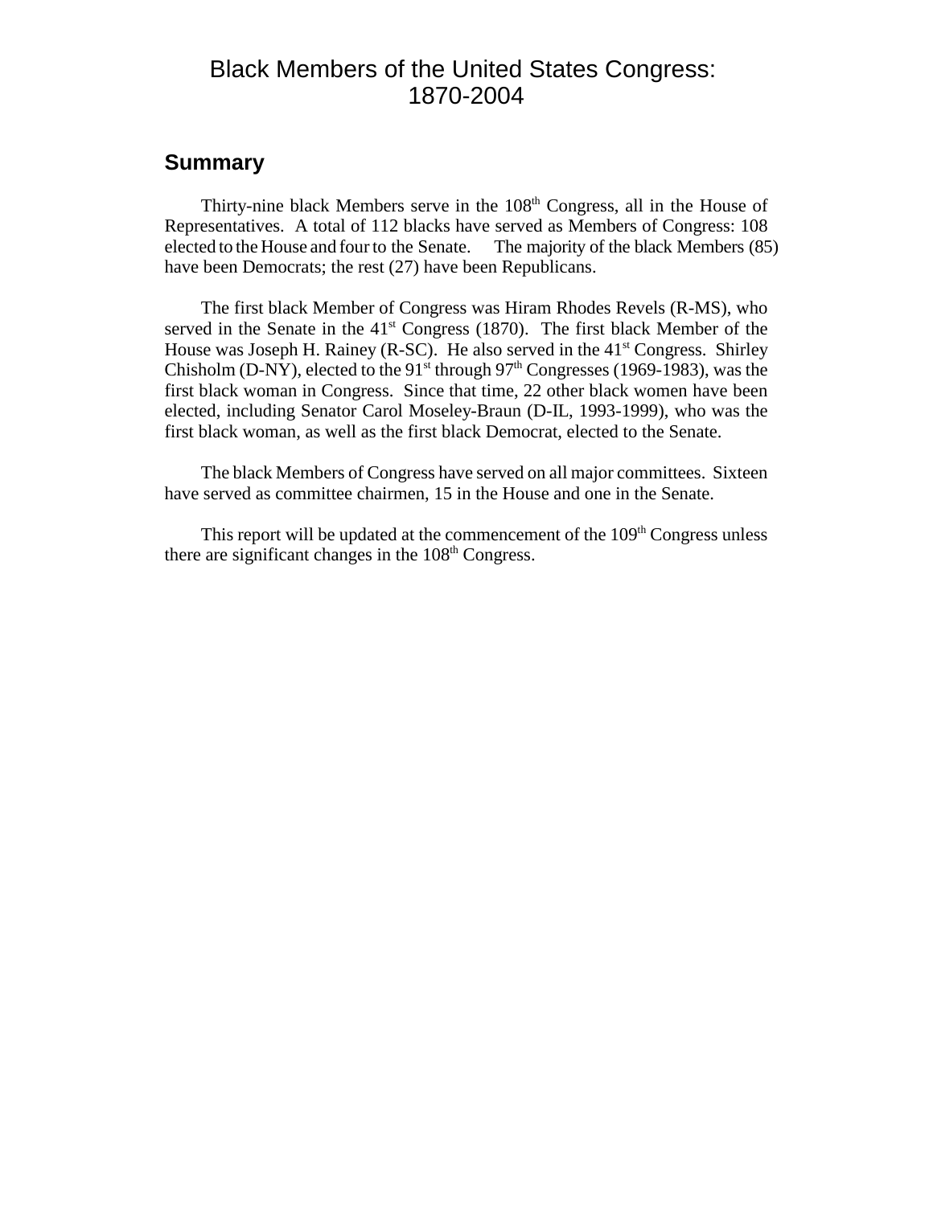# Black Members of the United States Congress: 1870-2004

## Summary

Thirty-nine black Members serve in the 108th Congress, all in the House of Representatives. A total of 112 blacks have served as Members of Congress: 108 elected to the House and four to the Senate. The majority of the black Members (85) have been Democrats; the rest (27) have been Republicans.

The first black Member of Congress was Hiram Rhodes Revels (R-MS), who served in the Senate in the 41st Congress (1870). The first black Member of the House was Joseph H. Rainey (R-SC). He also served in the 41st Congress. Shirley Chisholm (D-NY), elected to the 91st through 97th Congresses (1969-1983), was the first black woman in Congress. Since that time, 22 other black women have been elected, including Senator Carol Moseley-Braun (D-IL, 1993-1999), who was the first black woman, as well as the first black Democrat, elected to the Senate.

The black Members of Congress have served on all major committees. Sixteen have served as committee chairmen, 15 in the House and one in the Senate.

This report will be updated at the commencement of the 109th Congress unless there are significant changes in the 108th Congress.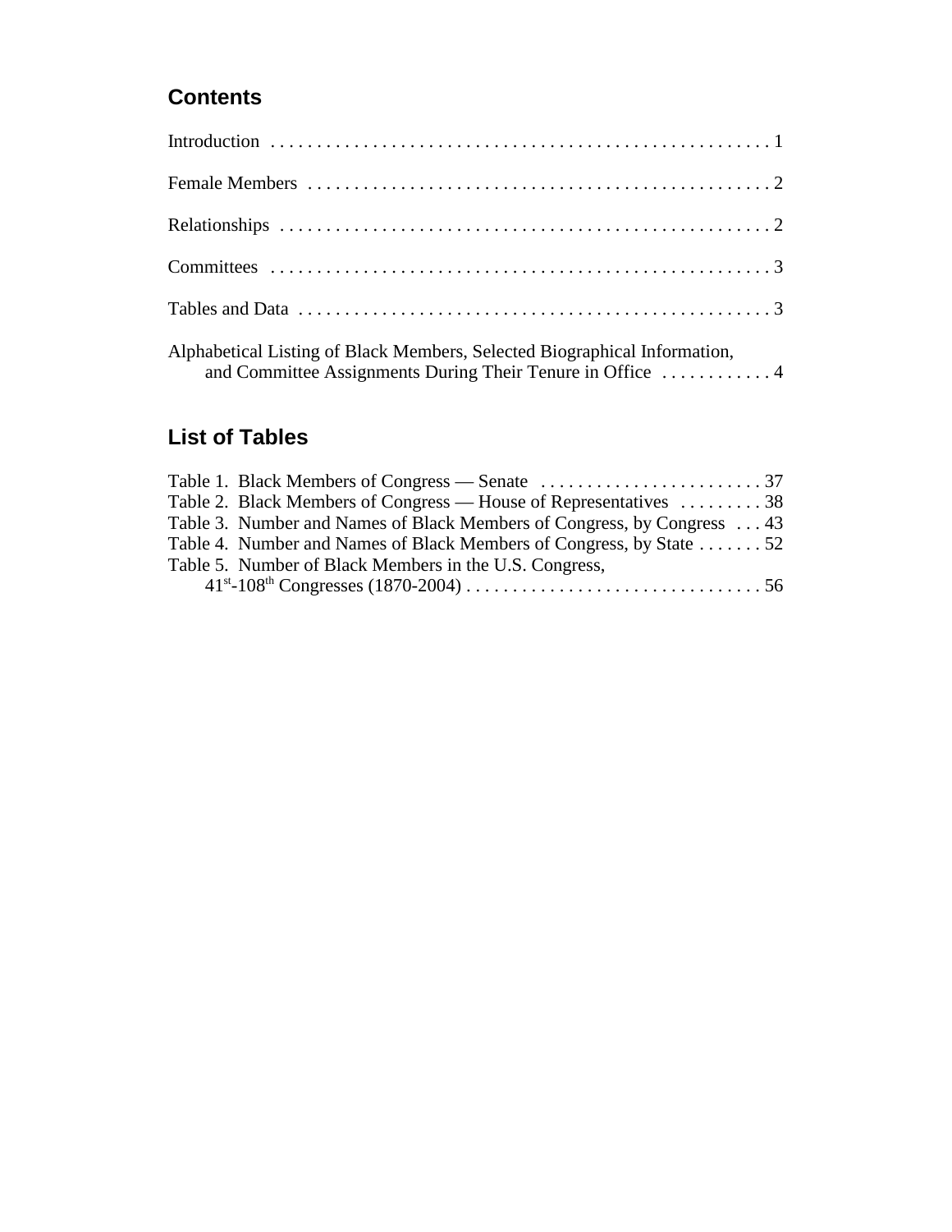## Contents

Introduction . . . . . . . . . . . . . . . . . . . . . . . . . . . . . . . . . . . . . . . . . . . . . . . . . . . . . 1

Female Members . . . . . . . . . . . . . . . . . . . . . . . . . . . . . . . . . . . . . . . . . . . . . . . . . . 2

Relationships . . . . . . . . . . . . . . . . . . . . . . . . . . . . . . . . . . . . . . . . . . . . . . . . . . . . 2

Committees . . . . . . . . . . . . . . . . . . . . . . . . . . . . . . . . . . . . . . . . . . . . . . . . . . . . . 3

Tables and Data . . . . . . . . . . . . . . . . . . . . . . . . . . . . . . . . . . . . . . . . . . . . . . . . . . . 3

Alphabetical Listing of Black Members, Selected Biographical Information, and Committee Assignments During Their Tenure in Office . . . . . . . . . . . . 4

## List of Tables

Table 1. Black Members of Congress — Senate . . . . . . . . . . . . . . . . . . . . . . . . 37
Table 2. Black Members of Congress — House of Representatives . . . . . . . . . 38
Table 3. Number and Names of Black Members of Congress, by Congress . . . 43
Table 4. Number and Names of Black Members of Congress, by State . . . . . . . 52
Table 5. Number of Black Members in the U.S. Congress, $41^{st}$-$108^{th}$ Congresses (1870-2004) . . . . . . . . . . . . . . . . . . . . . . . . . . . . . . . . 56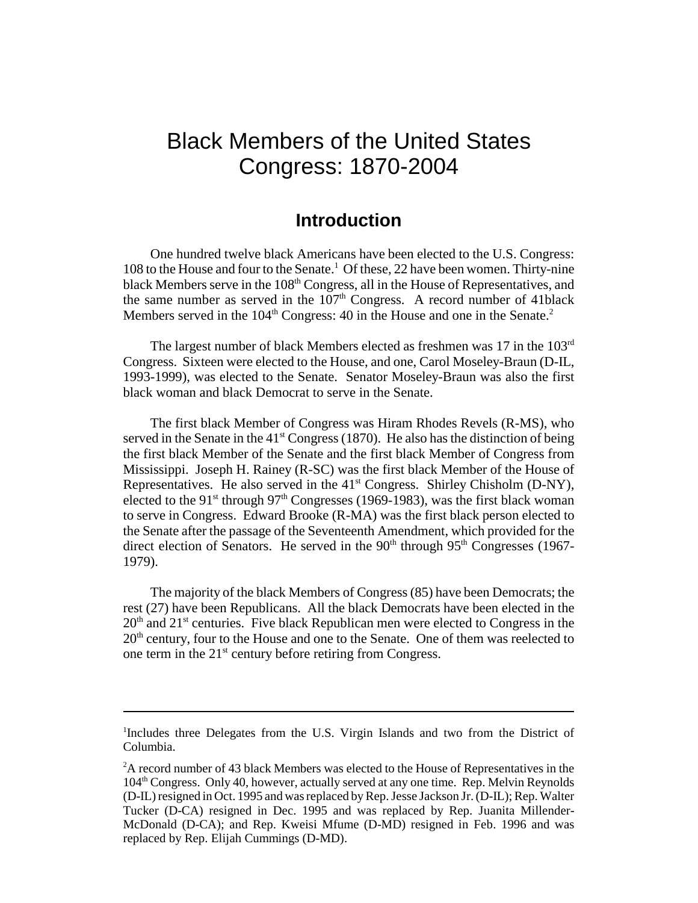# Black Members of the United States Congress: 1870-2004

## Introduction

One hundred twelve black Americans have been elected to the U.S. Congress: 108 to the House and four to the Senate.[1] Of these, 22 have been women. Thirty-nine black Members serve in the 108th Congress, all in the House of Representatives, and the same number as served in the 107th Congress. A record number of 41black Members served in the 104th Congress: 40 in the House and one in the Senate.[2]

The largest number of black Members elected as freshmen was 17 in the 103rd Congress. Sixteen were elected to the House, and one, Carol Moseley-Braun (D-IL, 1993-1999), was elected to the Senate. Senator Moseley-Braun was also the first black woman and black Democrat to serve in the Senate.

The first black Member of Congress was Hiram Rhodes Revels (R-MS), who served in the Senate in the 41st Congress (1870). He also has the distinction of being the first black Member of the Senate and the first black Member of Congress from Mississippi. Joseph H. Rainey (R-SC) was the first black Member of the House of Representatives. He also served in the 41st Congress. Shirley Chisholm (D-NY), elected to the 91st through 97th Congresses (1969-1983), was the first black woman to serve in Congress. Edward Brooke (R-MA) was the first black person elected to the Senate after the passage of the Seventeenth Amendment, which provided for the direct election of Senators. He served in the 90th through 95th Congresses (1967-1979).

The majority of the black Members of Congress (85) have been Democrats; the rest (27) have been Republicans. All the black Democrats have been elected in the 20th and 21st centuries. Five black Republican men were elected to Congress in the 20th century, four to the House and one to the Senate. One of them was reelected to one term in the 21st century before retiring from Congress.

---

[1] Includes three Delegates from the U.S. Virgin Islands and two from the District of Columbia.

[2] A record number of 43 black Members was elected to the House of Representatives in the 104th Congress. Only 40, however, actually served at any one time. Rep. Melvin Reynolds (D-IL) resigned in Oct. 1995 and was replaced by Rep. Jesse Jackson Jr. (D-IL); Rep. Walter Tucker (D-CA) resigned in Dec. 1995 and was replaced by Rep. Juanita Millender-McDonald (D-CA); and Rep. Kweisi Mfume (D-MD) resigned in Feb. 1996 and was replaced by Rep. Elijah Cummings (D-MD).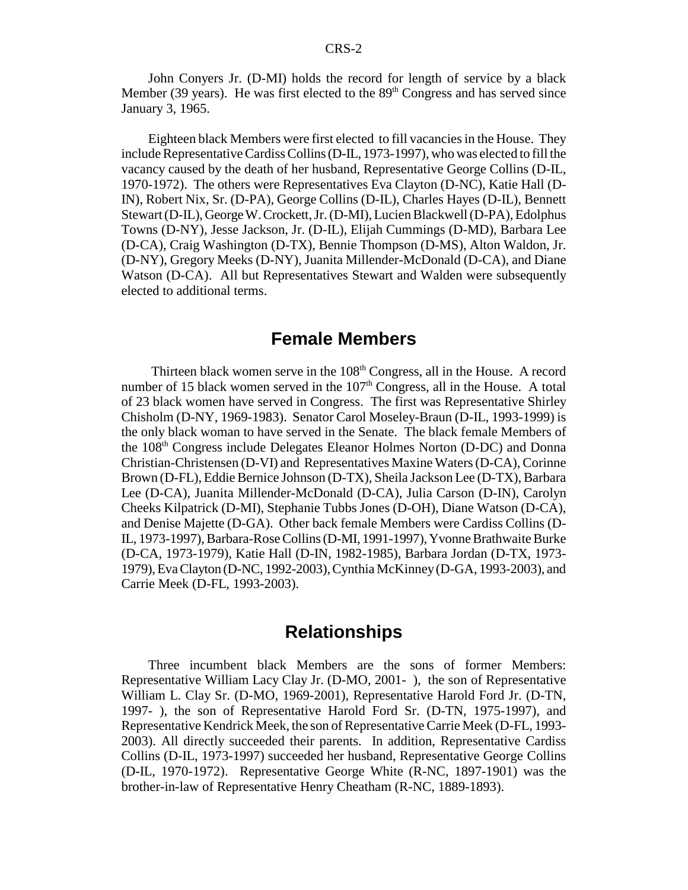John Conyers Jr. (D-MI) holds the record for length of service by a black Member (39 years). He was first elected to the 89th Congress and has served since January 3, 1965.

Eighteen black Members were first elected to fill vacancies in the House. They include Representative Cardiss Collins (D-IL, 1973-1997), who was elected to fill the vacancy caused by the death of her husband, Representative George Collins (D-IL, 1970-1972). The others were Representatives Eva Clayton (D-NC), Katie Hall (D-IN), Robert Nix, Sr. (D-PA), George Collins (D-IL), Charles Hayes (D-IL), Bennett Stewart (D-IL), George W. Crockett, Jr. (D-MI), Lucien Blackwell (D-PA), Edolphus Towns (D-NY), Jesse Jackson, Jr. (D-IL), Elijah Cummings (D-MD), Barbara Lee (D-CA), Craig Washington (D-TX), Bennie Thompson (D-MS), Alton Waldon, Jr. (D-NY), Gregory Meeks (D-NY), Juanita Millender-McDonald (D-CA), and Diane Watson (D-CA). All but Representatives Stewart and Walden were subsequently elected to additional terms.

## Female Members

Thirteen black women serve in the 108th Congress, all in the House. A record number of 15 black women served in the 107th Congress, all in the House. A total of 23 black women have served in Congress. The first was Representative Shirley Chisholm (D-NY, 1969-1983). Senator Carol Moseley-Braun (D-IL, 1993-1999) is the only black woman to have served in the Senate. The black female Members of the 108th Congress include Delegates Eleanor Holmes Norton (D-DC) and Donna Christian-Christensen (D-VI) and Representatives Maxine Waters (D-CA), Corinne Brown (D-FL), Eddie Bernice Johnson (D-TX), Sheila Jackson Lee (D-TX), Barbara Lee (D-CA), Juanita Millender-McDonald (D-CA), Julia Carson (D-IN), Carolyn Cheeks Kilpatrick (D-MI), Stephanie Tubbs Jones (D-OH), Diane Watson (D-CA), and Denise Majette (D-GA). Other back female Members were Cardiss Collins (D-IL, 1973-1997), Barbara-Rose Collins (D-MI, 1991-1997), Yvonne Brathwaite Burke (D-CA, 1973-1979), Katie Hall (D-IN, 1982-1985), Barbara Jordan (D-TX, 1973-1979), Eva Clayton (D-NC, 1992-2003), Cynthia McKinney (D-GA, 1993-2003), and Carrie Meek (D-FL, 1993-2003).

## Relationships

Three incumbent black Members are the sons of former Members: Representative William Lacy Clay Jr. (D-MO, 2001- ), the son of Representative William L. Clay Sr. (D-MO, 1969-2001), Representative Harold Ford Jr. (D-TN, 1997- ), the son of Representative Harold Ford Sr. (D-TN, 1975-1997), and Representative Kendrick Meek, the son of Representative Carrie Meek (D-FL, 1993-2003). All directly succeeded their parents. In addition, Representative Cardiss Collins (D-IL, 1973-1997) succeeded her husband, Representative George Collins (D-IL, 1970-1972). Representative George White (R-NC, 1897-1901) was the brother-in-law of Representative Henry Cheatham (R-NC, 1889-1893).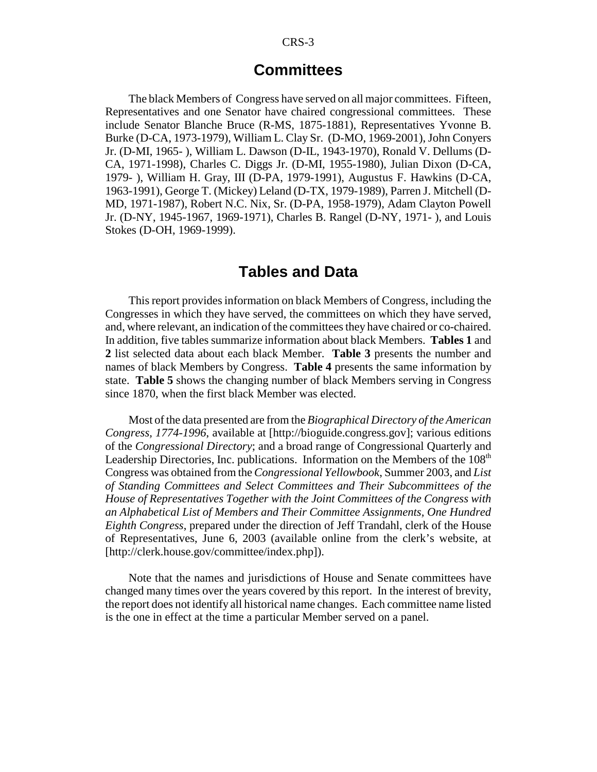## Committees

The black Members of Congress have served on all major committees. Fifteen, Representatives and one Senator have chaired congressional committees. These include Senator Blanche Bruce (R-MS, 1875-1881), Representatives Yvonne B. Burke (D-CA, 1973-1979), William L. Clay Sr. (D-MO, 1969-2001), John Conyers Jr. (D-MI, 1965- ), William L. Dawson (D-IL, 1943-1970), Ronald V. Dellums (D-CA, 1971-1998), Charles C. Diggs Jr. (D-MI, 1955-1980), Julian Dixon (D-CA, 1979- ), William H. Gray, III (D-PA, 1979-1991), Augustus F. Hawkins (D-CA, 1963-1991), George T. (Mickey) Leland (D-TX, 1979-1989), Parren J. Mitchell (D-MD, 1971-1987), Robert N.C. Nix, Sr. (D-PA, 1958-1979), Adam Clayton Powell Jr. (D-NY, 1945-1967, 1969-1971), Charles B. Rangel (D-NY, 1971- ), and Louis Stokes (D-OH, 1969-1999).

## Tables and Data

This report provides information on black Members of Congress, including the Congresses in which they have served, the committees on which they have served, and, where relevant, an indication of the committees they have chaired or co-chaired. In addition, five tables summarize information about black Members. **Tables 1** and **2** list selected data about each black Member. **Table 3** presents the number and names of black Members by Congress. **Table 4** presents the same information by state. **Table 5** shows the changing number of black Members serving in Congress since 1870, when the first black Member was elected.

Most of the data presented are from the *Biographical Directory of the American Congress, 1774-1996*, available at [http://bioguide.congress.gov]; various editions of the *Congressional Directory*; and a broad range of Congressional Quarterly and Leadership Directories, Inc. publications. Information on the Members of the 108th Congress was obtained from the *Congressional Yellowbook*, Summer 2003, and *List of Standing Committees and Select Committees and Their Subcommittees of the House of Representatives Together with the Joint Committees of the Congress with an Alphabetical List of Members and Their Committee Assignments, One Hundred Eighth Congress*, prepared under the direction of Jeff Trandahl, clerk of the House of Representatives, June 6, 2003 (available online from the clerk's website, at [http://clerk.house.gov/committee/index.php]).

Note that the names and jurisdictions of House and Senate committees have changed many times over the years covered by this report. In the interest of brevity, the report does not identify all historical name changes. Each committee name listed is the one in effect at the time a particular Member served on a panel.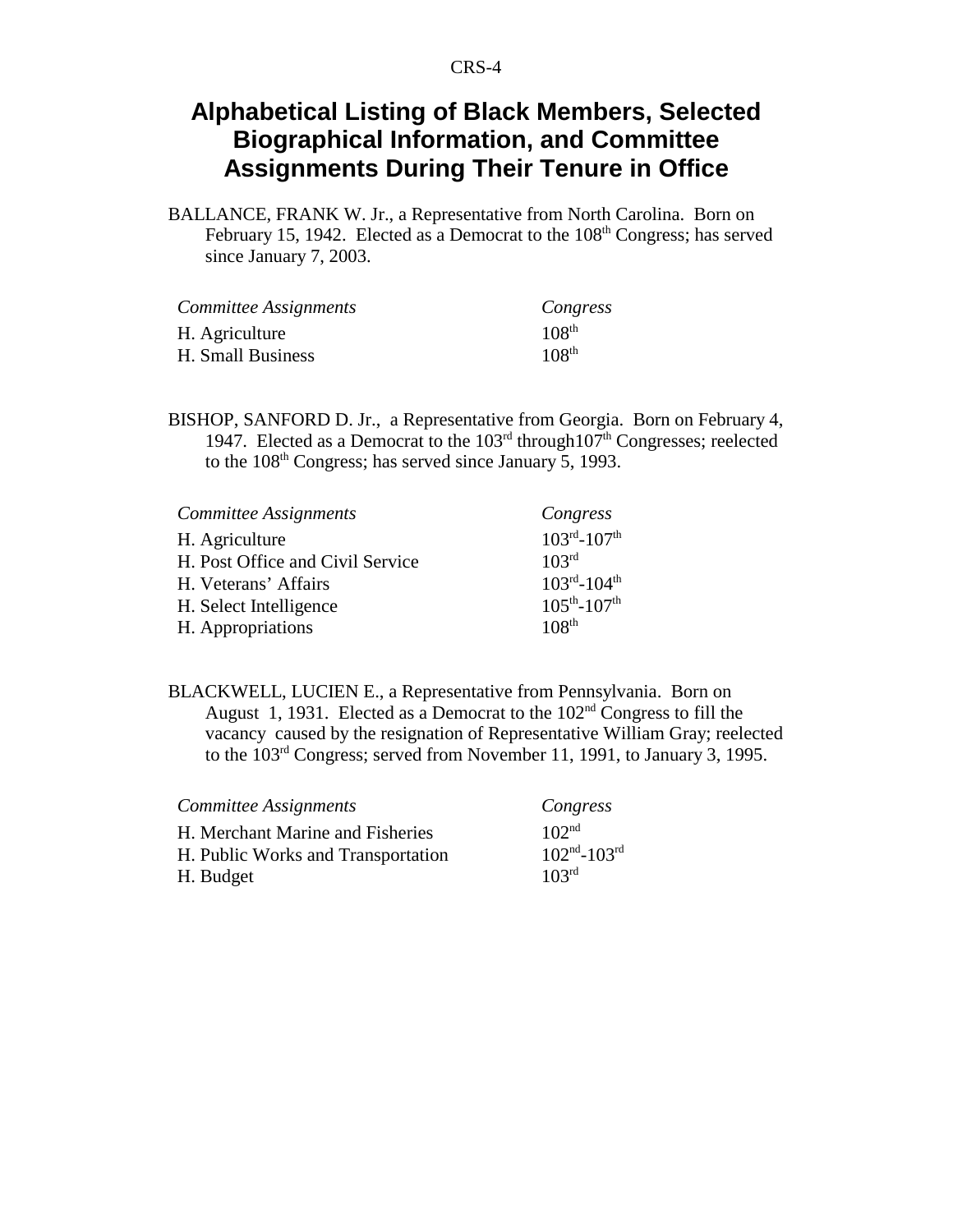# Alphabetical Listing of Black Members, Selected Biographical Information, and Committee Assignments During Their Tenure in Office

BALLANCE, FRANK W. Jr., a Representative from North Carolina. Born on February 15, 1942. Elected as a Democrat to the 108th Congress; has served since January 7, 2003.

| *Committee Assignments* | *Congress* |
|---|---|
| H. Agriculture | 108th |
| H. Small Business | 108th |

BISHOP, SANFORD D. Jr., a Representative from Georgia. Born on February 4, 1947. Elected as a Democrat to the 103rd through107th Congresses; reelected to the 108th Congress; has served since January 5, 1993.

| *Committee Assignments* | *Congress* |
|---|---|
| H. Agriculture | 103rd-107th |
| H. Post Office and Civil Service | 103rd |
| H. Veterans' Affairs | 103rd-104th |
| H. Select Intelligence | 105th-107th |
| H. Appropriations | 108th |

BLACKWELL, LUCIEN E., a Representative from Pennsylvania. Born on August 1, 1931. Elected as a Democrat to the 102nd Congress to fill the vacancy caused by the resignation of Representative William Gray; reelected to the 103rd Congress; served from November 11, 1991, to January 3, 1995.

| *Committee Assignments* | *Congress* |
|---|---|
| H. Merchant Marine and Fisheries | 102nd |
| H. Public Works and Transportation | 102nd-103rd |
| H. Budget | 103rd |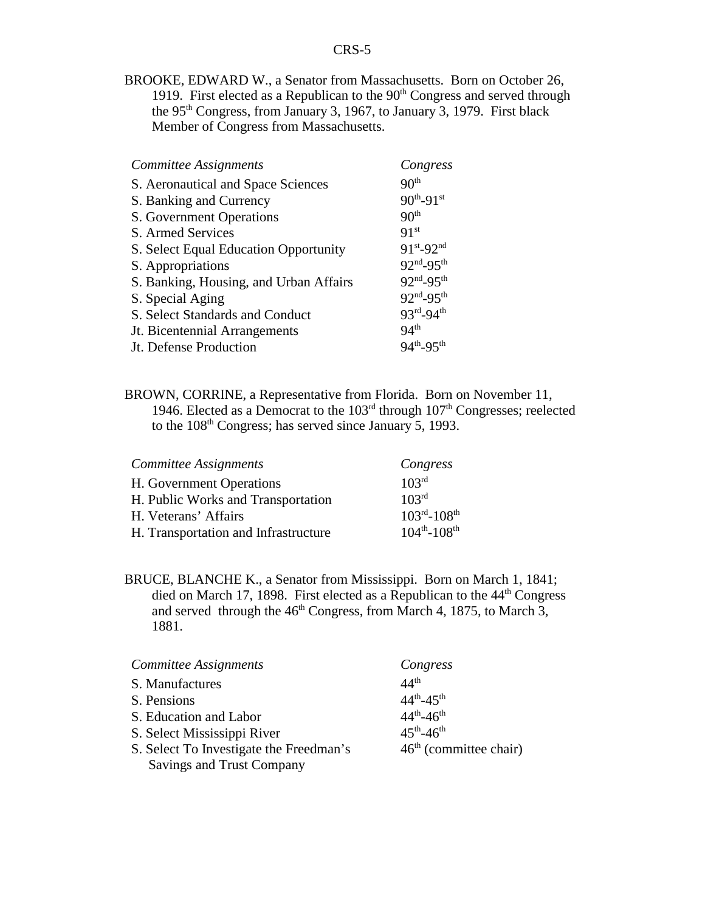BROOKE, EDWARD W., a Senator from Massachusetts. Born on October 26, 1919. First elected as a Republican to the 90th Congress and served through the 95th Congress, from January 3, 1967, to January 3, 1979. First black Member of Congress from Massachusetts.

| *Committee Assignments* | *Congress* |
|---|---|
| S. Aeronautical and Space Sciences | 90th |
| S. Banking and Currency | 90th-91st |
| S. Government Operations | 90th |
| S. Armed Services | 91st |
| S. Select Equal Education Opportunity | 91st-92nd |
| S. Appropriations | 92nd-95th |
| S. Banking, Housing, and Urban Affairs | 92nd-95th |
| S. Special Aging | 92nd-95th |
| S. Select Standards and Conduct | 93rd-94th |
| Jt. Bicentennial Arrangements | 94th |
| Jt. Defense Production | 94th-95th |

BROWN, CORRINE, a Representative from Florida. Born on November 11, 1946. Elected as a Democrat to the 103rd through 107th Congresses; reelected to the 108th Congress; has served since January 5, 1993.

| *Committee Assignments* | *Congress* |
|---|---|
| H. Government Operations | 103rd |
| H. Public Works and Transportation | 103rd |
| H. Veterans' Affairs | 103rd-108th |
| H. Transportation and Infrastructure | 104th-108th |

BRUCE, BLANCHE K., a Senator from Mississippi. Born on March 1, 1841; died on March 17, 1898. First elected as a Republican to the 44th Congress and served through the 46th Congress, from March 4, 1875, to March 3, 1881.

| *Committee Assignments* | *Congress* |
|---|---|
| S. Manufactures | 44th |
| S. Pensions | 44th-45th |
| S. Education and Labor | 44th-46th |
| S. Select Mississippi River | 45th-46th |
| S. Select To Investigate the Freedman's Savings and Trust Company | 46th (committee chair) |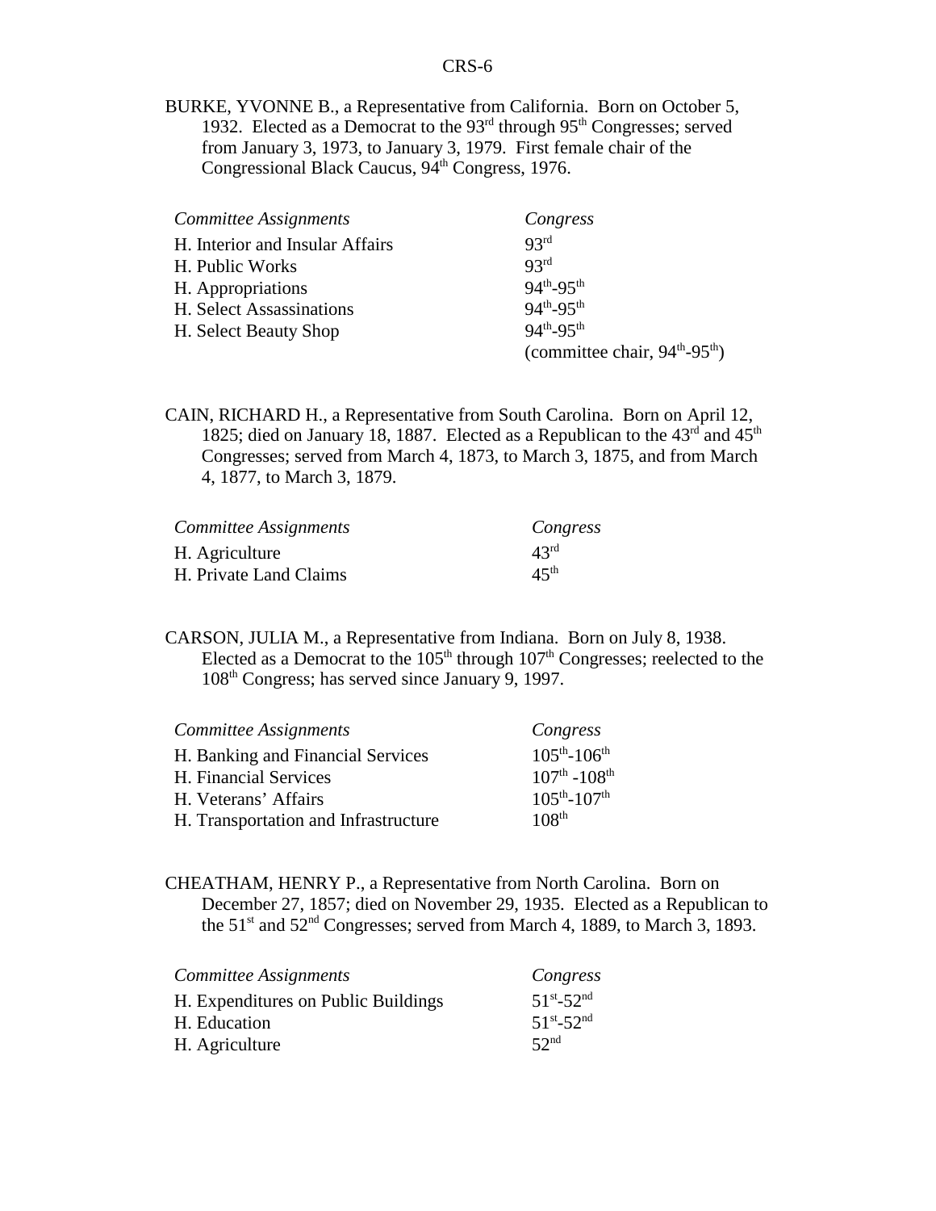BURKE, YVONNE B., a Representative from California. Born on October 5, 1932. Elected as a Democrat to the 93rd through 95th Congresses; served from January 3, 1973, to January 3, 1979. First female chair of the Congressional Black Caucus, 94th Congress, 1976.

| *Committee Assignments* | *Congress* |
|---|---|
| H. Interior and Insular Affairs | 93rd |
| H. Public Works | 93rd |
| H. Appropriations | 94th-95th |
| H. Select Assassinations | 94th-95th |
| H. Select Beauty Shop | 94th-95th (committee chair, 94th-95th) |

CAIN, RICHARD H., a Representative from South Carolina. Born on April 12, 1825; died on January 18, 1887. Elected as a Republican to the 43rd and 45th Congresses; served from March 4, 1873, to March 3, 1875, and from March 4, 1877, to March 3, 1879.

| *Committee Assignments* | *Congress* |
|---|---|
| H. Agriculture | 43rd |
| H. Private Land Claims | 45th |

CARSON, JULIA M., a Representative from Indiana. Born on July 8, 1938. Elected as a Democrat to the 105th through 107th Congresses; reelected to the 108th Congress; has served since January 9, 1997.

| *Committee Assignments* | *Congress* |
|---|---|
| H. Banking and Financial Services | 105th-106th |
| H. Financial Services | 107th -108th |
| H. Veterans' Affairs | 105th-107th |
| H. Transportation and Infrastructure | 108th |

CHEATHAM, HENRY P., a Representative from North Carolina. Born on December 27, 1857; died on November 29, 1935. Elected as a Republican to the 51st and 52nd Congresses; served from March 4, 1889, to March 3, 1893.

| *Committee Assignments* | *Congress* |
|---|---|
| H. Expenditures on Public Buildings | 51st-52nd |
| H. Education | 51st-52nd |
| H. Agriculture | 52nd |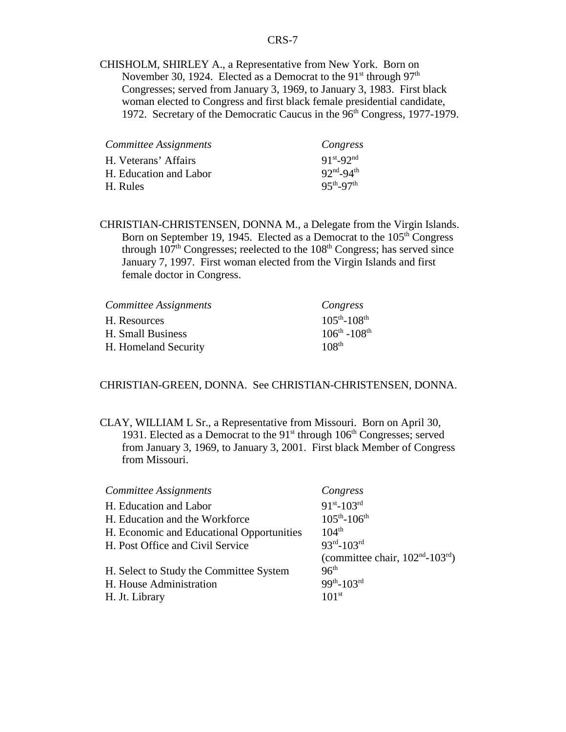CHISHOLM, SHIRLEY A., a Representative from New York. Born on November 30, 1924. Elected as a Democrat to the 91st through 97th Congresses; served from January 3, 1969, to January 3, 1983. First black woman elected to Congress and first black female presidential candidate, 1972. Secretary of the Democratic Caucus in the 96th Congress, 1977-1979.

| *Committee Assignments* | *Congress* |
|---|---|
| H. Veterans' Affairs | 91st-92nd |
| H. Education and Labor | 92nd-94th |
| H. Rules | 95th-97th |

CHRISTIAN-CHRISTENSEN, DONNA M., a Delegate from the Virgin Islands. Born on September 19, 1945. Elected as a Democrat to the 105th Congress through 107th Congresses; reelected to the 108th Congress; has served since January 7, 1997. First woman elected from the Virgin Islands and first female doctor in Congress.

| *Committee Assignments* | *Congress* |
|---|---|
| H. Resources | 105th-108th |
| H. Small Business | 106th -108th |
| H. Homeland Security | 108th |

CHRISTIAN-GREEN, DONNA. See CHRISTIAN-CHRISTENSEN, DONNA.

CLAY, WILLIAM L Sr., a Representative from Missouri. Born on April 30, 1931. Elected as a Democrat to the 91st through 106th Congresses; served from January 3, 1969, to January 3, 2001. First black Member of Congress from Missouri.

| *Committee Assignments* | *Congress* |
|---|---|
| H. Education and Labor | 91st-103rd |
| H. Education and the Workforce | 105th-106th |
| H. Economic and Educational Opportunities | 104th |
| H. Post Office and Civil Service | 93rd-103rd (committee chair, 102nd-103rd) |
| H. Select to Study the Committee System | 96th |
| H. House Administration | 99th-103rd |
| H. Jt. Library | 101st |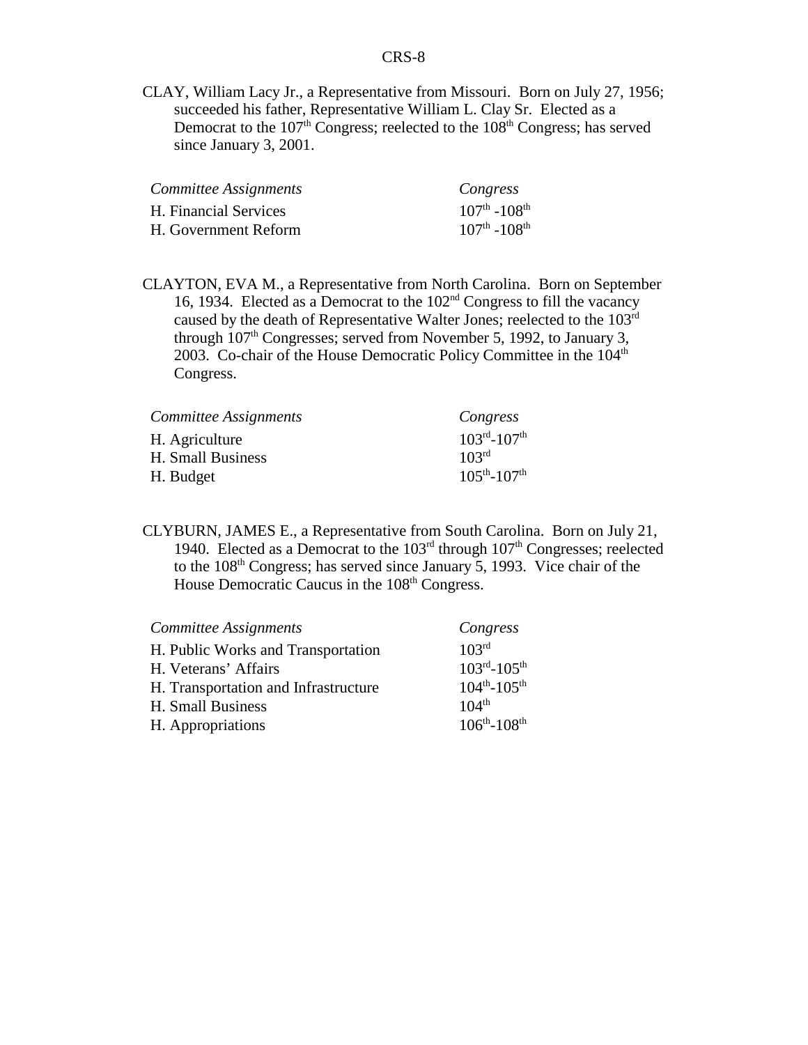CLAY, William Lacy Jr., a Representative from Missouri. Born on July 27, 1956; succeeded his father, Representative William L. Clay Sr. Elected as a Democrat to the 107th Congress; reelected to the 108th Congress; has served since January 3, 2001.

| *Committee Assignments* | *Congress* |
|---|---|
| H. Financial Services | 107th -108th |
| H. Government Reform | 107th -108th |

CLAYTON, EVA M., a Representative from North Carolina. Born on September 16, 1934. Elected as a Democrat to the 102nd Congress to fill the vacancy caused by the death of Representative Walter Jones; reelected to the 103rd through 107th Congresses; served from November 5, 1992, to January 3, 2003. Co-chair of the House Democratic Policy Committee in the 104th Congress.

| *Committee Assignments* | *Congress* |
|---|---|
| H. Agriculture | 103rd-107th |
| H. Small Business | 103rd |
| H. Budget | 105th-107th |

CLYBURN, JAMES E., a Representative from South Carolina. Born on July 21, 1940. Elected as a Democrat to the 103rd through 107th Congresses; reelected to the 108th Congress; has served since January 5, 1993. Vice chair of the House Democratic Caucus in the 108th Congress.

| *Committee Assignments* | *Congress* |
|---|---|
| H. Public Works and Transportation | 103rd |
| H. Veterans' Affairs | 103rd-105th |
| H. Transportation and Infrastructure | 104th-105th |
| H. Small Business | 104th |
| H. Appropriations | 106th-108th |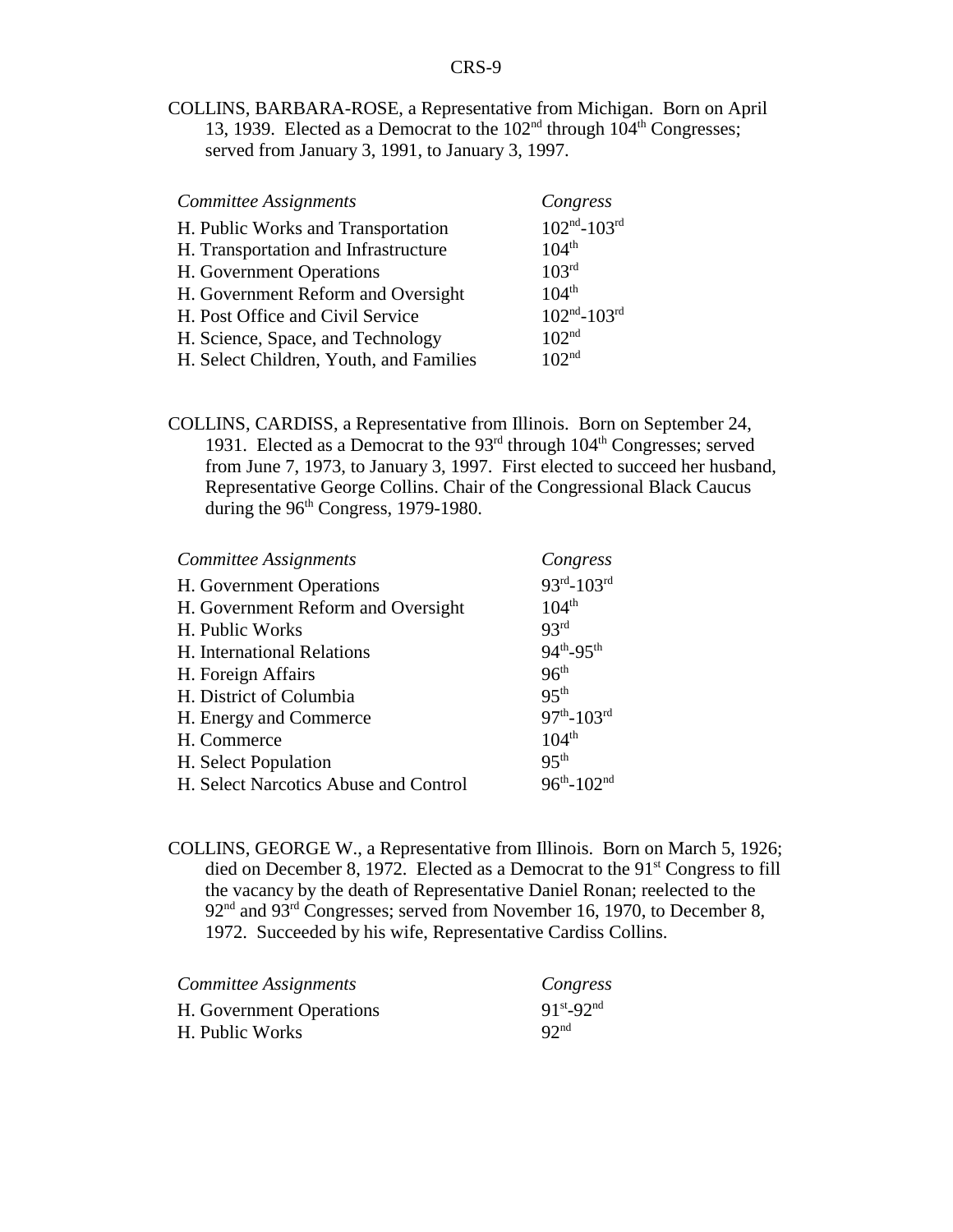COLLINS, BARBARA-ROSE, a Representative from Michigan. Born on April 13, 1939. Elected as a Democrat to the 102nd through 104th Congresses; served from January 3, 1991, to January 3, 1997.

| *Committee Assignments* | *Congress* |
|---|---|
| H. Public Works and Transportation | 102nd-103rd |
| H. Transportation and Infrastructure | 104th |
| H. Government Operations | 103rd |
| H. Government Reform and Oversight | 104th |
| H. Post Office and Civil Service | 102nd-103rd |
| H. Science, Space, and Technology | 102nd |
| H. Select Children, Youth, and Families | 102nd |

COLLINS, CARDISS, a Representative from Illinois. Born on September 24, 1931. Elected as a Democrat to the 93rd through 104th Congresses; served from June 7, 1973, to January 3, 1997. First elected to succeed her husband, Representative George Collins. Chair of the Congressional Black Caucus during the 96th Congress, 1979-1980.

| *Committee Assignments* | *Congress* |
|---|---|
| H. Government Operations | 93rd-103rd |
| H. Government Reform and Oversight | 104th |
| H. Public Works | 93rd |
| H. International Relations | 94th-95th |
| H. Foreign Affairs | 96th |
| H. District of Columbia | 95th |
| H. Energy and Commerce | 97th-103rd |
| H. Commerce | 104th |
| H. Select Population | 95th |
| H. Select Narcotics Abuse and Control | 96th-102nd |

COLLINS, GEORGE W., a Representative from Illinois. Born on March 5, 1926; died on December 8, 1972. Elected as a Democrat to the 91st Congress to fill the vacancy by the death of Representative Daniel Ronan; reelected to the 92nd and 93rd Congresses; served from November 16, 1970, to December 8, 1972. Succeeded by his wife, Representative Cardiss Collins.

| *Committee Assignments* | *Congress* |
|---|---|
| H. Government Operations | 91st-92nd |
| H. Public Works | 92nd |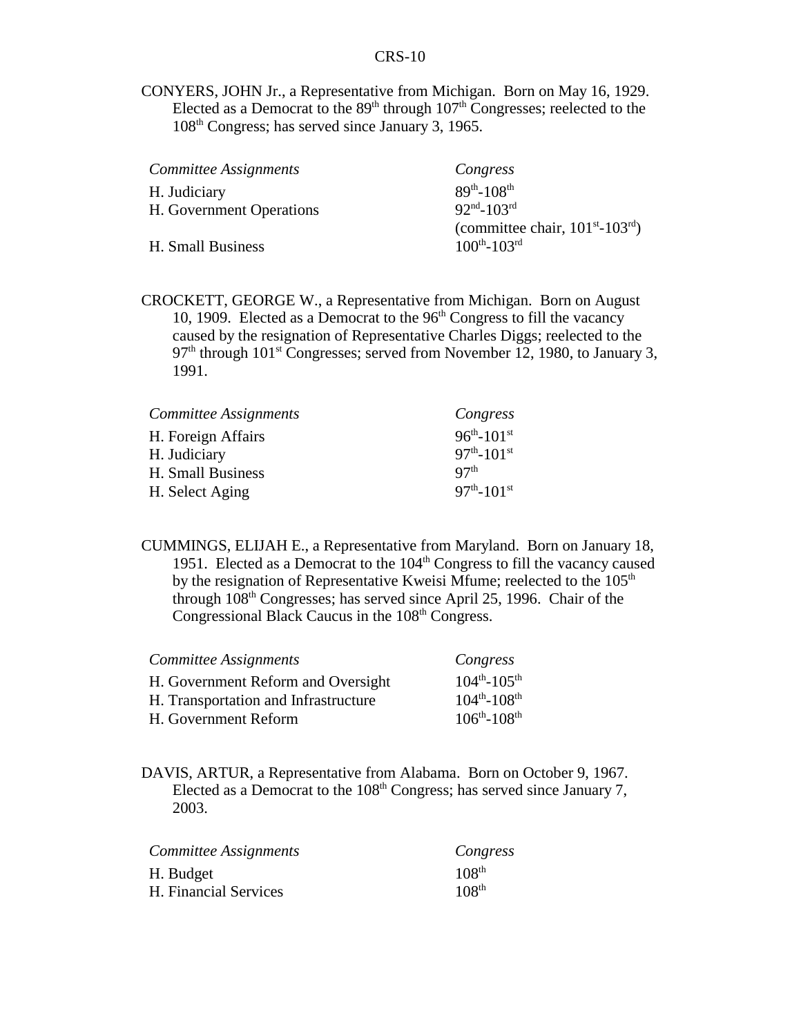CONYERS, JOHN Jr., a Representative from Michigan. Born on May 16, 1929. Elected as a Democrat to the 89th through 107th Congresses; reelected to the 108th Congress; has served since January 3, 1965.

| *Committee Assignments* | *Congress* |
|---|---|
| H. Judiciary | 89th-108th |
| H. Government Operations | 92nd-103rd (committee chair, 101st-103rd) |
| H. Small Business | 100th-103rd |

CROCKETT, GEORGE W., a Representative from Michigan. Born on August 10, 1909. Elected as a Democrat to the 96th Congress to fill the vacancy caused by the resignation of Representative Charles Diggs; reelected to the 97th through 101st Congresses; served from November 12, 1980, to January 3, 1991.

| *Committee Assignments* | *Congress* |
|---|---|
| H. Foreign Affairs | 96th-101st |
| H. Judiciary | 97th-101st |
| H. Small Business | 97th |
| H. Select Aging | 97th-101st |

CUMMINGS, ELIJAH E., a Representative from Maryland. Born on January 18, 1951. Elected as a Democrat to the 104th Congress to fill the vacancy caused by the resignation of Representative Kweisi Mfume; reelected to the 105th through 108th Congresses; has served since April 25, 1996. Chair of the Congressional Black Caucus in the 108th Congress.

| *Committee Assignments* | *Congress* |
|---|---|
| H. Government Reform and Oversight | 104th-105th |
| H. Transportation and Infrastructure | 104th-108th |
| H. Government Reform | 106th-108th |

DAVIS, ARTUR, a Representative from Alabama. Born on October 9, 1967. Elected as a Democrat to the 108th Congress; has served since January 7, 2003.

| *Committee Assignments* | *Congress* |
|---|---|
| H. Budget | 108th |
| H. Financial Services | 108th |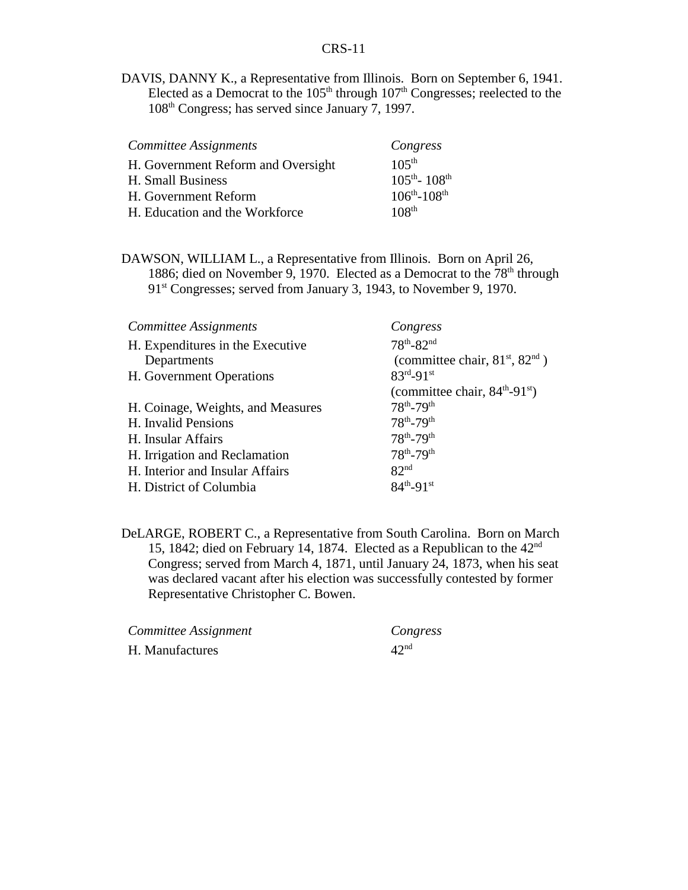DAVIS, DANNY K., a Representative from Illinois. Born on September 6, 1941. Elected as a Democrat to the 105th through 107th Congresses; reelected to the 108th Congress; has served since January 7, 1997.

| *Committee Assignments* | *Congress* |
|---|---|
| H. Government Reform and Oversight | 105th |
| H. Small Business | 105th- 108th |
| H. Government Reform | 106th-108th |
| H. Education and the Workforce | 108th |

DAWSON, WILLIAM L., a Representative from Illinois. Born on April 26, 1886; died on November 9, 1970. Elected as a Democrat to the 78th through 91st Congresses; served from January 3, 1943, to November 9, 1970.

| *Committee Assignments* | *Congress* |
|---|---|
| H. Expenditures in the Executive Departments | 78th-82nd (committee chair, 81st, 82nd ) |
| H. Government Operations | 83rd-91st (committee chair, 84th-91st) |
| H. Coinage, Weights, and Measures | 78th-79th |
| H. Invalid Pensions | 78th-79th |
| H. Insular Affairs | 78th-79th |
| H. Irrigation and Reclamation | 78th-79th |
| H. Interior and Insular Affairs | 82nd |
| H. District of Columbia | 84th-91st |

DeLARGE, ROBERT C., a Representative from South Carolina. Born on March 15, 1842; died on February 14, 1874. Elected as a Republican to the 42nd Congress; served from March 4, 1871, until January 24, 1873, when his seat was declared vacant after his election was successfully contested by former Representative Christopher C. Bowen.

| *Committee Assignment* | *Congress* |
|---|---|
| H. Manufactures | 42nd |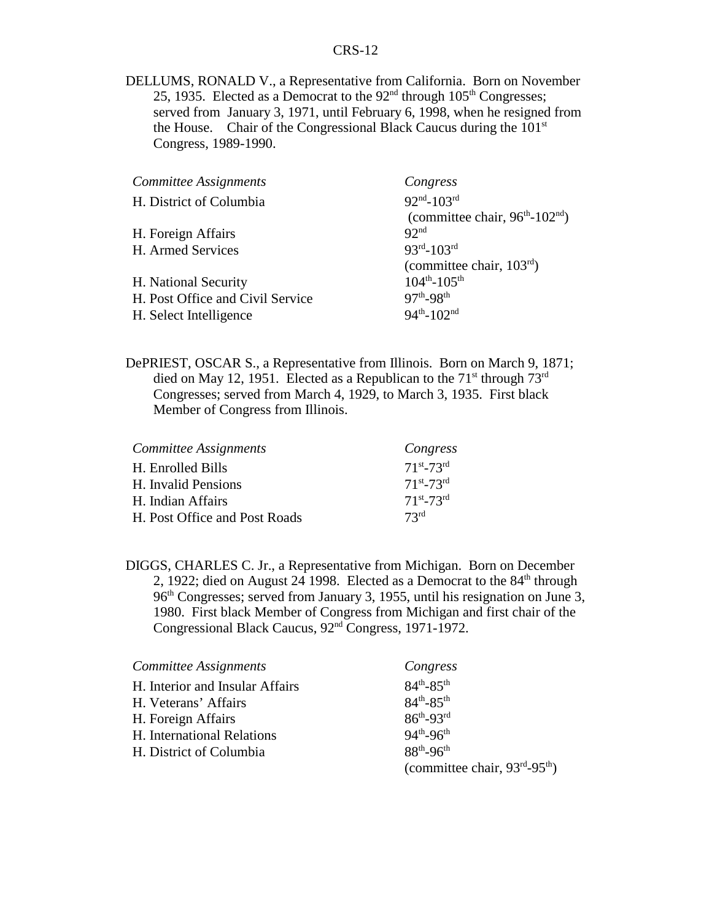DELLUMS, RONALD V., a Representative from California. Born on November 25, 1935. Elected as a Democrat to the 92nd through 105th Congresses; served from January 3, 1971, until February 6, 1998, when he resigned from the House. Chair of the Congressional Black Caucus during the 101st Congress, 1989-1990.

| *Committee Assignments* | *Congress* |
|---|---|
| H. District of Columbia | 92nd-103rd (committee chair, 96th-102nd) |
| H. Foreign Affairs | 92nd |
| H. Armed Services | 93rd-103rd (committee chair, 103rd) |
| H. National Security | 104th-105th |
| H. Post Office and Civil Service | 97th-98th |
| H. Select Intelligence | 94th-102nd |

DePRIEST, OSCAR S., a Representative from Illinois. Born on March 9, 1871; died on May 12, 1951. Elected as a Republican to the 71st through 73rd Congresses; served from March 4, 1929, to March 3, 1935. First black Member of Congress from Illinois.

| *Committee Assignments* | *Congress* |
|---|---|
| H. Enrolled Bills | 71st-73rd |
| H. Invalid Pensions | 71st-73rd |
| H. Indian Affairs | 71st-73rd |
| H. Post Office and Post Roads | 73rd |

DIGGS, CHARLES C. Jr., a Representative from Michigan. Born on December 2, 1922; died on August 24 1998. Elected as a Democrat to the 84th through 96th Congresses; served from January 3, 1955, until his resignation on June 3, 1980. First black Member of Congress from Michigan and first chair of the Congressional Black Caucus, 92nd Congress, 1971-1972.

| *Committee Assignments* | *Congress* |
|---|---|
| H. Interior and Insular Affairs | 84th-85th |
| H. Veterans' Affairs | 84th-85th |
| H. Foreign Affairs | 86th-93rd |
| H. International Relations | 94th-96th |
| H. District of Columbia | 88th-96th (committee chair, 93rd-95th) |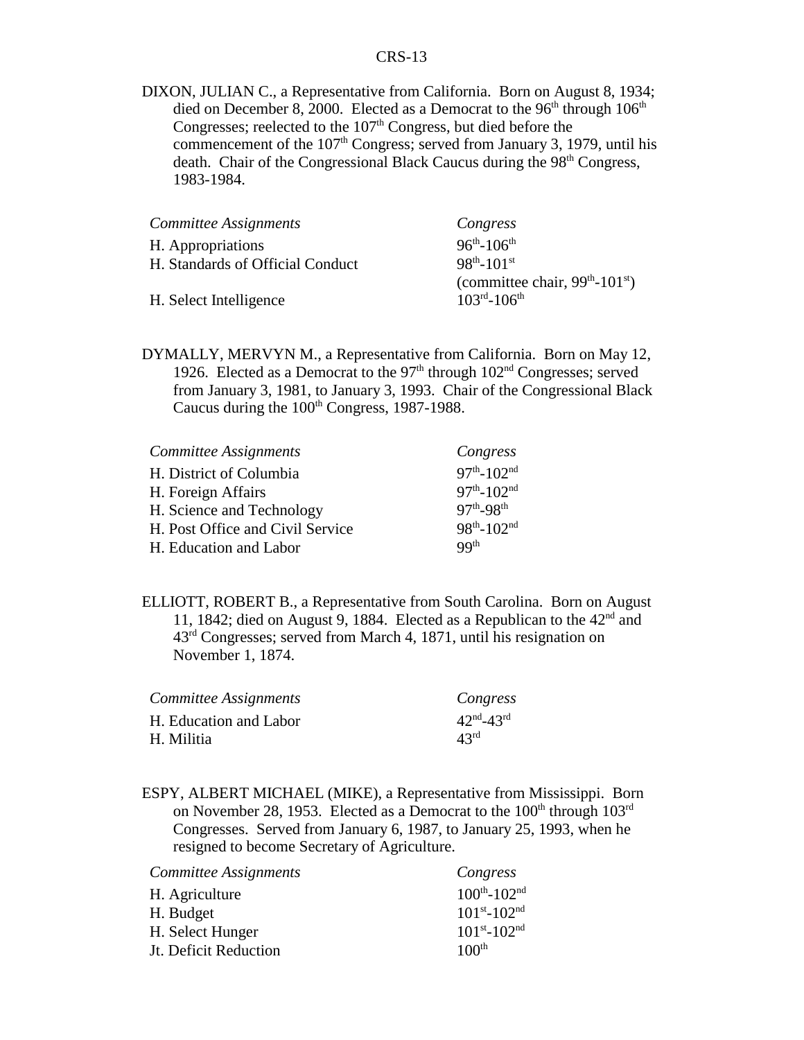DIXON, JULIAN C., a Representative from California. Born on August 8, 1934; died on December 8, 2000. Elected as a Democrat to the 96th through 106th Congresses; reelected to the 107th Congress, but died before the commencement of the 107th Congress; served from January 3, 1979, until his death. Chair of the Congressional Black Caucus during the 98th Congress, 1983-1984.

| *Committee Assignments* | *Congress* |
| --- | --- |
| H. Appropriations | 96th-106th |
| H. Standards of Official Conduct | 98th-101st (committee chair, 99th-101st) |
| H. Select Intelligence | 103rd-106th |

DYMALLY, MERVYN M., a Representative from California. Born on May 12, 1926. Elected as a Democrat to the 97th through 102nd Congresses; served from January 3, 1981, to January 3, 1993. Chair of the Congressional Black Caucus during the 100th Congress, 1987-1988.

| *Committee Assignments* | *Congress* |
| --- | --- |
| H. District of Columbia | 97th-102nd |
| H. Foreign Affairs | 97th-102nd |
| H. Science and Technology | 97th-98th |
| H. Post Office and Civil Service | 98th-102nd |
| H. Education and Labor | 99th |

ELLIOTT, ROBERT B., a Representative from South Carolina. Born on August 11, 1842; died on August 9, 1884. Elected as a Republican to the 42nd and 43rd Congresses; served from March 4, 1871, until his resignation on November 1, 1874.

| *Committee Assignments* | *Congress* |
| --- | --- |
| H. Education and Labor | 42nd-43rd |
| H. Militia | 43rd |

ESPY, ALBERT MICHAEL (MIKE), a Representative from Mississippi. Born on November 28, 1953. Elected as a Democrat to the 100th through 103rd Congresses. Served from January 6, 1987, to January 25, 1993, when he resigned to become Secretary of Agriculture.

| *Committee Assignments* | *Congress* |
| --- | --- |
| H. Agriculture | 100th-102nd |
| H. Budget | 101st-102nd |
| H. Select Hunger | 101st-102nd |
| Jt. Deficit Reduction | 100th |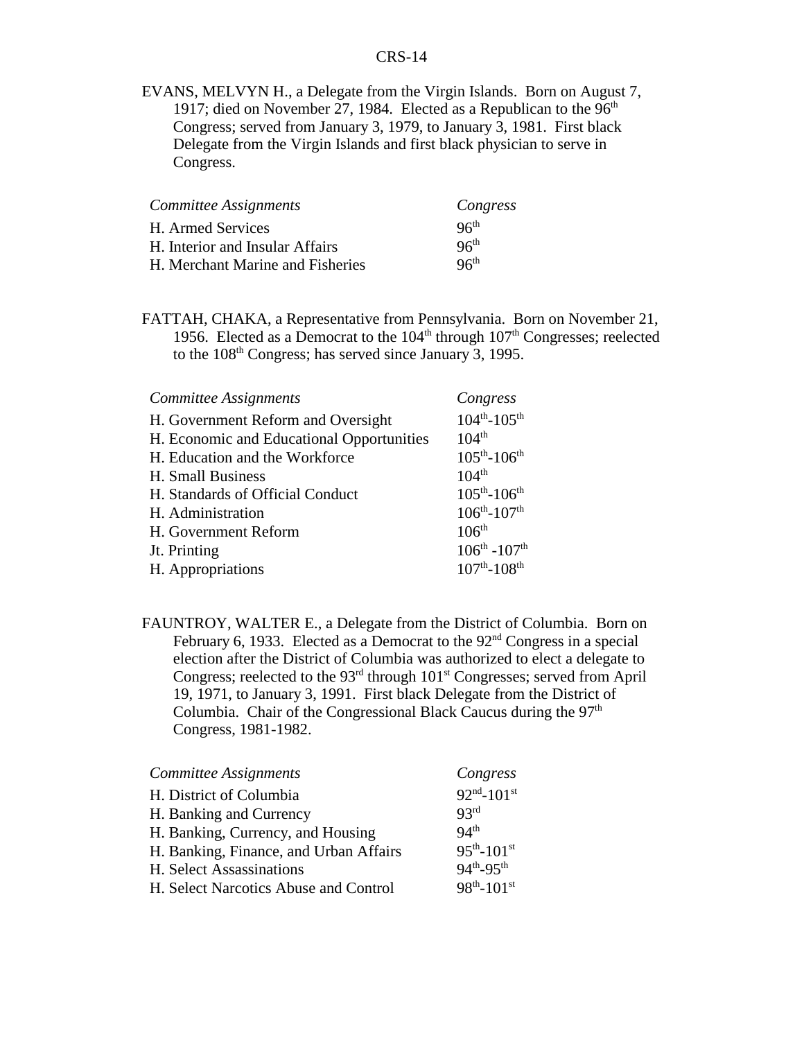EVANS, MELVYN H., a Delegate from the Virgin Islands. Born on August 7, 1917; died on November 27, 1984. Elected as a Republican to the 96th Congress; served from January 3, 1979, to January 3, 1981. First black Delegate from the Virgin Islands and first black physician to serve in Congress.

| *Committee Assignments* | *Congress* |
|---|---|
| H. Armed Services | 96th |
| H. Interior and Insular Affairs | 96th |
| H. Merchant Marine and Fisheries | 96th |

FATTAH, CHAKA, a Representative from Pennsylvania. Born on November 21, 1956. Elected as a Democrat to the 104th through 107th Congresses; reelected to the 108th Congress; has served since January 3, 1995.

| *Committee Assignments* | *Congress* |
|---|---|
| H. Government Reform and Oversight | 104th-105th |
| H. Economic and Educational Opportunities | 104th |
| H. Education and the Workforce | 105th-106th |
| H. Small Business | 104th |
| H. Standards of Official Conduct | 105th-106th |
| H. Administration | 106th-107th |
| H. Government Reform | 106th |
| Jt. Printing | 106th -107th |
| H. Appropriations | 107th-108th |

FAUNTROY, WALTER E., a Delegate from the District of Columbia. Born on February 6, 1933. Elected as a Democrat to the 92nd Congress in a special election after the District of Columbia was authorized to elect a delegate to Congress; reelected to the 93rd through 101st Congresses; served from April 19, 1971, to January 3, 1991. First black Delegate from the District of Columbia. Chair of the Congressional Black Caucus during the 97th Congress, 1981-1982.

| *Committee Assignments* | *Congress* |
|---|---|
| H. District of Columbia | 92nd-101st |
| H. Banking and Currency | 93rd |
| H. Banking, Currency, and Housing | 94th |
| H. Banking, Finance, and Urban Affairs | 95th-101st |
| H. Select Assassinations | 94th-95th |
| H. Select Narcotics Abuse and Control | 98th-101st |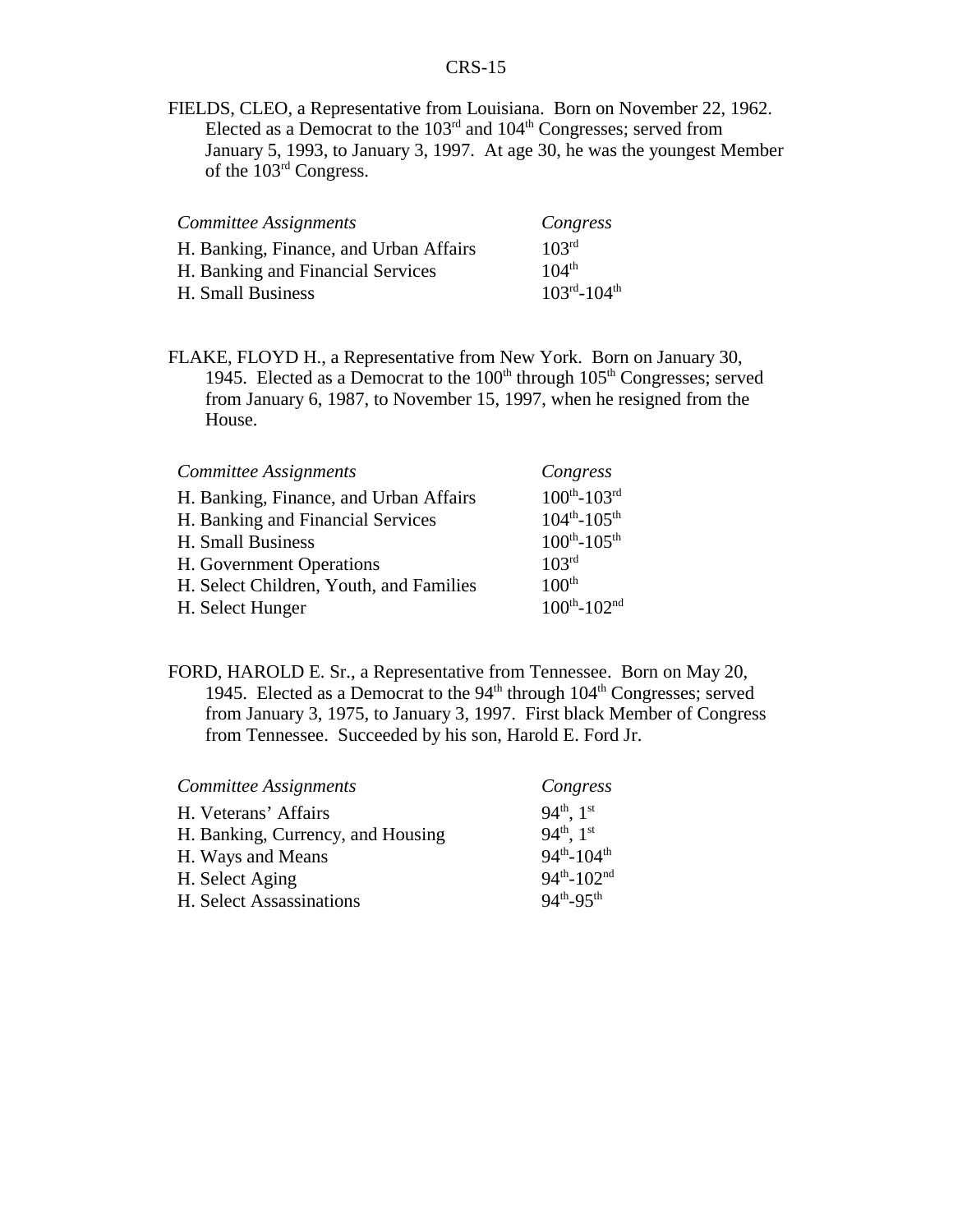FIELDS, CLEO, a Representative from Louisiana. Born on November 22, 1962. Elected as a Democrat to the 103rd and 104th Congresses; served from January 5, 1993, to January 3, 1997. At age 30, he was the youngest Member of the 103rd Congress.

| *Committee Assignments* | *Congress* |
|---|---|
| H. Banking, Finance, and Urban Affairs | 103rd |
| H. Banking and Financial Services | 104th |
| H. Small Business | 103rd-104th |

FLAKE, FLOYD H., a Representative from New York. Born on January 30, 1945. Elected as a Democrat to the 100th through 105th Congresses; served from January 6, 1987, to November 15, 1997, when he resigned from the House.

| *Committee Assignments* | *Congress* |
|---|---|
| H. Banking, Finance, and Urban Affairs | 100th-103rd |
| H. Banking and Financial Services | 104th-105th |
| H. Small Business | 100th-105th |
| H. Government Operations | 103rd |
| H. Select Children, Youth, and Families | 100th |
| H. Select Hunger | 100th-102nd |

FORD, HAROLD E. Sr., a Representative from Tennessee. Born on May 20, 1945. Elected as a Democrat to the 94th through 104th Congresses; served from January 3, 1975, to January 3, 1997. First black Member of Congress from Tennessee. Succeeded by his son, Harold E. Ford Jr.

| *Committee Assignments* | *Congress* |
|---|---|
| H. Veterans' Affairs | 94th, 1st |
| H. Banking, Currency, and Housing | 94th, 1st |
| H. Ways and Means | 94th-104th |
| H. Select Aging | 94th-102nd |
| H. Select Assassinations | 94th-95th |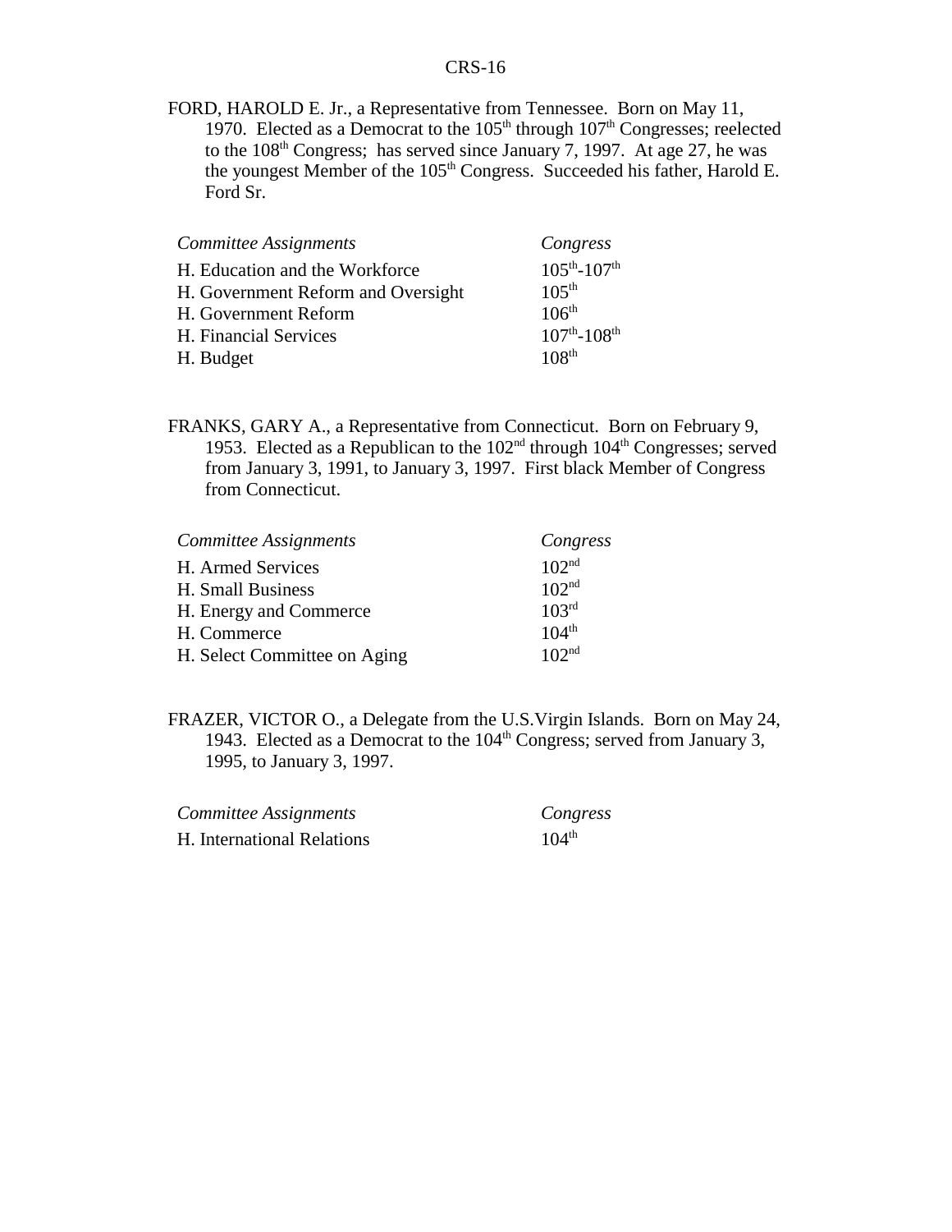FORD, HAROLD E. Jr., a Representative from Tennessee. Born on May 11, 1970. Elected as a Democrat to the 105th through 107th Congresses; reelected to the 108th Congress; has served since January 7, 1997. At age 27, he was the youngest Member of the 105th Congress. Succeeded his father, Harold E. Ford Sr.

| *Committee Assignments* | *Congress* |
|---|---|
| H. Education and the Workforce | 105th-107th |
| H. Government Reform and Oversight | 105th |
| H. Government Reform | 106th |
| H. Financial Services | 107th-108th |
| H. Budget | 108th |

FRANKS, GARY A., a Representative from Connecticut. Born on February 9, 1953. Elected as a Republican to the 102nd through 104th Congresses; served from January 3, 1991, to January 3, 1997. First black Member of Congress from Connecticut.

| *Committee Assignments* | *Congress* |
|---|---|
| H. Armed Services | 102nd |
| H. Small Business | 102nd |
| H. Energy and Commerce | 103rd |
| H. Commerce | 104th |
| H. Select Committee on Aging | 102nd |

FRAZER, VICTOR O., a Delegate from the U.S.Virgin Islands. Born on May 24, 1943. Elected as a Democrat to the 104th Congress; served from January 3, 1995, to January 3, 1997.

| *Committee Assignments* | *Congress* |
|---|---|
| H. International Relations | 104th |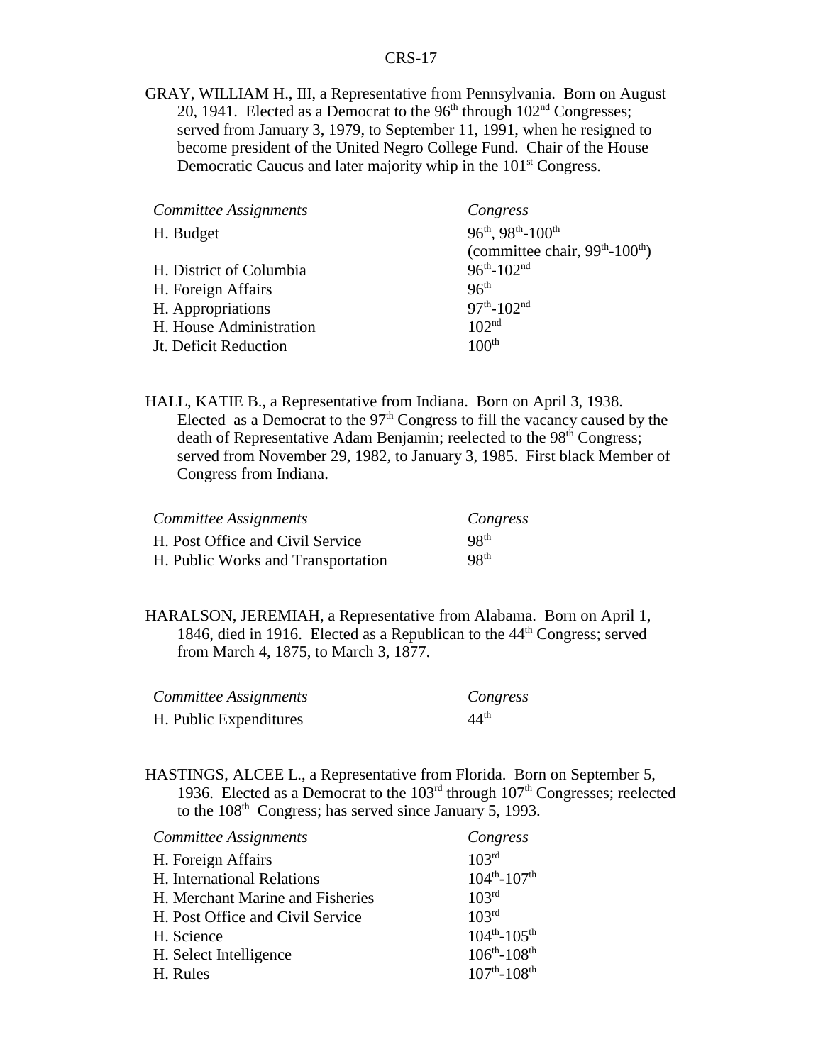GRAY, WILLIAM H., III, a Representative from Pennsylvania. Born on August 20, 1941. Elected as a Democrat to the 96th through 102nd Congresses; served from January 3, 1979, to September 11, 1991, when he resigned to become president of the United Negro College Fund. Chair of the House Democratic Caucus and later majority whip in the 101st Congress.

| *Committee Assignments* | *Congress* |
|---|---|
| H. Budget | 96th, 98th-100th (committee chair, 99th-100th) |
| H. District of Columbia | 96th-102nd |
| H. Foreign Affairs | 96th |
| H. Appropriations | 97th-102nd |
| H. House Administration | 102nd |
| Jt. Deficit Reduction | 100th |

HALL, KATIE B., a Representative from Indiana. Born on April 3, 1938. Elected as a Democrat to the 97th Congress to fill the vacancy caused by the death of Representative Adam Benjamin; reelected to the 98th Congress; served from November 29, 1982, to January 3, 1985. First black Member of Congress from Indiana.

| *Committee Assignments* | *Congress* |
|---|---|
| H. Post Office and Civil Service | 98th |
| H. Public Works and Transportation | 98th |

HARALSON, JEREMIAH, a Representative from Alabama. Born on April 1, 1846, died in 1916. Elected as a Republican to the 44th Congress; served from March 4, 1875, to March 3, 1877.

| *Committee Assignments* | *Congress* |
|---|---|
| H. Public Expenditures | 44th |

HASTINGS, ALCEE L., a Representative from Florida. Born on September 5, 1936. Elected as a Democrat to the 103rd through 107th Congresses; reelected to the 108th Congress; has served since January 5, 1993.

| *Committee Assignments* | *Congress* |
|---|---|
| H. Foreign Affairs | 103rd |
| H. International Relations | 104th-107th |
| H. Merchant Marine and Fisheries | 103rd |
| H. Post Office and Civil Service | 103rd |
| H. Science | 104th-105th |
| H. Select Intelligence | 106th-108th |
| H. Rules | 107th-108th |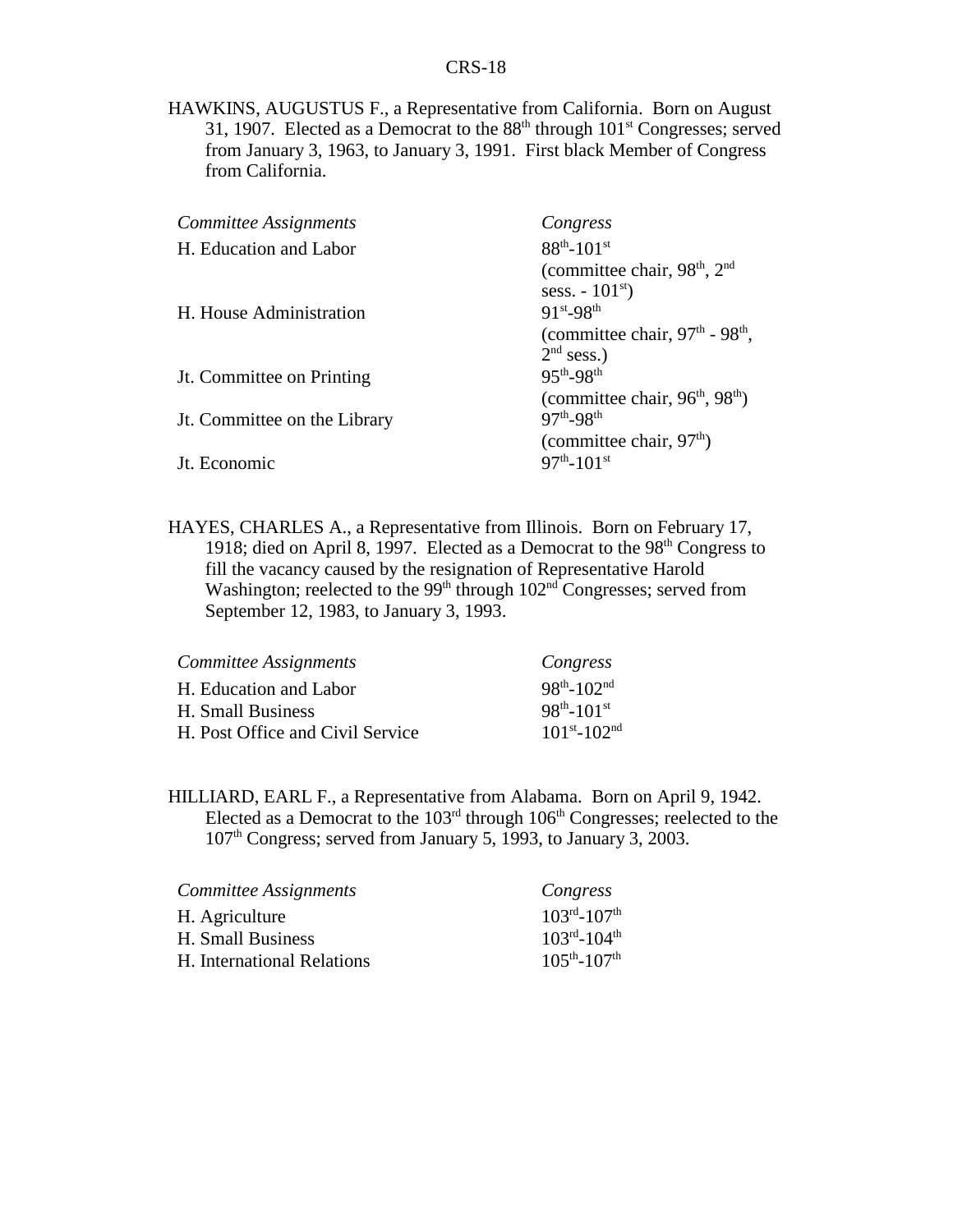HAWKINS, AUGUSTUS F., a Representative from California. Born on August 31, 1907. Elected as a Democrat to the 88th through 101st Congresses; served from January 3, 1963, to January 3, 1991. First black Member of Congress from California.

| *Committee Assignments* | *Congress* |
|---|---|
| H. Education and Labor | 88th-101st (committee chair, 98th, 2nd sess. - 101st) |
| H. House Administration | 91st-98th (committee chair, 97th - 98th, 2nd sess.) |
| Jt. Committee on Printing | 95th-98th (committee chair, 96th, 98th) |
| Jt. Committee on the Library | 97th-98th (committee chair, 97th) |
| Jt. Economic | 97th-101st |

HAYES, CHARLES A., a Representative from Illinois. Born on February 17, 1918; died on April 8, 1997. Elected as a Democrat to the 98th Congress to fill the vacancy caused by the resignation of Representative Harold Washington; reelected to the 99th through 102nd Congresses; served from September 12, 1983, to January 3, 1993.

| *Committee Assignments* | *Congress* |
|---|---|
| H. Education and Labor | 98th-102nd |
| H. Small Business | 98th-101st |
| H. Post Office and Civil Service | 101st-102nd |

HILLIARD, EARL F., a Representative from Alabama. Born on April 9, 1942. Elected as a Democrat to the 103rd through 106th Congresses; reelected to the 107th Congress; served from January 5, 1993, to January 3, 2003.

| *Committee Assignments* | *Congress* |
|---|---|
| H. Agriculture | 103rd-107th |
| H. Small Business | 103rd-104th |
| H. International Relations | 105th-107th |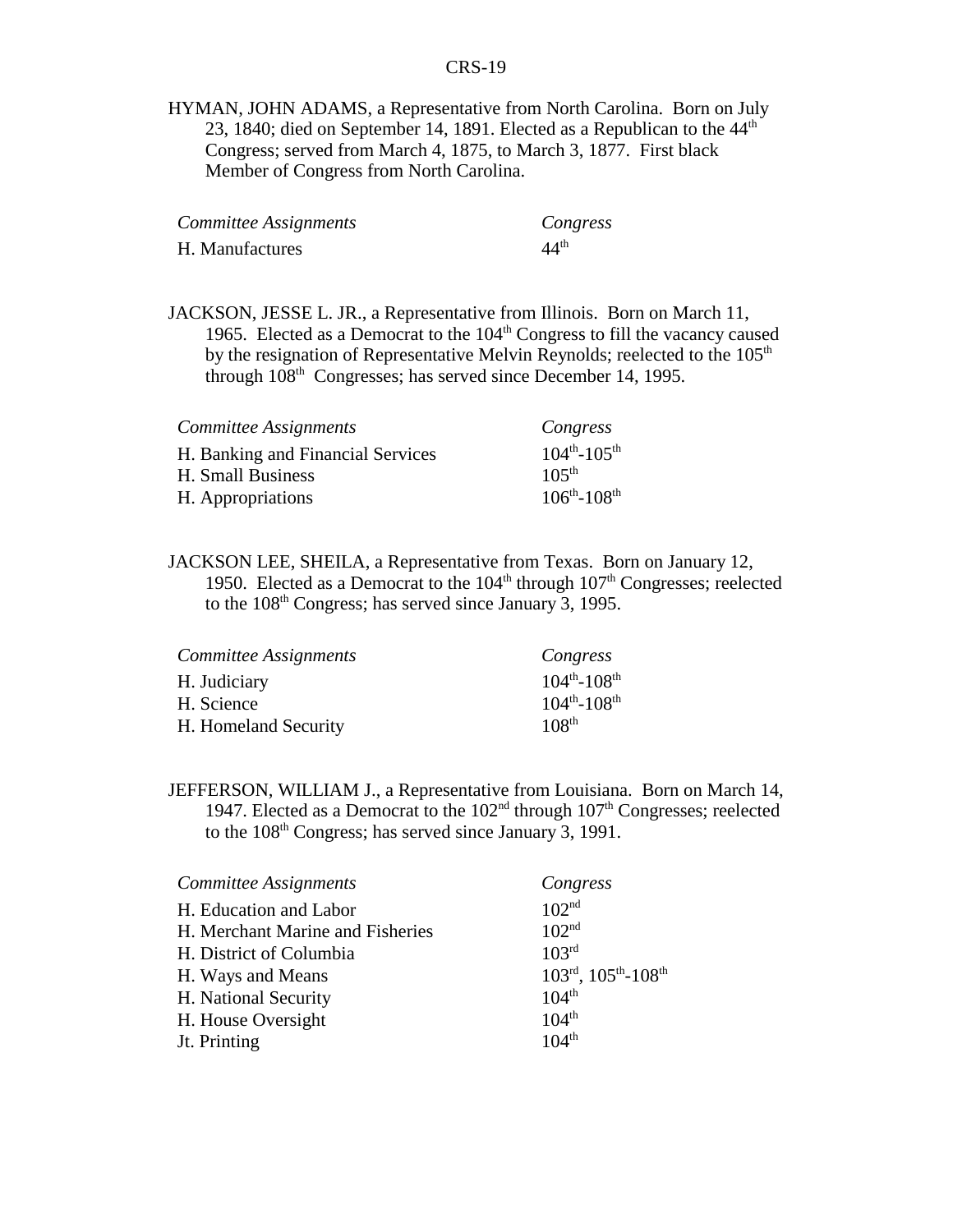HYMAN, JOHN ADAMS, a Representative from North Carolina. Born on July 23, 1840; died on September 14, 1891. Elected as a Republican to the 44th Congress; served from March 4, 1875, to March 3, 1877. First black Member of Congress from North Carolina.

| *Committee Assignments* | *Congress* |
|---|---|
| H. Manufactures | 44th |

JACKSON, JESSE L. JR., a Representative from Illinois. Born on March 11, 1965. Elected as a Democrat to the 104th Congress to fill the vacancy caused by the resignation of Representative Melvin Reynolds; reelected to the 105th through 108th Congresses; has served since December 14, 1995.

| *Committee Assignments* | *Congress* |
|---|---|
| H. Banking and Financial Services | 104th-105th |
| H. Small Business | 105th |
| H. Appropriations | 106th-108th |

JACKSON LEE, SHEILA, a Representative from Texas. Born on January 12, 1950. Elected as a Democrat to the 104th through 107th Congresses; reelected to the 108th Congress; has served since January 3, 1995.

| *Committee Assignments* | *Congress* |
|---|---|
| H. Judiciary | 104th-108th |
| H. Science | 104th-108th |
| H. Homeland Security | 108th |

JEFFERSON, WILLIAM J., a Representative from Louisiana. Born on March 14, 1947. Elected as a Democrat to the 102nd through 107th Congresses; reelected to the 108th Congress; has served since January 3, 1991.

| *Committee Assignments* | *Congress* |
|---|---|
| H. Education and Labor | 102nd |
| H. Merchant Marine and Fisheries | 102nd |
| H. District of Columbia | 103rd |
| H. Ways and Means | 103rd, 105th-108th |
| H. National Security | 104th |
| H. House Oversight | 104th |
| Jt. Printing | 104th |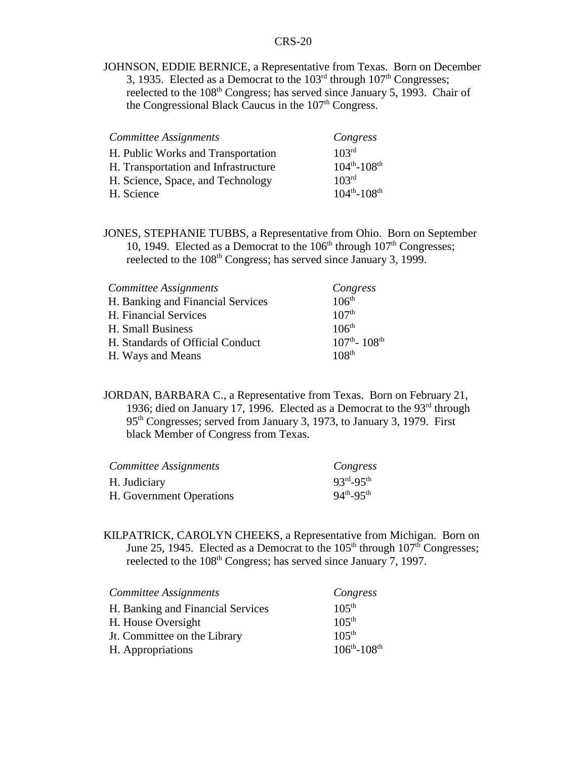JOHNSON, EDDIE BERNICE, a Representative from Texas. Born on December 3, 1935. Elected as a Democrat to the 103rd through 107th Congresses; reelected to the 108th Congress; has served since January 5, 1993. Chair of the Congressional Black Caucus in the 107th Congress.

| *Committee Assignments* | *Congress* |
|---|---|
| H. Public Works and Transportation | 103rd |
| H. Transportation and Infrastructure | 104th-108th |
| H. Science, Space, and Technology | 103rd |
| H. Science | 104th-108th |

JONES, STEPHANIE TUBBS, a Representative from Ohio. Born on September 10, 1949. Elected as a Democrat to the 106th through 107th Congresses; reelected to the 108th Congress; has served since January 3, 1999.

| *Committee Assignments* | *Congress* |
|---|---|
| H. Banking and Financial Services | 106th |
| H. Financial Services | 107th |
| H. Small Business | 106th |
| H. Standards of Official Conduct | 107th- 108th |
| H. Ways and Means | 108th |

JORDAN, BARBARA C., a Representative from Texas. Born on February 21, 1936; died on January 17, 1996. Elected as a Democrat to the 93rd through 95th Congresses; served from January 3, 1973, to January 3, 1979. First black Member of Congress from Texas.

| *Committee Assignments* | *Congress* |
|---|---|
| H. Judiciary | 93rd-95th |
| H. Government Operations | 94th-95th |

KILPATRICK, CAROLYN CHEEKS, a Representative from Michigan. Born on June 25, 1945. Elected as a Democrat to the 105th through 107th Congresses; reelected to the 108th Congress; has served since January 7, 1997.

| *Committee Assignments* | *Congress* |
|---|---|
| H. Banking and Financial Services | 105th |
| H. House Oversight | 105th |
| Jt. Committee on the Library | 105th |
| H. Appropriations | 106th-108th |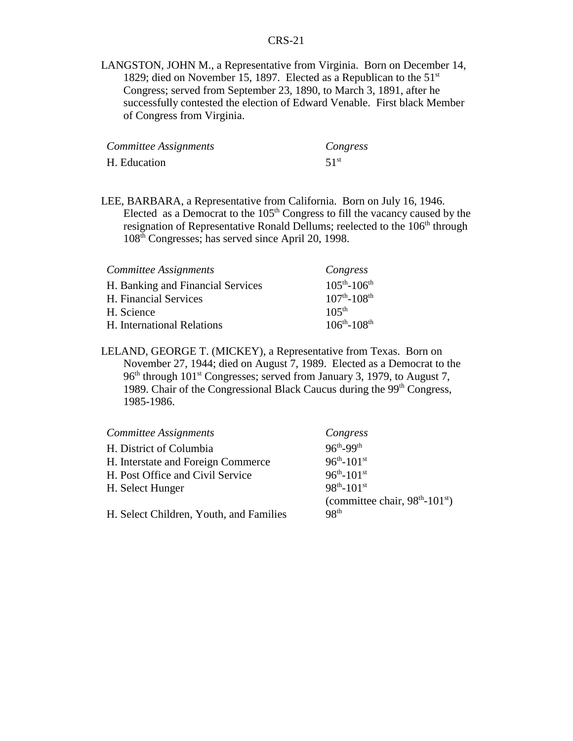LANGSTON, JOHN M., a Representative from Virginia. Born on December 14, 1829; died on November 15, 1897. Elected as a Republican to the 51st Congress; served from September 23, 1890, to March 3, 1891, after he successfully contested the election of Edward Venable. First black Member of Congress from Virginia.

| *Committee Assignments* | *Congress* |
| --- | --- |
| H. Education | 51st |

LEE, BARBARA, a Representative from California. Born on July 16, 1946. Elected as a Democrat to the 105th Congress to fill the vacancy caused by the resignation of Representative Ronald Dellums; reelected to the 106th through 108th Congresses; has served since April 20, 1998.

| *Committee Assignments* | *Congress* |
| --- | --- |
| H. Banking and Financial Services | 105th-106th |
| H. Financial Services | 107th-108th |
| H. Science | 105th |
| H. International Relations | 106th-108th |

LELAND, GEORGE T. (MICKEY), a Representative from Texas. Born on November 27, 1944; died on August 7, 1989. Elected as a Democrat to the 96th through 101st Congresses; served from January 3, 1979, to August 7, 1989. Chair of the Congressional Black Caucus during the 99th Congress, 1985-1986.

| *Committee Assignments* | *Congress* |
| --- | --- |
| H. District of Columbia | 96th-99th |
| H. Interstate and Foreign Commerce | 96th-101st |
| H. Post Office and Civil Service | 96th-101st |
| H. Select Hunger | 98th-101st (committee chair, 98th-101st) |
| H. Select Children, Youth, and Families | 98th |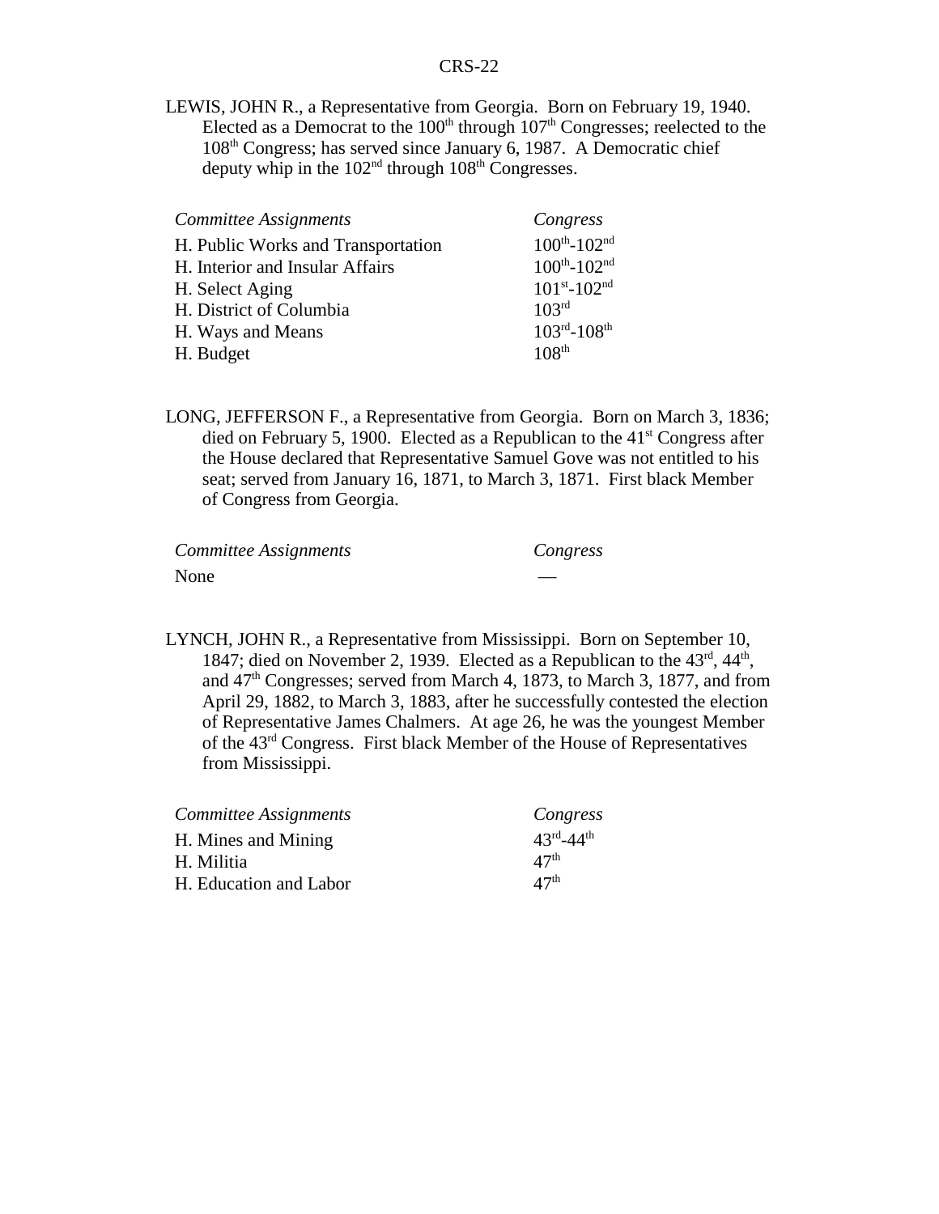LEWIS, JOHN R., a Representative from Georgia. Born on February 19, 1940. Elected as a Democrat to the 100th through 107th Congresses; reelected to the 108th Congress; has served since January 6, 1987. A Democratic chief deputy whip in the 102nd through 108th Congresses.

| *Committee Assignments* | *Congress* |
|---|---|
| H. Public Works and Transportation | 100th-102nd |
| H. Interior and Insular Affairs | 100th-102nd |
| H. Select Aging | 101st-102nd |
| H. District of Columbia | 103rd |
| H. Ways and Means | 103rd-108th |
| H. Budget | 108th |

LONG, JEFFERSON F., a Representative from Georgia. Born on March 3, 1836; died on February 5, 1900. Elected as a Republican to the 41st Congress after the House declared that Representative Samuel Gove was not entitled to his seat; served from January 16, 1871, to March 3, 1871. First black Member of Congress from Georgia.

| *Committee Assignments* | *Congress* |
|---|---|
| None | — |

LYNCH, JOHN R., a Representative from Mississippi. Born on September 10, 1847; died on November 2, 1939. Elected as a Republican to the 43rd, 44th, and 47th Congresses; served from March 4, 1873, to March 3, 1877, and from April 29, 1882, to March 3, 1883, after he successfully contested the election of Representative James Chalmers. At age 26, he was the youngest Member of the 43rd Congress. First black Member of the House of Representatives from Mississippi.

| *Committee Assignments* | *Congress* |
|---|---|
| H. Mines and Mining | 43rd-44th |
| H. Militia | 47th |
| H. Education and Labor | 47th |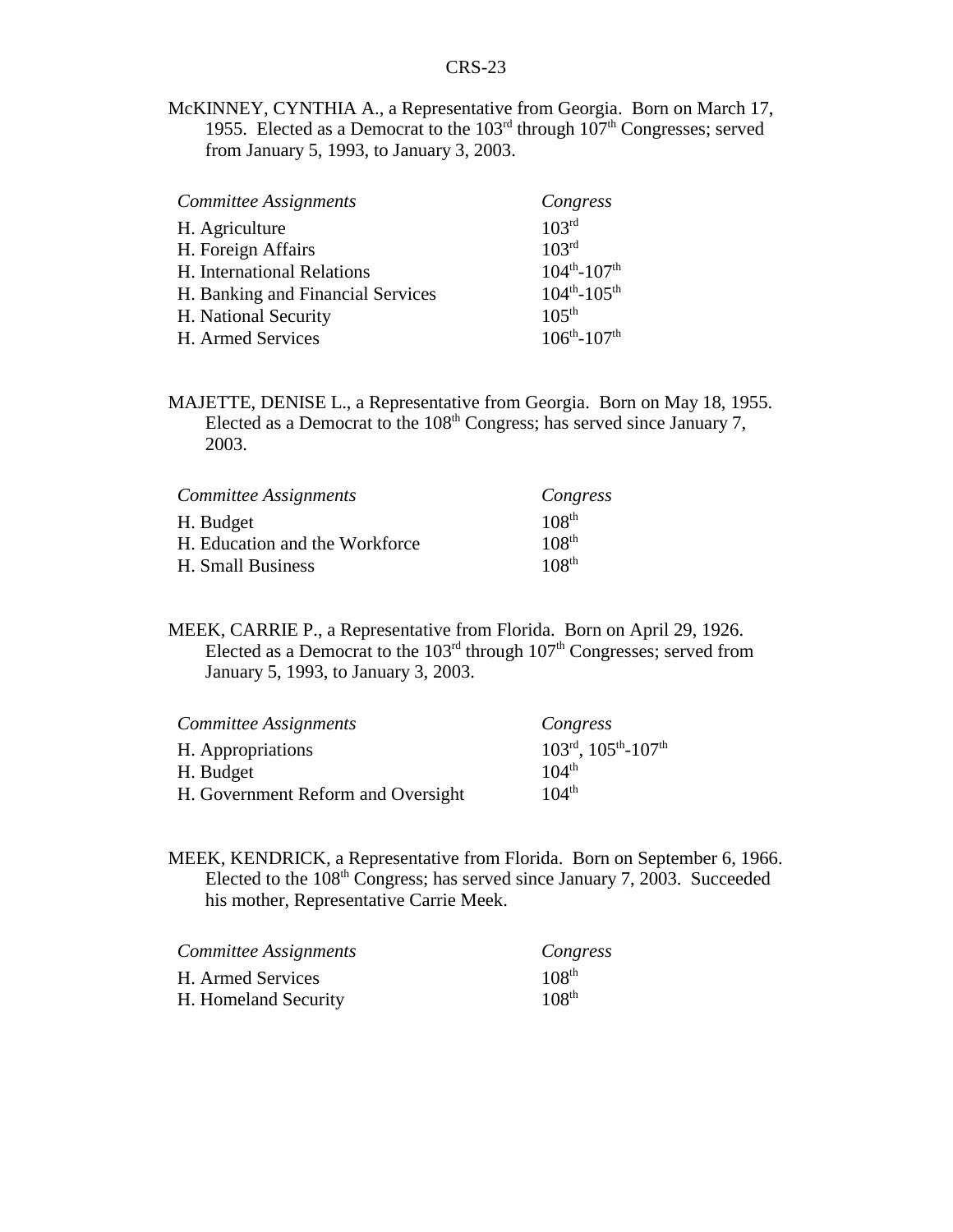McKINNEY, CYNTHIA A., a Representative from Georgia. Born on March 17, 1955. Elected as a Democrat to the 103rd through 107th Congresses; served from January 5, 1993, to January 3, 2003.

| *Committee Assignments* | *Congress* |
|---|---|
| H. Agriculture | 103rd |
| H. Foreign Affairs | 103rd |
| H. International Relations | 104th-107th |
| H. Banking and Financial Services | 104th-105th |
| H. National Security | 105th |
| H. Armed Services | 106th-107th |

MAJETTE, DENISE L., a Representative from Georgia. Born on May 18, 1955. Elected as a Democrat to the 108th Congress; has served since January 7, 2003.

| *Committee Assignments* | *Congress* |
|---|---|
| H. Budget | 108th |
| H. Education and the Workforce | 108th |
| H. Small Business | 108th |

MEEK, CARRIE P., a Representative from Florida. Born on April 29, 1926. Elected as a Democrat to the 103rd through 107th Congresses; served from January 5, 1993, to January 3, 2003.

| *Committee Assignments* | *Congress* |
|---|---|
| H. Appropriations | 103rd, 105th-107th |
| H. Budget | 104th |
| H. Government Reform and Oversight | 104th |

MEEK, KENDRICK, a Representative from Florida. Born on September 6, 1966. Elected to the 108th Congress; has served since January 7, 2003. Succeeded his mother, Representative Carrie Meek.

| *Committee Assignments* | *Congress* |
|---|---|
| H. Armed Services | 108th |
| H. Homeland Security | 108th |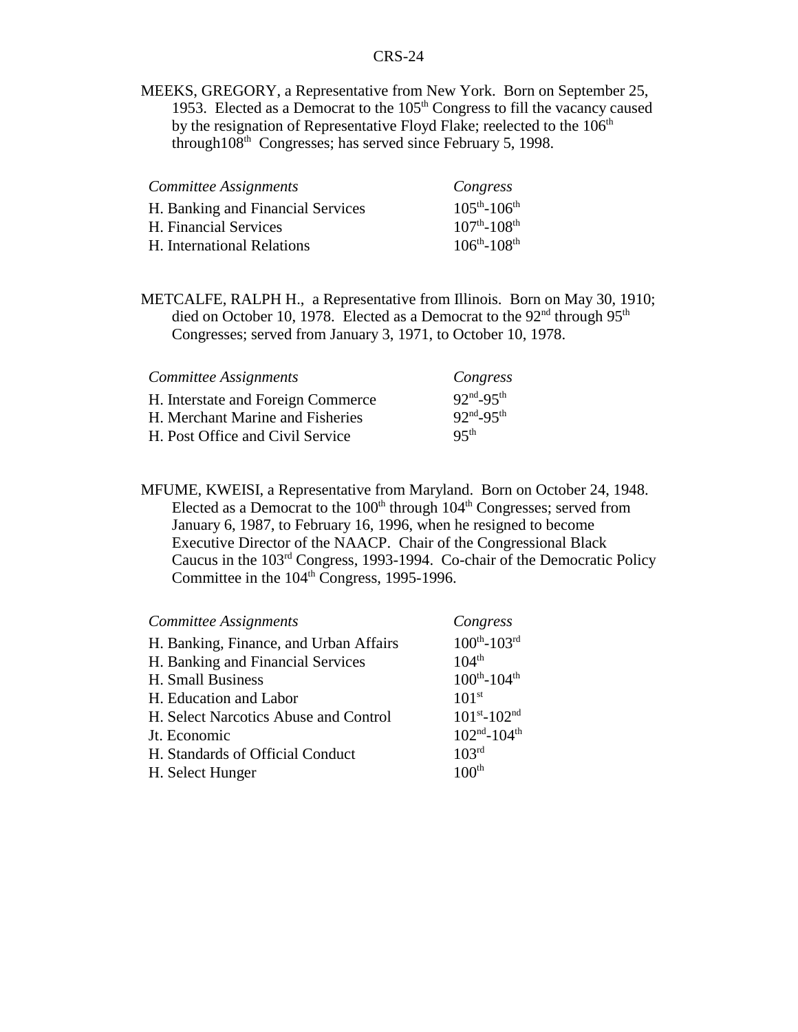MEEKS, GREGORY, a Representative from New York. Born on September 25, 1953. Elected as a Democrat to the $105^{th}$ Congress to fill the vacancy caused by the resignation of Representative Floyd Flake; reelected to the $106^{th}$ through $108^{th}$ Congresses; has served since February 5, 1998.

| *Committee Assignments* | *Congress* |
|---|---|
| H. Banking and Financial Services | $105^{th}$-$106^{th}$ |
| H. Financial Services | $107^{th}$-$108^{th}$ |
| H. International Relations | $106^{th}$-$108^{th}$ |

METCALFE, RALPH H., a Representative from Illinois. Born on May 30, 1910; died on October 10, 1978. Elected as a Democrat to the $92^{nd}$ through $95^{th}$ Congresses; served from January 3, 1971, to October 10, 1978.

| *Committee Assignments* | *Congress* |
|---|---|
| H. Interstate and Foreign Commerce | $92^{nd}$-$95^{th}$ |
| H. Merchant Marine and Fisheries | $92^{nd}$-$95^{th}$ |
| H. Post Office and Civil Service | $95^{th}$ |

MFUME, KWEISI, a Representative from Maryland. Born on October 24, 1948. Elected as a Democrat to the $100^{th}$ through $104^{th}$ Congresses; served from January 6, 1987, to February 16, 1996, when he resigned to become Executive Director of the NAACP. Chair of the Congressional Black Caucus in the $103^{rd}$ Congress, 1993-1994. Co-chair of the Democratic Policy Committee in the $104^{th}$ Congress, 1995-1996.

| *Committee Assignments* | *Congress* |
|---|---|
| H. Banking, Finance, and Urban Affairs | $100^{th}$-$103^{rd}$ |
| H. Banking and Financial Services | $104^{th}$ |
| H. Small Business | $100^{th}$-$104^{th}$ |
| H. Education and Labor | $101^{st}$ |
| H. Select Narcotics Abuse and Control | $101^{st}$-$102^{nd}$ |
| Jt. Economic | $102^{nd}$-$104^{th}$ |
| H. Standards of Official Conduct | $103^{rd}$ |
| H. Select Hunger | $100^{th}$ |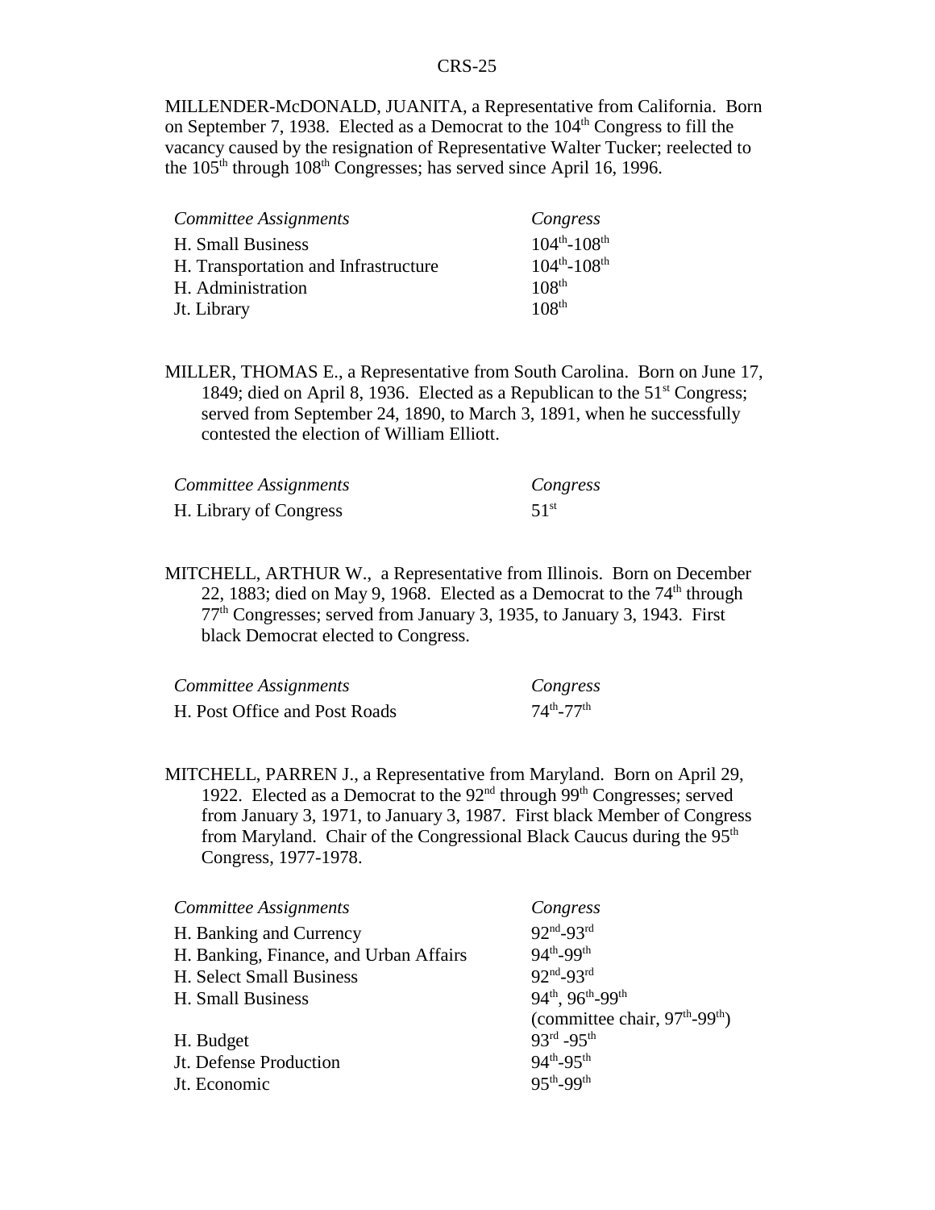MILLENDER-McDONALD, JUANITA, a Representative from California. Born on September 7, 1938. Elected as a Democrat to the 104th Congress to fill the vacancy caused by the resignation of Representative Walter Tucker; reelected to the 105th through 108th Congresses; has served since April 16, 1996.

| *Committee Assignments* | *Congress* |
|---|---|
| H. Small Business | 104th-108th |
| H. Transportation and Infrastructure | 104th-108th |
| H. Administration | 108th |
| Jt. Library | 108th |

MILLER, THOMAS E., a Representative from South Carolina. Born on June 17, 1849; died on April 8, 1936. Elected as a Republican to the 51st Congress; served from September 24, 1890, to March 3, 1891, when he successfully contested the election of William Elliott.

| *Committee Assignments* | *Congress* |
|---|---|
| H. Library of Congress | 51st |

MITCHELL, ARTHUR W., a Representative from Illinois. Born on December 22, 1883; died on May 9, 1968. Elected as a Democrat to the 74th through 77th Congresses; served from January 3, 1935, to January 3, 1943. First black Democrat elected to Congress.

| *Committee Assignments* | *Congress* |
|---|---|
| H. Post Office and Post Roads | 74th-77th |

MITCHELL, PARREN J., a Representative from Maryland. Born on April 29, 1922. Elected as a Democrat to the 92nd through 99th Congresses; served from January 3, 1971, to January 3, 1987. First black Member of Congress from Maryland. Chair of the Congressional Black Caucus during the 95th Congress, 1977-1978.

| *Committee Assignments* | *Congress* |
|---|---|
| H. Banking and Currency | 92nd-93rd |
| H. Banking, Finance, and Urban Affairs | 94th-99th |
| H. Select Small Business | 92nd-93rd |
| H. Small Business | 94th, 96th-99th (committee chair, 97th-99th) |
| H. Budget | 93rd -95th |
| Jt. Defense Production | 94th-95th |
| Jt. Economic | 95th-99th |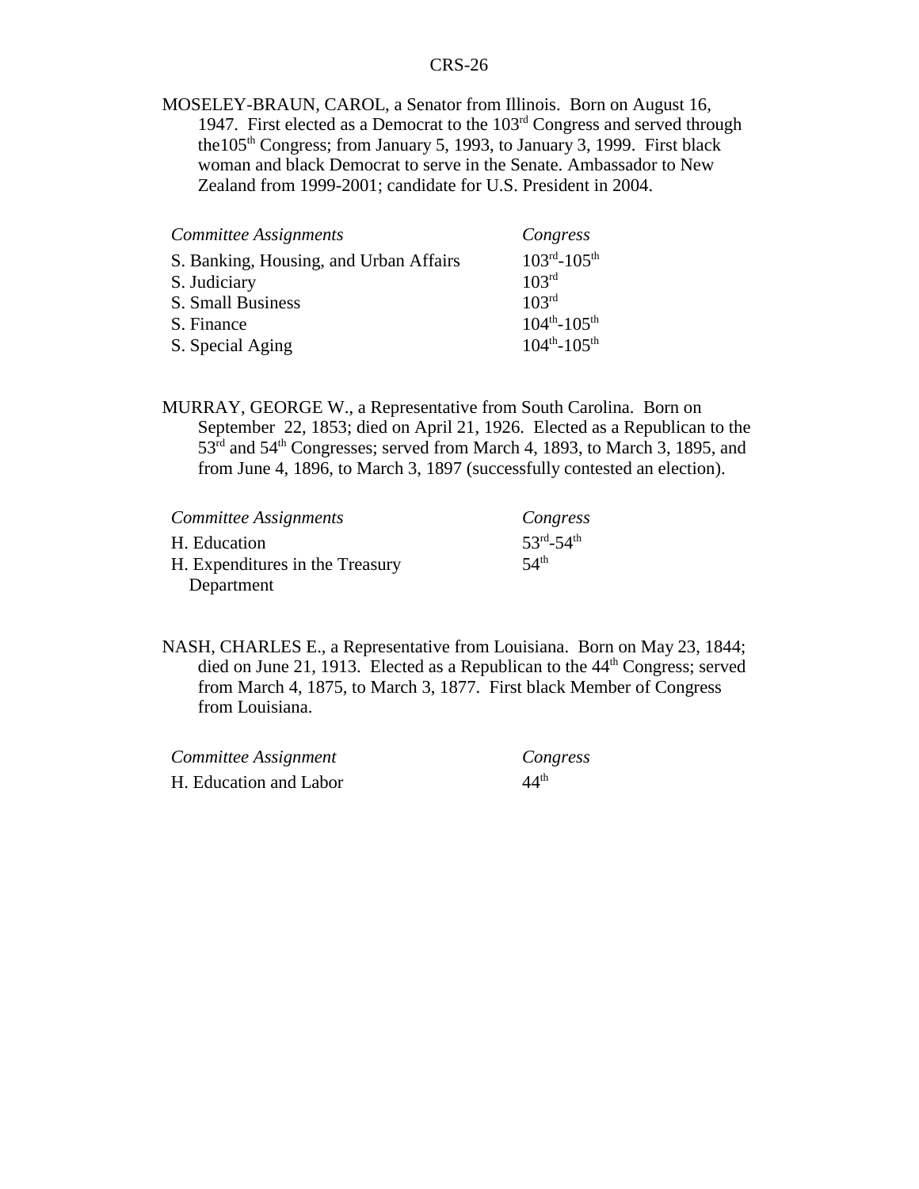MOSELEY-BRAUN, CAROL, a Senator from Illinois. Born on August 16, 1947. First elected as a Democrat to the 103rd Congress and served through the105th Congress; from January 5, 1993, to January 3, 1999. First black woman and black Democrat to serve in the Senate. Ambassador to New Zealand from 1999-2001; candidate for U.S. President in 2004.

| *Committee Assignments* | *Congress* |
|---|---|
| S. Banking, Housing, and Urban Affairs | 103rd-105th |
| S. Judiciary | 103rd |
| S. Small Business | 103rd |
| S. Finance | 104th-105th |
| S. Special Aging | 104th-105th |

MURRAY, GEORGE W., a Representative from South Carolina. Born on September 22, 1853; died on April 21, 1926. Elected as a Republican to the 53rd and 54th Congresses; served from March 4, 1893, to March 3, 1895, and from June 4, 1896, to March 3, 1897 (successfully contested an election).

| *Committee Assignments* | *Congress* |
|---|---|
| H. Education | 53rd-54th |
| H. Expenditures in the Treasury Department | 54th |

NASH, CHARLES E., a Representative from Louisiana. Born on May 23, 1844; died on June 21, 1913. Elected as a Republican to the 44th Congress; served from March 4, 1875, to March 3, 1877. First black Member of Congress from Louisiana.

| *Committee Assignment* | *Congress* |
|---|---|
| H. Education and Labor | 44th |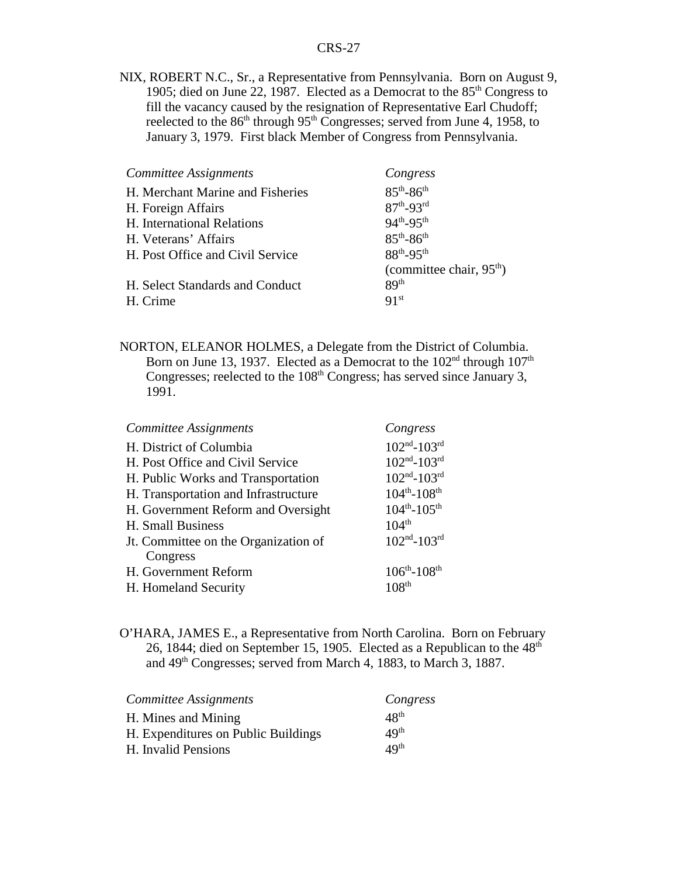NIX, ROBERT N.C., Sr., a Representative from Pennsylvania. Born on August 9, 1905; died on June 22, 1987. Elected as a Democrat to the 85th Congress to fill the vacancy caused by the resignation of Representative Earl Chudoff; reelected to the 86th through 95th Congresses; served from June 4, 1958, to January 3, 1979. First black Member of Congress from Pennsylvania.

| *Committee Assignments* | *Congress* |
|---|---|
| H. Merchant Marine and Fisheries | 85th-86th |
| H. Foreign Affairs | 87th-93rd |
| H. International Relations | 94th-95th |
| H. Veterans' Affairs | 85th-86th |
| H. Post Office and Civil Service | 88th-95th (committee chair, 95th) |
| H. Select Standards and Conduct | 89th |
| H. Crime | 91st |

NORTON, ELEANOR HOLMES, a Delegate from the District of Columbia. Born on June 13, 1937. Elected as a Democrat to the 102nd through 107th Congresses; reelected to the 108th Congress; has served since January 3, 1991.

| *Committee Assignments* | *Congress* |
|---|---|
| H. District of Columbia | 102nd-103rd |
| H. Post Office and Civil Service | 102nd-103rd |
| H. Public Works and Transportation | 102nd-103rd |
| H. Transportation and Infrastructure | 104th-108th |
| H. Government Reform and Oversight | 104th-105th |
| H. Small Business | 104th |
| Jt. Committee on the Organization of Congress | 102nd-103rd |
| H. Government Reform | 106th-108th |
| H. Homeland Security | 108th |

O'HARA, JAMES E., a Representative from North Carolina. Born on February 26, 1844; died on September 15, 1905. Elected as a Republican to the 48th and 49th Congresses; served from March 4, 1883, to March 3, 1887.

| *Committee Assignments* | *Congress* |
|---|---|
| H. Mines and Mining | 48th |
| H. Expenditures on Public Buildings | 49th |
| H. Invalid Pensions | 49th |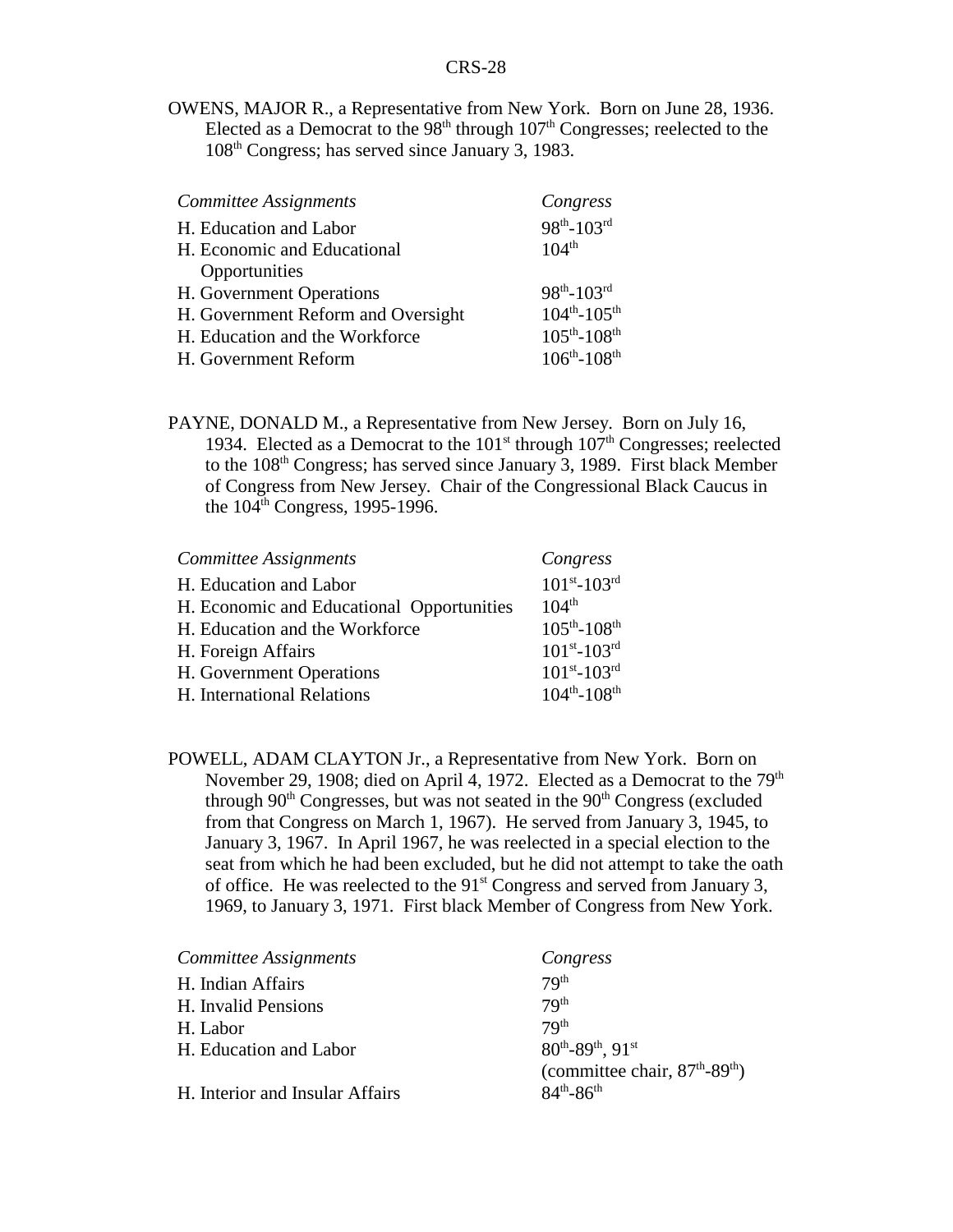OWENS, MAJOR R., a Representative from New York. Born on June 28, 1936. Elected as a Democrat to the 98th through 107th Congresses; reelected to the 108th Congress; has served since January 3, 1983.

| *Committee Assignments* | *Congress* |
|---|---|
| H. Education and Labor | 98th-103rd |
| H. Economic and Educational Opportunities | 104th |
| H. Government Operations | 98th-103rd |
| H. Government Reform and Oversight | 104th-105th |
| H. Education and the Workforce | 105th-108th |
| H. Government Reform | 106th-108th |

PAYNE, DONALD M., a Representative from New Jersey. Born on July 16, 1934. Elected as a Democrat to the 101st through 107th Congresses; reelected to the 108th Congress; has served since January 3, 1989. First black Member of Congress from New Jersey. Chair of the Congressional Black Caucus in the 104th Congress, 1995-1996.

| *Committee Assignments* | *Congress* |
|---|---|
| H. Education and Labor | 101st-103rd |
| H. Economic and Educational Opportunities | 104th |
| H. Education and the Workforce | 105th-108th |
| H. Foreign Affairs | 101st-103rd |
| H. Government Operations | 101st-103rd |
| H. International Relations | 104th-108th |

POWELL, ADAM CLAYTON Jr., a Representative from New York. Born on November 29, 1908; died on April 4, 1972. Elected as a Democrat to the 79th through 90th Congresses, but was not seated in the 90th Congress (excluded from that Congress on March 1, 1967). He served from January 3, 1945, to January 3, 1967. In April 1967, he was reelected in a special election to the seat from which he had been excluded, but he did not attempt to take the oath of office. He was reelected to the 91st Congress and served from January 3, 1969, to January 3, 1971. First black Member of Congress from New York.

| *Committee Assignments* | *Congress* |
|---|---|
| H. Indian Affairs | 79th |
| H. Invalid Pensions | 79th |
| H. Labor | 79th |
| H. Education and Labor | 80th-89th, 91st (committee chair, 87th-89th) |
| H. Interior and Insular Affairs | 84th-86th |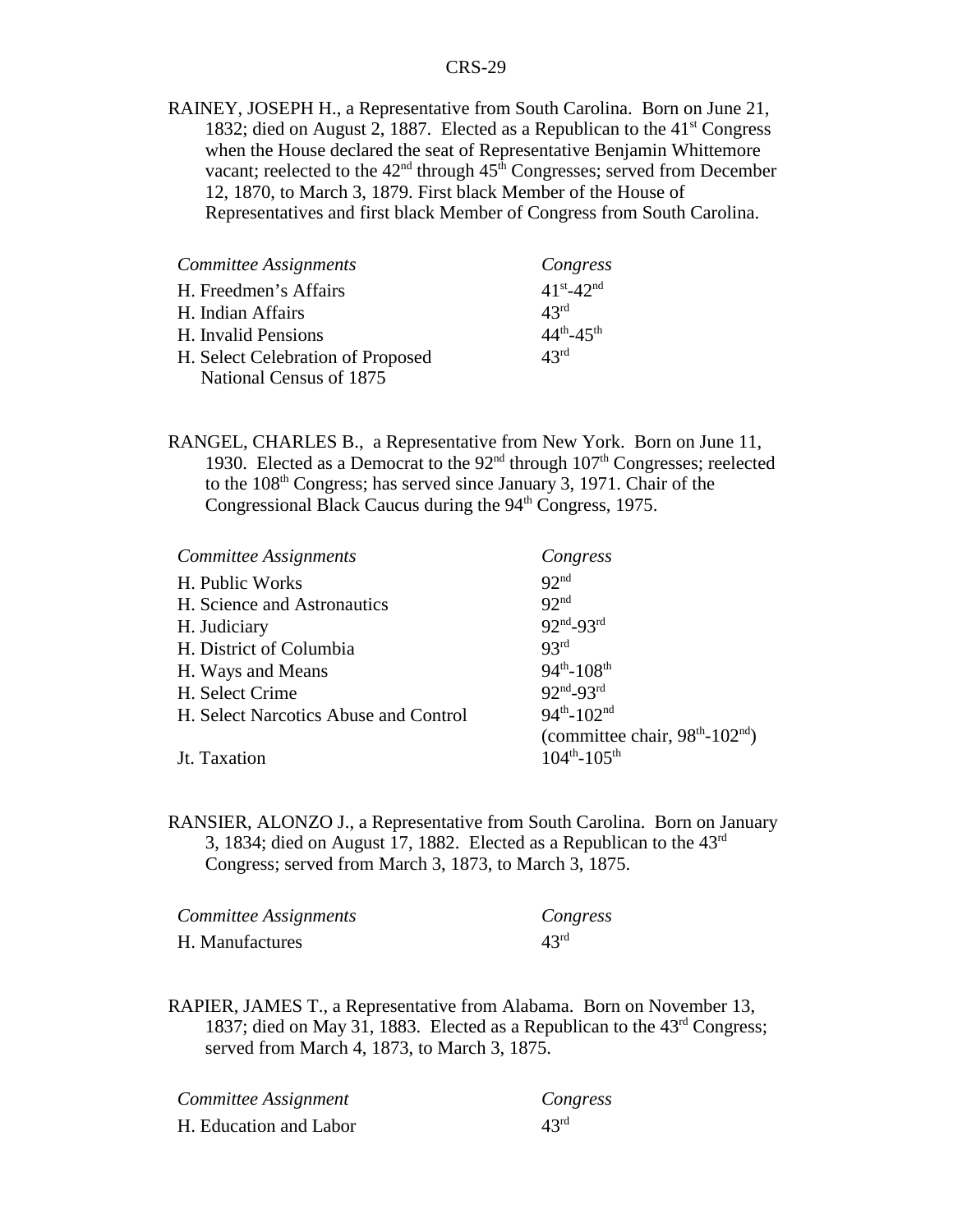RAINEY, JOSEPH H., a Representative from South Carolina. Born on June 21, 1832; died on August 2, 1887. Elected as a Republican to the 41st Congress when the House declared the seat of Representative Benjamin Whittemore vacant; reelected to the 42nd through 45th Congresses; served from December 12, 1870, to March 3, 1879. First black Member of the House of Representatives and first black Member of Congress from South Carolina.

| *Committee Assignments* | *Congress* |
|---|---|
| H. Freedmen's Affairs | 41st-42nd |
| H. Indian Affairs | 43rd |
| H. Invalid Pensions | 44th-45th |
| H. Select Celebration of Proposed National Census of 1875 | 43rd |

RANGEL, CHARLES B., a Representative from New York. Born on June 11, 1930. Elected as a Democrat to the 92nd through 107th Congresses; reelected to the 108th Congress; has served since January 3, 1971. Chair of the Congressional Black Caucus during the 94th Congress, 1975.

| *Committee Assignments* | *Congress* |
|---|---|
| H. Public Works | 92nd |
| H. Science and Astronautics | 92nd |
| H. Judiciary | 92nd-93rd |
| H. District of Columbia | 93rd |
| H. Ways and Means | 94th-108th |
| H. Select Crime | 92nd-93rd |
| H. Select Narcotics Abuse and Control | 94th-102nd (committee chair, 98th-102nd) |
| Jt. Taxation | 104th-105th |

RANSIER, ALONZO J., a Representative from South Carolina. Born on January 3, 1834; died on August 17, 1882. Elected as a Republican to the 43rd Congress; served from March 3, 1873, to March 3, 1875.

| *Committee Assignments* | *Congress* |
|---|---|
| H. Manufactures | 43rd |

RAPIER, JAMES T., a Representative from Alabama. Born on November 13, 1837; died on May 31, 1883. Elected as a Republican to the 43rd Congress; served from March 4, 1873, to March 3, 1875.

| *Committee Assignment* | *Congress* |
|---|---|
| H. Education and Labor | 43rd |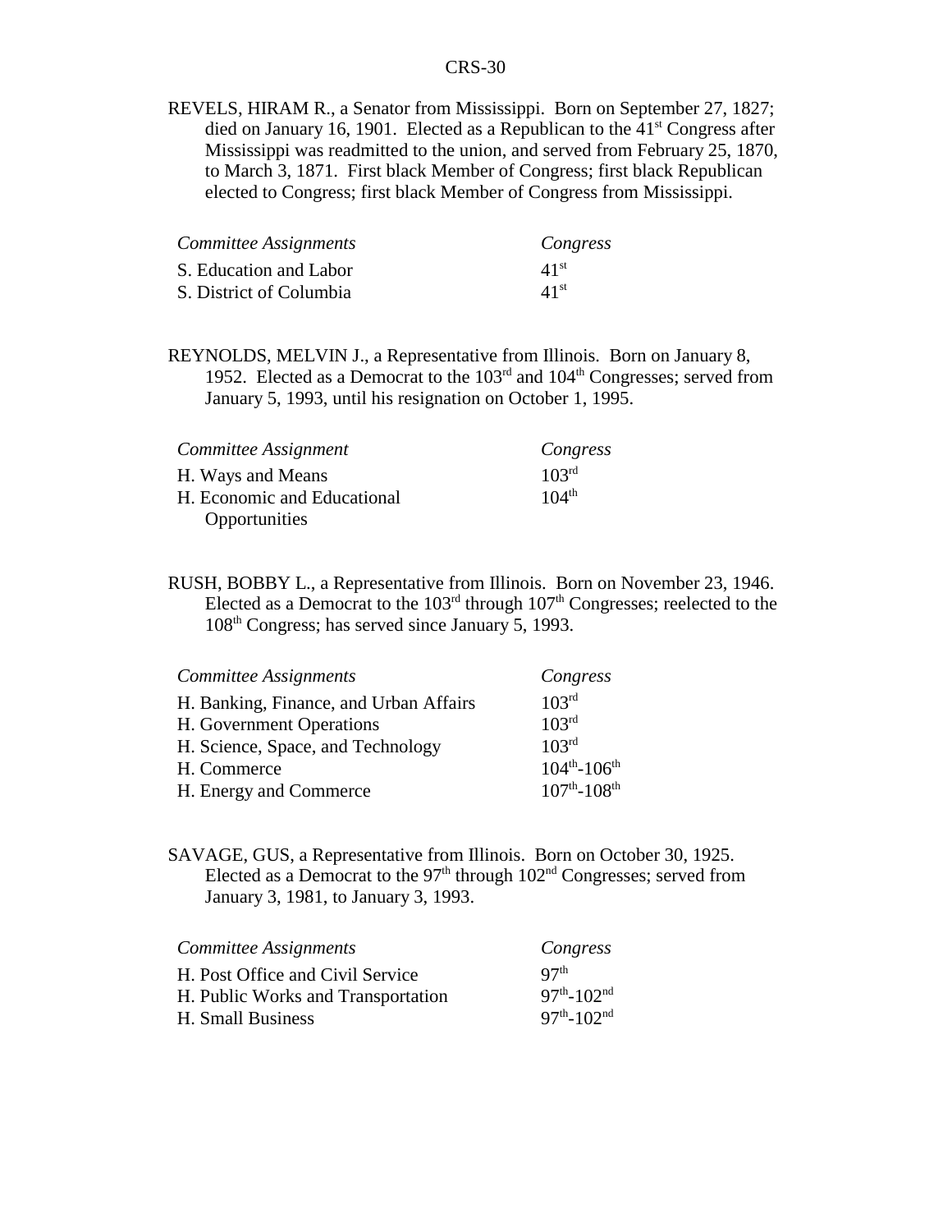REVELS, HIRAM R., a Senator from Mississippi. Born on September 27, 1827; died on January 16, 1901. Elected as a Republican to the 41st Congress after Mississippi was readmitted to the union, and served from February 25, 1870, to March 3, 1871. First black Member of Congress; first black Republican elected to Congress; first black Member of Congress from Mississippi.

| *Committee Assignments* | *Congress* |
|---|---|
| S. Education and Labor | 41st |
| S. District of Columbia | 41st |

REYNOLDS, MELVIN J., a Representative from Illinois. Born on January 8, 1952. Elected as a Democrat to the 103rd and 104th Congresses; served from January 5, 1993, until his resignation on October 1, 1995.

| *Committee Assignment* | *Congress* |
|---|---|
| H. Ways and Means | 103rd |
| H. Economic and Educational Opportunities | 104th |

RUSH, BOBBY L., a Representative from Illinois. Born on November 23, 1946. Elected as a Democrat to the 103rd through 107th Congresses; reelected to the 108th Congress; has served since January 5, 1993.

| *Committee Assignments* | *Congress* |
|---|---|
| H. Banking, Finance, and Urban Affairs | 103rd |
| H. Government Operations | 103rd |
| H. Science, Space, and Technology | 103rd |
| H. Commerce | 104th-106th |
| H. Energy and Commerce | 107th-108th |

SAVAGE, GUS, a Representative from Illinois. Born on October 30, 1925. Elected as a Democrat to the 97th through 102nd Congresses; served from January 3, 1981, to January 3, 1993.

| *Committee Assignments* | *Congress* |
|---|---|
| H. Post Office and Civil Service | 97th |
| H. Public Works and Transportation | 97th-102nd |
| H. Small Business | 97th-102nd |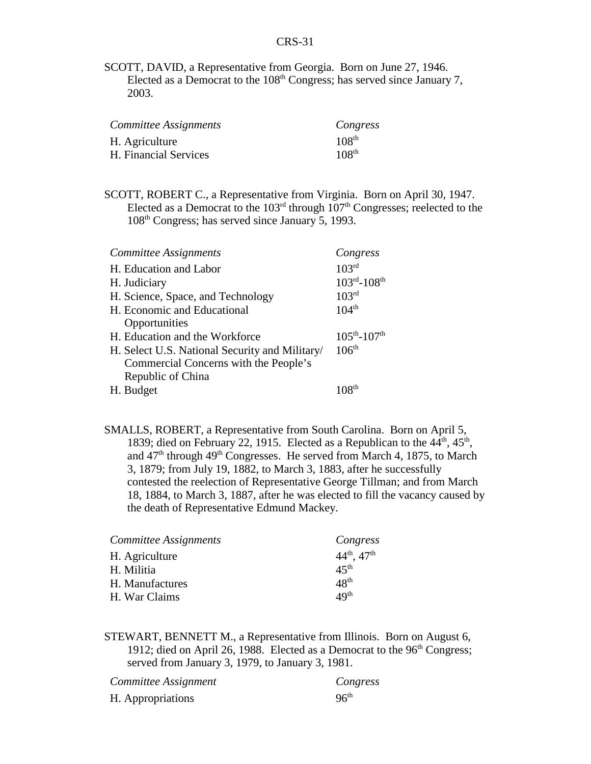SCOTT, DAVID, a Representative from Georgia. Born on June 27, 1946. Elected as a Democrat to the 108th Congress; has served since January 7, 2003.

| *Committee Assignments* | *Congress* |
|---|---|
| H. Agriculture | 108th |
| H. Financial Services | 108th |

SCOTT, ROBERT C., a Representative from Virginia. Born on April 30, 1947. Elected as a Democrat to the 103rd through 107th Congresses; reelected to the 108th Congress; has served since January 5, 1993.

| *Committee Assignments* | *Congress* |
|---|---|
| H. Education and Labor | 103rd |
| H. Judiciary | 103rd-108th |
| H. Science, Space, and Technology | 103rd |
| H. Economic and Educational Opportunities | 104th |
| H. Education and the Workforce | 105th-107th |
| H. Select U.S. National Security and Military/ Commercial Concerns with the People's Republic of China | 106th |
| H. Budget | 108th |

SMALLS, ROBERT, a Representative from South Carolina. Born on April 5, 1839; died on February 22, 1915. Elected as a Republican to the 44th, 45th, and 47th through 49th Congresses. He served from March 4, 1875, to March 3, 1879; from July 19, 1882, to March 3, 1883, after he successfully contested the reelection of Representative George Tillman; and from March 18, 1884, to March 3, 1887, after he was elected to fill the vacancy caused by the death of Representative Edmund Mackey.

| *Committee Assignments* | *Congress* |
|---|---|
| H. Agriculture | 44th, 47th |
| H. Militia | 45th |
| H. Manufactures | 48th |
| H. War Claims | 49th |

STEWART, BENNETT M., a Representative from Illinois. Born on August 6, 1912; died on April 26, 1988. Elected as a Democrat to the 96th Congress; served from January 3, 1979, to January 3, 1981.

| *Committee Assignment* | *Congress* |
|---|---|
| H. Appropriations | 96th |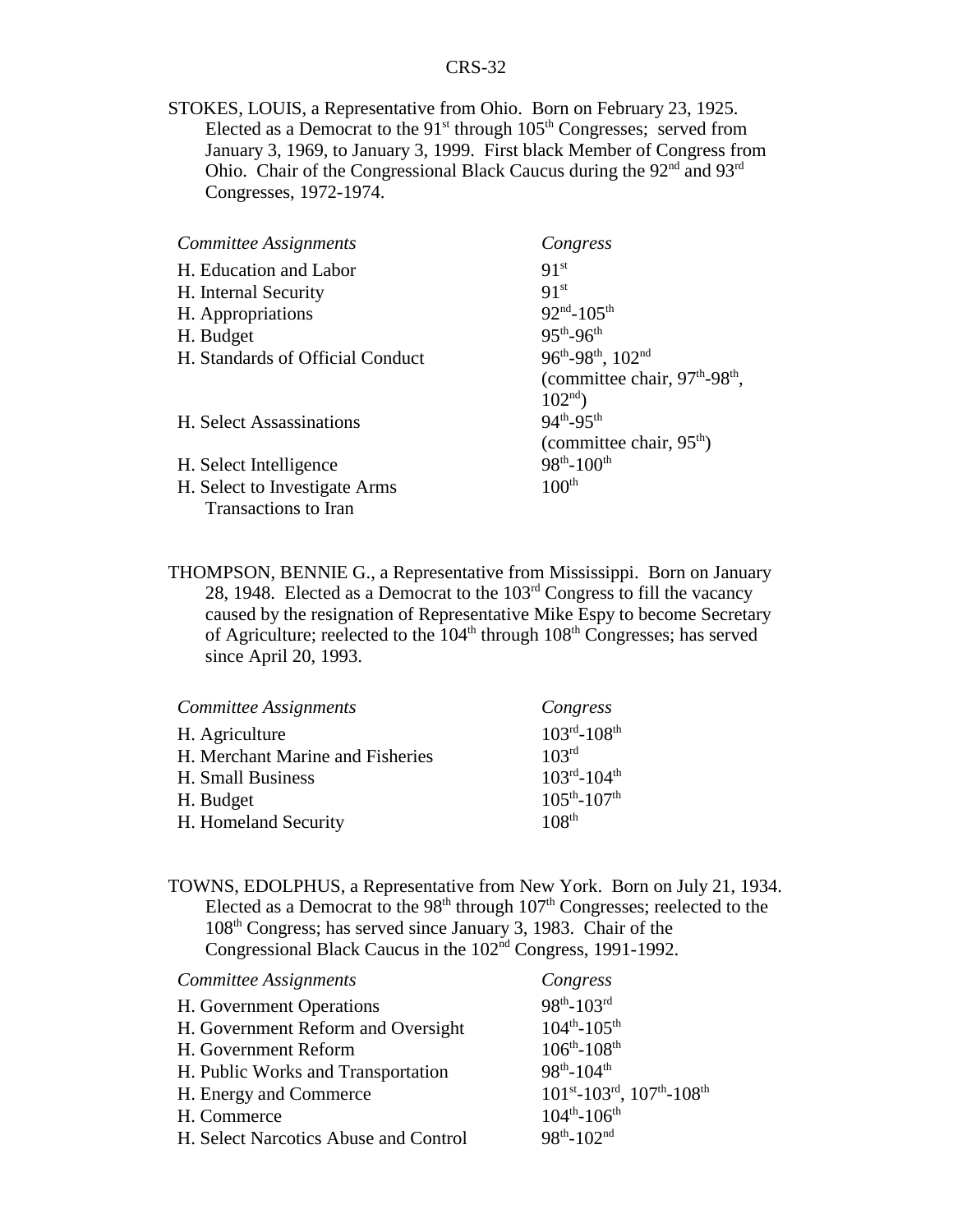STOKES, LOUIS, a Representative from Ohio. Born on February 23, 1925. Elected as a Democrat to the 91st through 105th Congresses; served from January 3, 1969, to January 3, 1999. First black Member of Congress from Ohio. Chair of the Congressional Black Caucus during the 92nd and 93rd Congresses, 1972-1974.

| *Committee Assignments* | *Congress* |
|---|---|
| H. Education and Labor | 91st |
| H. Internal Security | 91st |
| H. Appropriations | 92nd-105th |
| H. Budget | 95th-96th |
| H. Standards of Official Conduct | 96th-98th, 102nd (committee chair, 97th-98th, 102nd) |
| H. Select Assassinations | 94th-95th (committee chair, 95th) |
| H. Select Intelligence | 98th-100th |
| H. Select to Investigate Arms Transactions to Iran | 100th |

THOMPSON, BENNIE G., a Representative from Mississippi. Born on January 28, 1948. Elected as a Democrat to the 103rd Congress to fill the vacancy caused by the resignation of Representative Mike Espy to become Secretary of Agriculture; reelected to the 104th through 108th Congresses; has served since April 20, 1993.

| *Committee Assignments* | *Congress* |
|---|---|
| H. Agriculture | 103rd-108th |
| H. Merchant Marine and Fisheries | 103rd |
| H. Small Business | 103rd-104th |
| H. Budget | 105th-107th |
| H. Homeland Security | 108th |

TOWNS, EDOLPHUS, a Representative from New York. Born on July 21, 1934. Elected as a Democrat to the 98th through 107th Congresses; reelected to the 108th Congress; has served since January 3, 1983. Chair of the Congressional Black Caucus in the 102nd Congress, 1991-1992.

| *Committee Assignments* | *Congress* |
|---|---|
| H. Government Operations | 98th-103rd |
| H. Government Reform and Oversight | 104th-105th |
| H. Government Reform | 106th-108th |
| H. Public Works and Transportation | 98th-104th |
| H. Energy and Commerce | 101st-103rd, 107th-108th |
| H. Commerce | 104th-106th |
| H. Select Narcotics Abuse and Control | 98th-102nd |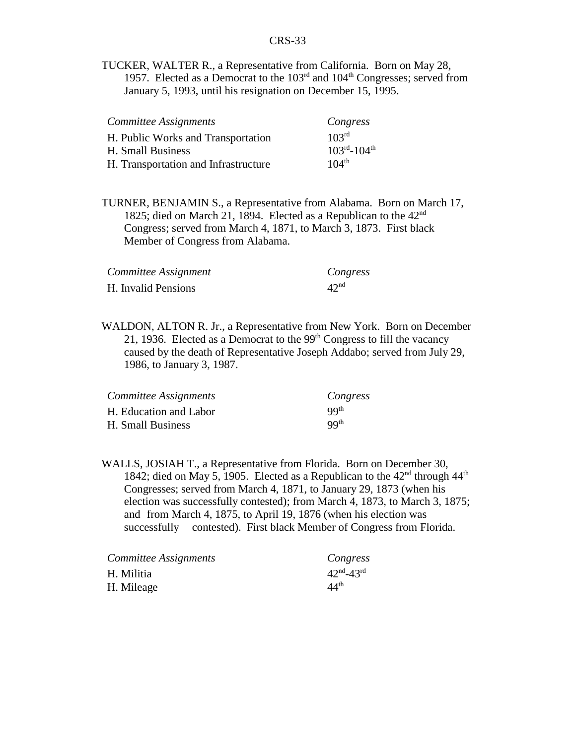TUCKER, WALTER R., a Representative from California. Born on May 28, 1957. Elected as a Democrat to the 103rd and 104th Congresses; served from January 5, 1993, until his resignation on December 15, 1995.

| *Committee Assignments* | *Congress* |
|---|---|
| H. Public Works and Transportation | 103rd |
| H. Small Business | 103rd-104th |
| H. Transportation and Infrastructure | 104th |

TURNER, BENJAMIN S., a Representative from Alabama. Born on March 17, 1825; died on March 21, 1894. Elected as a Republican to the 42nd Congress; served from March 4, 1871, to March 3, 1873. First black Member of Congress from Alabama.

| *Committee Assignment* | *Congress* |
|---|---|
| H. Invalid Pensions | 42nd |

WALDON, ALTON R. Jr., a Representative from New York. Born on December 21, 1936. Elected as a Democrat to the 99th Congress to fill the vacancy caused by the death of Representative Joseph Addabo; served from July 29, 1986, to January 3, 1987.

| *Committee Assignments* | *Congress* |
|---|---|
| H. Education and Labor | 99th |
| H. Small Business | 99th |

WALLS, JOSIAH T., a Representative from Florida. Born on December 30, 1842; died on May 5, 1905. Elected as a Republican to the 42nd through 44th Congresses; served from March 4, 1871, to January 29, 1873 (when his election was successfully contested); from March 4, 1873, to March 3, 1875; and from March 4, 1875, to April 19, 1876 (when his election was successfully contested). First black Member of Congress from Florida.

| *Committee Assignments* | *Congress* |
|---|---|
| H. Militia | 42nd-43rd |
| H. Mileage | 44th |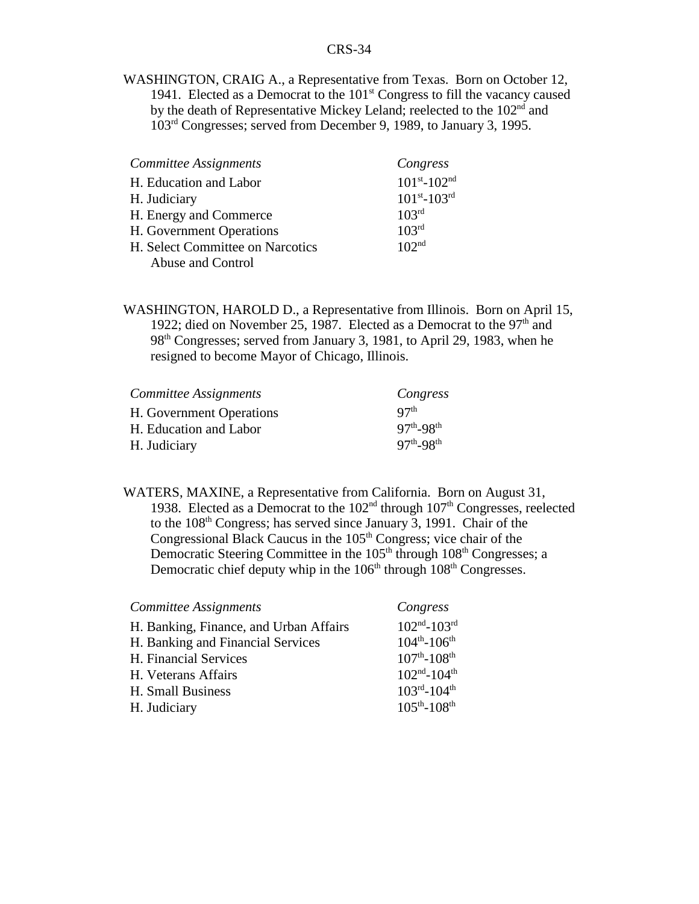WASHINGTON, CRAIG A., a Representative from Texas. Born on October 12, 1941. Elected as a Democrat to the 101st Congress to fill the vacancy caused by the death of Representative Mickey Leland; reelected to the 102nd and 103rd Congresses; served from December 9, 1989, to January 3, 1995.

| *Committee Assignments* | *Congress* |
|---|---|
| H. Education and Labor | 101st-102nd |
| H. Judiciary | 101st-103rd |
| H. Energy and Commerce | 103rd |
| H. Government Operations | 103rd |
| H. Select Committee on Narcotics Abuse and Control | 102nd |

WASHINGTON, HAROLD D., a Representative from Illinois. Born on April 15, 1922; died on November 25, 1987. Elected as a Democrat to the 97th and 98th Congresses; served from January 3, 1981, to April 29, 1983, when he resigned to become Mayor of Chicago, Illinois.

| *Committee Assignments* | *Congress* |
|---|---|
| H. Government Operations | 97th |
| H. Education and Labor | 97th-98th |
| H. Judiciary | 97th-98th |

WATERS, MAXINE, a Representative from California. Born on August 31, 1938. Elected as a Democrat to the 102nd through 107th Congresses, reelected to the 108th Congress; has served since January 3, 1991. Chair of the Congressional Black Caucus in the 105th Congress; vice chair of the Democratic Steering Committee in the 105th through 108th Congresses; a Democratic chief deputy whip in the 106th through 108th Congresses.

| *Committee Assignments* | *Congress* |
|---|---|
| H. Banking, Finance, and Urban Affairs | 102nd-103rd |
| H. Banking and Financial Services | 104th-106th |
| H. Financial Services | 107th-108th |
| H. Veterans Affairs | 102nd-104th |
| H. Small Business | 103rd-104th |
| H. Judiciary | 105th-108th |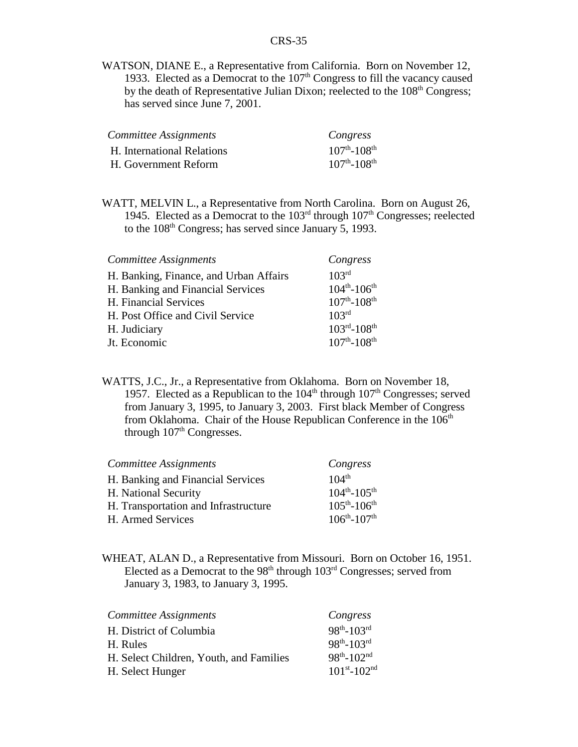WATSON, DIANE E., a Representative from California. Born on November 12, 1933. Elected as a Democrat to the 107th Congress to fill the vacancy caused by the death of Representative Julian Dixon; reelected to the 108th Congress; has served since June 7, 2001.

| *Committee Assignments* | *Congress* |
|---|---|
| H. International Relations | 107th-108th |
| H. Government Reform | 107th-108th |

WATT, MELVIN L., a Representative from North Carolina. Born on August 26, 1945. Elected as a Democrat to the 103rd through 107th Congresses; reelected to the 108th Congress; has served since January 5, 1993.

| *Committee Assignments* | *Congress* |
|---|---|
| H. Banking, Finance, and Urban Affairs | 103rd |
| H. Banking and Financial Services | 104th-106th |
| H. Financial Services | 107th-108th |
| H. Post Office and Civil Service | 103rd |
| H. Judiciary | 103rd-108th |
| Jt. Economic | 107th-108th |

WATTS, J.C., Jr., a Representative from Oklahoma. Born on November 18, 1957. Elected as a Republican to the 104th through 107th Congresses; served from January 3, 1995, to January 3, 2003. First black Member of Congress from Oklahoma. Chair of the House Republican Conference in the 106th through 107th Congresses.

| *Committee Assignments* | *Congress* |
|---|---|
| H. Banking and Financial Services | 104th |
| H. National Security | 104th-105th |
| H. Transportation and Infrastructure | 105th-106th |
| H. Armed Services | 106th-107th |

WHEAT, ALAN D., a Representative from Missouri. Born on October 16, 1951. Elected as a Democrat to the 98th through 103rd Congresses; served from January 3, 1983, to January 3, 1995.

| *Committee Assignments* | *Congress* |
|---|---|
| H. District of Columbia | 98th-103rd |
| H. Rules | 98th-103rd |
| H. Select Children, Youth, and Families | 98th-102nd |
| H. Select Hunger | 101st-102nd |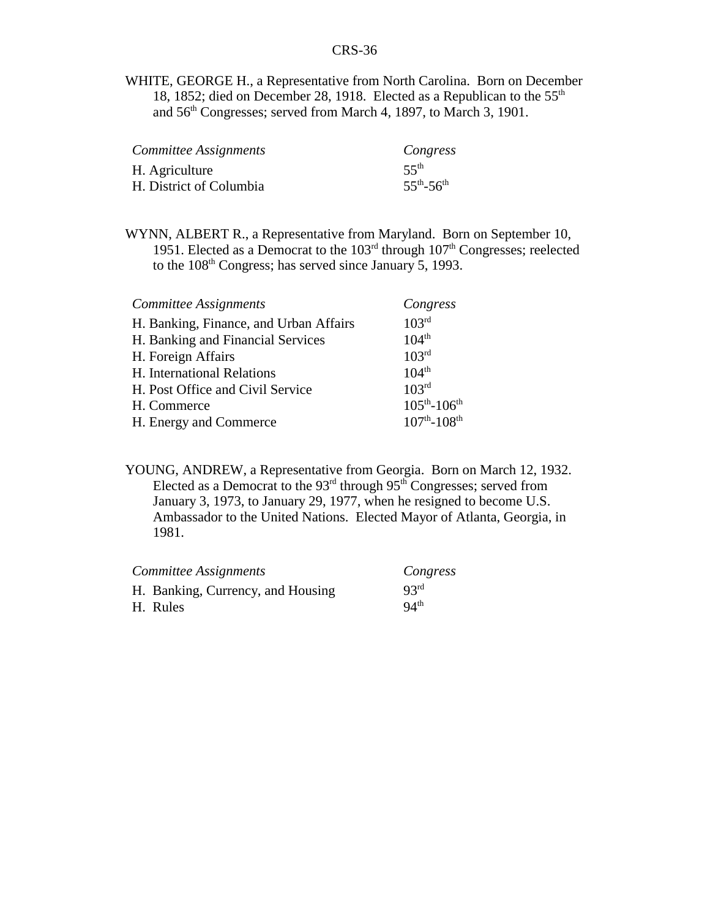WHITE, GEORGE H., a Representative from North Carolina. Born on December 18, 1852; died on December 28, 1918. Elected as a Republican to the 55th and 56th Congresses; served from March 4, 1897, to March 3, 1901.

| *Committee Assignments* | *Congress* |
|---|---|
| H. Agriculture | 55th |
| H. District of Columbia | 55th-56th |

WYNN, ALBERT R., a Representative from Maryland. Born on September 10, 1951. Elected as a Democrat to the 103rd through 107th Congresses; reelected to the 108th Congress; has served since January 5, 1993.

| *Committee Assignments* | *Congress* |
|---|---|
| H. Banking, Finance, and Urban Affairs | 103rd |
| H. Banking and Financial Services | 104th |
| H. Foreign Affairs | 103rd |
| H. International Relations | 104th |
| H. Post Office and Civil Service | 103rd |
| H. Commerce | 105th-106th |
| H. Energy and Commerce | 107th-108th |

YOUNG, ANDREW, a Representative from Georgia. Born on March 12, 1932. Elected as a Democrat to the 93rd through 95th Congresses; served from January 3, 1973, to January 29, 1977, when he resigned to become U.S. Ambassador to the United Nations. Elected Mayor of Atlanta, Georgia, in 1981.

| *Committee Assignments* | *Congress* |
|---|---|
| H. Banking, Currency, and Housing | 93rd |
| H. Rules | 94th |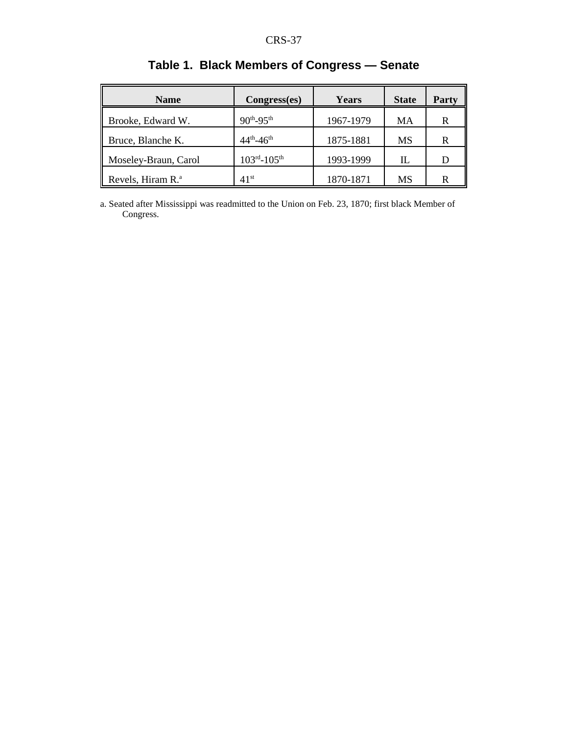## Table 1. Black Members of Congress — Senate

| Name | Congress(es) | Years | State | Party |
|---|---|---|---|---|
| Brooke, Edward W. | 90th-95th | 1967-1979 | MA | R |
| Bruce, Blanche K. | 44th-46th | 1875-1881 | MS | R |
| Moseley-Braun, Carol | 103rd-105th | 1993-1999 | IL | D |
| Revels, Hiram R.[a] | 41st | 1870-1871 | MS | R |

a. Seated after Mississippi was readmitted to the Union on Feb. 23, 1870; first black Member of Congress.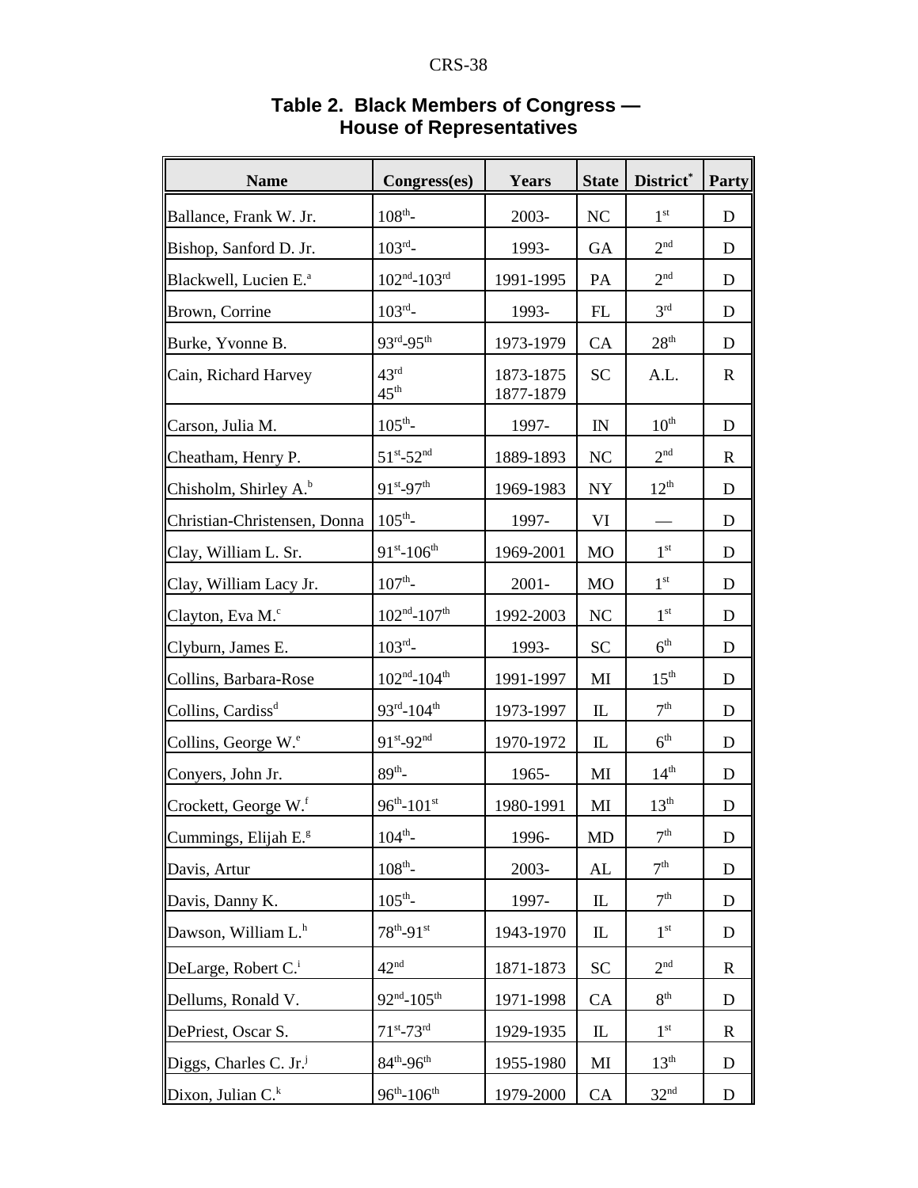## Table 2. Black Members of Congress — House of Representatives

| Name | Congress(es) | Years | State | District* | Party |
|---|---|---|---|---|---|
| Ballance, Frank W. Jr. | 108th- | 2003- | NC | 1st | D |
| Bishop, Sanford D. Jr. | 103rd- | 1993- | GA | 2nd | D |
| Blackwell, Lucien E.[a] | 102nd-103rd | 1991-1995 | PA | 2nd | D |
| Brown, Corrine | 103rd- | 1993- | FL | 3rd | D |
| Burke, Yvonne B. | 93rd-95th | 1973-1979 | CA | 28th | D |
| Cain, Richard Harvey | 43rd<br>45th | 1873-1875<br>1877-1879 | SC | A.L. | R |
| Carson, Julia M. | 105th- | 1997- | IN | 10th | D |
| Cheatham, Henry P. | 51st-52nd | 1889-1893 | NC | 2nd | R |
| Chisholm, Shirley A.[b] | 91st-97th | 1969-1983 | NY | 12th | D |
| Christian-Christensen, Donna | 105th- | 1997- | VI | — | D |
| Clay, William L. Sr. | 91st-106th | 1969-2001 | MO | 1st | D |
| Clay, William Lacy Jr. | 107th- | 2001- | MO | 1st | D |
| Clayton, Eva M.[c] | 102nd-107th | 1992-2003 | NC | 1st | D |
| Clyburn, James E. | 103rd- | 1993- | SC | 6th | D |
| Collins, Barbara-Rose | 102nd-104th | 1991-1997 | MI | 15th | D |
| Collins, Cardiss[d] | 93rd-104th | 1973-1997 | IL | 7th | D |
| Collins, George W.[e] | 91st-92nd | 1970-1972 | IL | 6th | D |
| Conyers, John Jr. | 89th- | 1965- | MI | 14th | D |
| Crockett, George W.[f] | 96th-101st | 1980-1991 | MI | 13th | D |
| Cummings, Elijah E.[g] | 104th- | 1996- | MD | 7th | D |
| Davis, Artur | 108th- | 2003- | AL | 7th | D |
| Davis, Danny K. | 105th- | 1997- | IL | 7th | D |
| Dawson, William L.[h] | 78th-91st | 1943-1970 | IL | 1st | D |
| DeLarge, Robert C.[i] | 42nd | 1871-1873 | SC | 2nd | R |
| Dellums, Ronald V. | 92nd-105th | 1971-1998 | CA | 8th | D |
| DePriest, Oscar S. | 71st-73rd | 1929-1935 | IL | 1st | R |
| Diggs, Charles C. Jr.[j] | 84th-96th | 1955-1980 | MI | 13th | D |
| Dixon, Julian C.[k] | 96th-106th | 1979-2000 | CA | 32nd | D |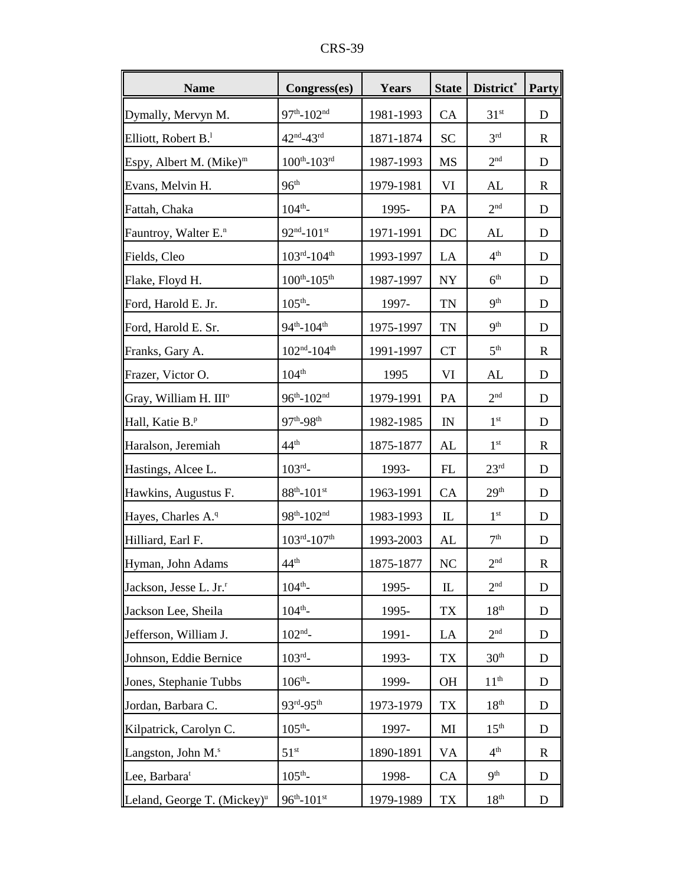| Name | Congress(es) | Years | State | District* | Party |
|---|---|---|---|---|---|
| Dymally, Mervyn M. | 97th-102nd | 1981-1993 | CA | 31st | D |
| Elliott, Robert B.[l] | 42nd-43rd | 1871-1874 | SC | 3rd | R |
| Espy, Albert M. (Mike)[m] | 100th-103rd | 1987-1993 | MS | 2nd | D |
| Evans, Melvin H. | 96th | 1979-1981 | VI | AL | R |
| Fattah, Chaka | 104th- | 1995- | PA | 2nd | D |
| Fauntroy, Walter E.[n] | 92nd-101st | 1971-1991 | DC | AL | D |
| Fields, Cleo | 103rd-104th | 1993-1997 | LA | 4th | D |
| Flake, Floyd H. | 100th-105th | 1987-1997 | NY | 6th | D |
| Ford, Harold E. Jr. | 105th- | 1997- | TN | 9th | D |
| Ford, Harold E. Sr. | 94th-104th | 1975-1997 | TN | 9th | D |
| Franks, Gary A. | 102nd-104th | 1991-1997 | CT | 5th | R |
| Frazer, Victor O. | 104th | 1995 | VI | AL | D |
| Gray, William H. III[o] | 96th-102nd | 1979-1991 | PA | 2nd | D |
| Hall, Katie B.[p] | 97th-98th | 1982-1985 | IN | 1st | D |
| Haralson, Jeremiah | 44th | 1875-1877 | AL | 1st | R |
| Hastings, Alcee L. | 103rd- | 1993- | FL | 23rd | D |
| Hawkins, Augustus F. | 88th-101st | 1963-1991 | CA | 29th | D |
| Hayes, Charles A.[q] | 98th-102nd | 1983-1993 | IL | 1st | D |
| Hilliard, Earl F. | 103rd-107th | 1993-2003 | AL | 7th | D |
| Hyman, John Adams | 44th | 1875-1877 | NC | 2nd | R |
| Jackson, Jesse L. Jr.[r] | 104th- | 1995- | IL | 2nd | D |
| Jackson Lee, Sheila | 104th- | 1995- | TX | 18th | D |
| Jefferson, William J. | 102nd- | 1991- | LA | 2nd | D |
| Johnson, Eddie Bernice | 103rd- | 1993- | TX | 30th | D |
| Jones, Stephanie Tubbs | 106th- | 1999- | OH | 11th | D |
| Jordan, Barbara C. | 93rd-95th | 1973-1979 | TX | 18th | D |
| Kilpatrick, Carolyn C. | 105th- | 1997- | MI | 15th | D |
| Langston, John M.[s] | 51st | 1890-1891 | VA | 4th | R |
| Lee, Barbara[t] | 105th- | 1998- | CA | 9th | D |
| Leland, George T. (Mickey)[u] | 96th-101st | 1979-1989 | TX | 18th | D |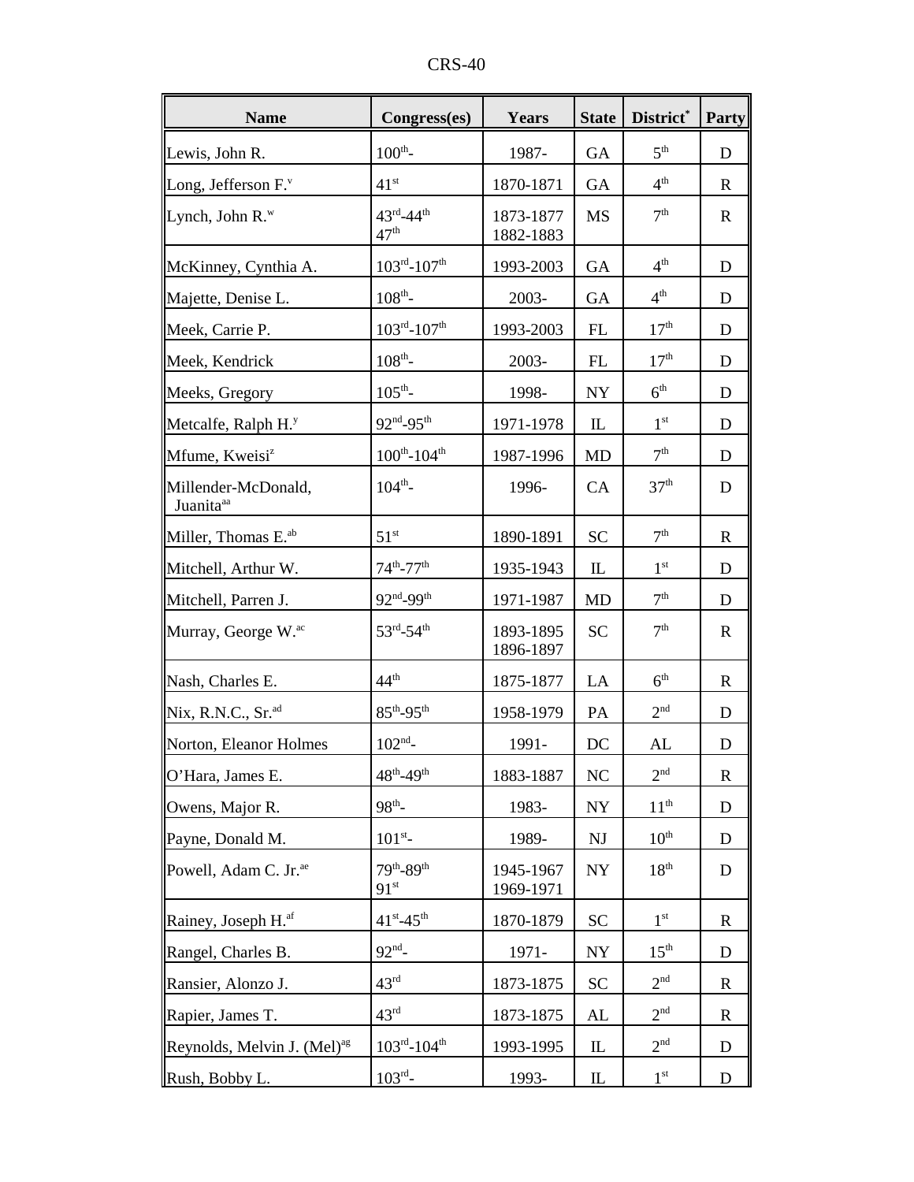| Name | Congress(es) | Years | State | District* | Party |
|---|---|---|---|---|---|
| Lewis, John R. | 100th- | 1987- | GA | 5th | D |
| Long, Jefferson F.[v] | 41st | 1870-1871 | GA | 4th | R |
| Lynch, John R.[w] | 43rd-44th 47th | 1873-1877 1882-1883 | MS | 7th | R |
| McKinney, Cynthia A. | 103rd-107th | 1993-2003 | GA | 4th | D |
| Majette, Denise L. | 108th- | 2003- | GA | 4th | D |
| Meek, Carrie P. | 103rd-107th | 1993-2003 | FL | 17th | D |
| Meek, Kendrick | 108th- | 2003- | FL | 17th | D |
| Meeks, Gregory | 105th- | 1998- | NY | 6th | D |
| Metcalfe, Ralph H.[y] | 92nd-95th | 1971-1978 | IL | 1st | D |
| Mfume, Kweisi[z] | 100th-104th | 1987-1996 | MD | 7th | D |
| Millender-McDonald, Juanita[aa] | 104th- | 1996- | CA | 37th | D |
| Miller, Thomas E.[ab] | 51st | 1890-1891 | SC | 7th | R |
| Mitchell, Arthur W. | 74th-77th | 1935-1943 | IL | 1st | D |
| Mitchell, Parren J. | 92nd-99th | 1971-1987 | MD | 7th | D |
| Murray, George W.[ac] | 53rd-54th | 1893-1895 1896-1897 | SC | 7th | R |
| Nash, Charles E. | 44th | 1875-1877 | LA | 6th | R |
| Nix, R.N.C., Sr.[ad] | 85th-95th | 1958-1979 | PA | 2nd | D |
| Norton, Eleanor Holmes | 102nd- | 1991- | DC | AL | D |
| O'Hara, James E. | 48th-49th | 1883-1887 | NC | 2nd | R |
| Owens, Major R. | 98th- | 1983- | NY | 11th | D |
| Payne, Donald M. | 101st- | 1989- | NJ | 10th | D |
| Powell, Adam C. Jr.[ae] | 79th-89th 91st | 1945-1967 1969-1971 | NY | 18th | D |
| Rainey, Joseph H.[af] | 41st-45th | 1870-1879 | SC | 1st | R |
| Rangel, Charles B. | 92nd- | 1971- | NY | 15th | D |
| Ransier, Alonzo J. | 43rd | 1873-1875 | SC | 2nd | R |
| Rapier, James T. | 43rd | 1873-1875 | AL | 2nd | R |
| Reynolds, Melvin J. (Mel)[ag] | 103rd-104th | 1993-1995 | IL | 2nd | D |
| Rush, Bobby L. | 103rd- | 1993- | IL | 1st | D |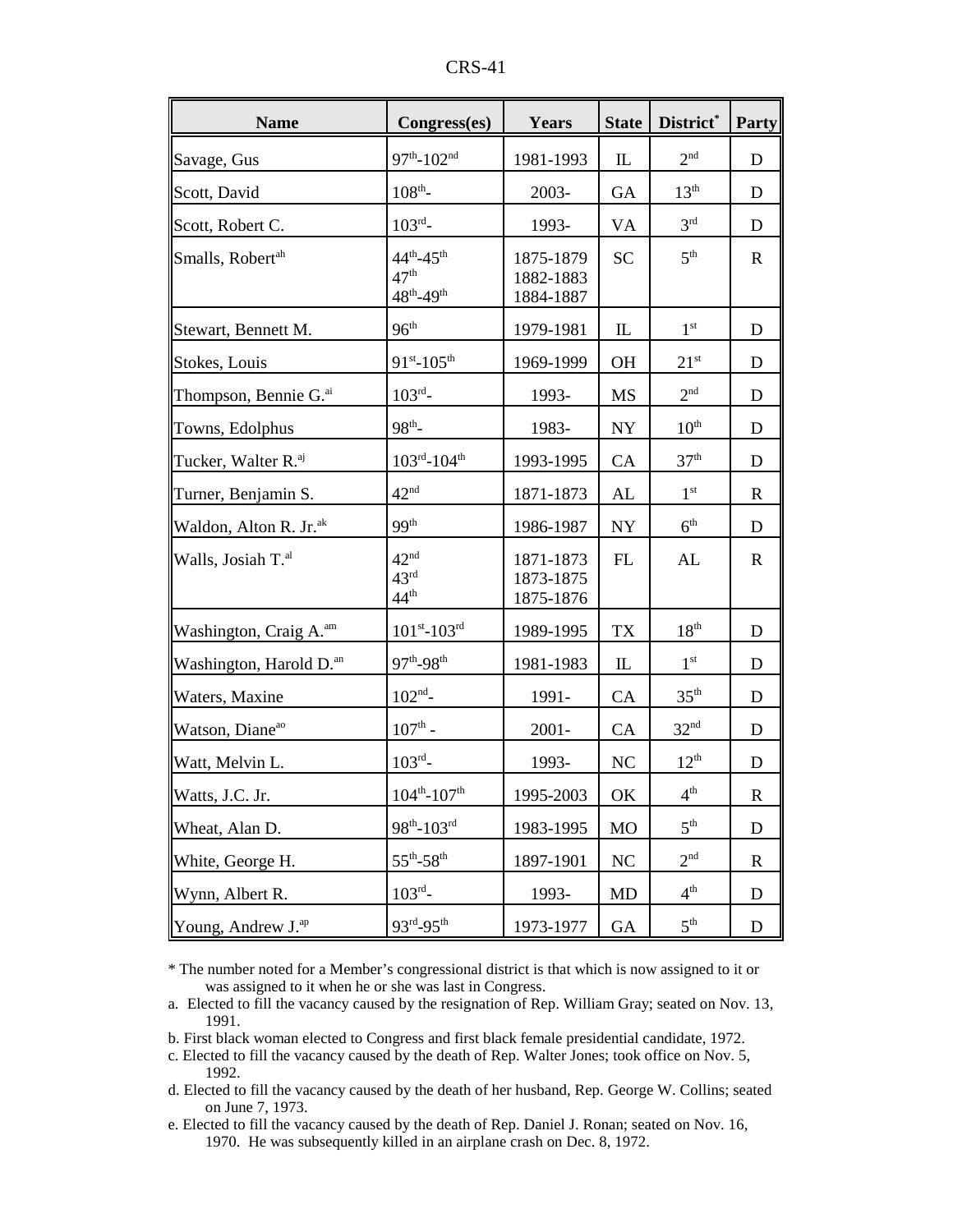| Name | Congress(es) | Years | State | District* | Party |
|---|---|---|---|---|---|
| Savage, Gus | 97th-102nd | 1981-1993 | IL | 2nd | D |
| Scott, David | 108th- | 2003- | GA | 13th | D |
| Scott, Robert C. | 103rd- | 1993- | VA | 3rd | D |
| Smalls, Robert[ah] | 44th-45th<br>47th<br>48th-49th | 1875-1879<br>1882-1883<br>1884-1887 | SC | 5th | R |
| Stewart, Bennett M. | 96th | 1979-1981 | IL | 1st | D |
| Stokes, Louis | 91st-105th | 1969-1999 | OH | 21st | D |
| Thompson, Bennie G.[ai] | 103rd- | 1993- | MS | 2nd | D |
| Towns, Edolphus | 98th- | 1983- | NY | 10th | D |
| Tucker, Walter R.[aj] | 103rd-104th | 1993-1995 | CA | 37th | D |
| Turner, Benjamin S. | 42nd | 1871-1873 | AL | 1st | R |
| Waldon, Alton R. Jr.[ak] | 99th | 1986-1987 | NY | 6th | D |
| Walls, Josiah T.[al] | 42nd<br>43rd<br>44th | 1871-1873<br>1873-1875<br>1875-1876 | FL | AL | R |
| Washington, Craig A.[am] | 101st-103rd | 1989-1995 | TX | 18th | D |
| Washington, Harold D.[an] | 97th-98th | 1981-1983 | IL | 1st | D |
| Waters, Maxine | 102nd- | 1991- | CA | 35th | D |
| Watson, Diane[ao] | 107th - | 2001- | CA | 32nd | D |
| Watt, Melvin L. | 103rd- | 1993- | NC | 12th | D |
| Watts, J.C. Jr. | 104th-107th | 1995-2003 | OK | 4th | R |
| Wheat, Alan D. | 98th-103rd | 1983-1995 | MO | 5th | D |
| White, George H. | 55th-58th | 1897-1901 | NC | 2nd | R |
| Wynn, Albert R. | 103rd- | 1993- | MD | 4th | D |
| Young, Andrew J.[ap] | 93rd-95th | 1973-1977 | GA | 5th | D |

* The number noted for a Member's congressional district is that which is now assigned to it or was assigned to it when he or she was last in Congress.

a. Elected to fill the vacancy caused by the resignation of Rep. William Gray; seated on Nov. 13, 1991.

b. First black woman elected to Congress and first black female presidential candidate, 1972.

c. Elected to fill the vacancy caused by the death of Rep. Walter Jones; took office on Nov. 5, 1992.

d. Elected to fill the vacancy caused by the death of her husband, Rep. George W. Collins; seated on June 7, 1973.

e. Elected to fill the vacancy caused by the death of Rep. Daniel J. Ronan; seated on Nov. 16, 1970. He was subsequently killed in an airplane crash on Dec. 8, 1972.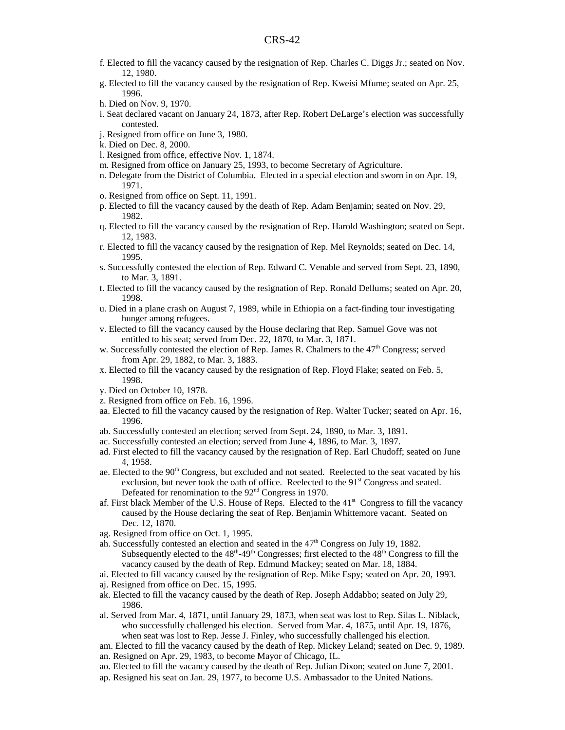f. Elected to fill the vacancy caused by the resignation of Rep. Charles C. Diggs Jr.; seated on Nov. 12, 1980.

g. Elected to fill the vacancy caused by the resignation of Rep. Kweisi Mfume; seated on Apr. 25, 1996.

h. Died on Nov. 9, 1970.

i. Seat declared vacant on January 24, 1873, after Rep. Robert DeLarge's election was successfully contested.

j. Resigned from office on June 3, 1980.

k. Died on Dec. 8, 2000.

l. Resigned from office, effective Nov. 1, 1874.

m. Resigned from office on January 25, 1993, to become Secretary of Agriculture.

n. Delegate from the District of Columbia. Elected in a special election and sworn in on Apr. 19, 1971.

o. Resigned from office on Sept. 11, 1991.

p. Elected to fill the vacancy caused by the death of Rep. Adam Benjamin; seated on Nov. 29, 1982.

q. Elected to fill the vacancy caused by the resignation of Rep. Harold Washington; seated on Sept. 12, 1983.

r. Elected to fill the vacancy caused by the resignation of Rep. Mel Reynolds; seated on Dec. 14, 1995.

s. Successfully contested the election of Rep. Edward C. Venable and served from Sept. 23, 1890, to Mar. 3, 1891.

t. Elected to fill the vacancy caused by the resignation of Rep. Ronald Dellums; seated on Apr. 20, 1998.

u. Died in a plane crash on August 7, 1989, while in Ethiopia on a fact-finding tour investigating hunger among refugees.

v. Elected to fill the vacancy caused by the House declaring that Rep. Samuel Gove was not entitled to his seat; served from Dec. 22, 1870, to Mar. 3, 1871.

w. Successfully contested the election of Rep. James R. Chalmers to the 47th Congress; served from Apr. 29, 1882, to Mar. 3, 1883.

x. Elected to fill the vacancy caused by the resignation of Rep. Floyd Flake; seated on Feb. 5, 1998.

y. Died on October 10, 1978.

z. Resigned from office on Feb. 16, 1996.

aa. Elected to fill the vacancy caused by the resignation of Rep. Walter Tucker; seated on Apr. 16, 1996.

ab. Successfully contested an election; served from Sept. 24, 1890, to Mar. 3, 1891.

ac. Successfully contested an election; served from June 4, 1896, to Mar. 3, 1897.

ad. First elected to fill the vacancy caused by the resignation of Rep. Earl Chudoff; seated on June 4, 1958.

ae. Elected to the 90th Congress, but excluded and not seated. Reelected to the seat vacated by his exclusion, but never took the oath of office. Reelected to the 91st Congress and seated. Defeated for renomination to the 92nd Congress in 1970.

af. First black Member of the U.S. House of Reps. Elected to the 41st Congress to fill the vacancy caused by the House declaring the seat of Rep. Benjamin Whittemore vacant. Seated on Dec. 12, 1870.

ag. Resigned from office on Oct. 1, 1995.

ah. Successfully contested an election and seated in the 47th Congress on July 19, 1882. Subsequently elected to the 48th-49th Congresses; first elected to the 48th Congress to fill the vacancy caused by the death of Rep. Edmund Mackey; seated on Mar. 18, 1884.

ai. Elected to fill vacancy caused by the resignation of Rep. Mike Espy; seated on Apr. 20, 1993.

aj. Resigned from office on Dec. 15, 1995.

ak. Elected to fill the vacancy caused by the death of Rep. Joseph Addabbo; seated on July 29, 1986.

al. Served from Mar. 4, 1871, until January 29, 1873, when seat was lost to Rep. Silas L. Niblack, who successfully challenged his election. Served from Mar. 4, 1875, until Apr. 19, 1876, when seat was lost to Rep. Jesse J. Finley, who successfully challenged his election.

am. Elected to fill the vacancy caused by the death of Rep. Mickey Leland; seated on Dec. 9, 1989.

an. Resigned on Apr. 29, 1983, to become Mayor of Chicago, IL.

ao. Elected to fill the vacancy caused by the death of Rep. Julian Dixon; seated on June 7, 2001.

ap. Resigned his seat on Jan. 29, 1977, to become U.S. Ambassador to the United Nations.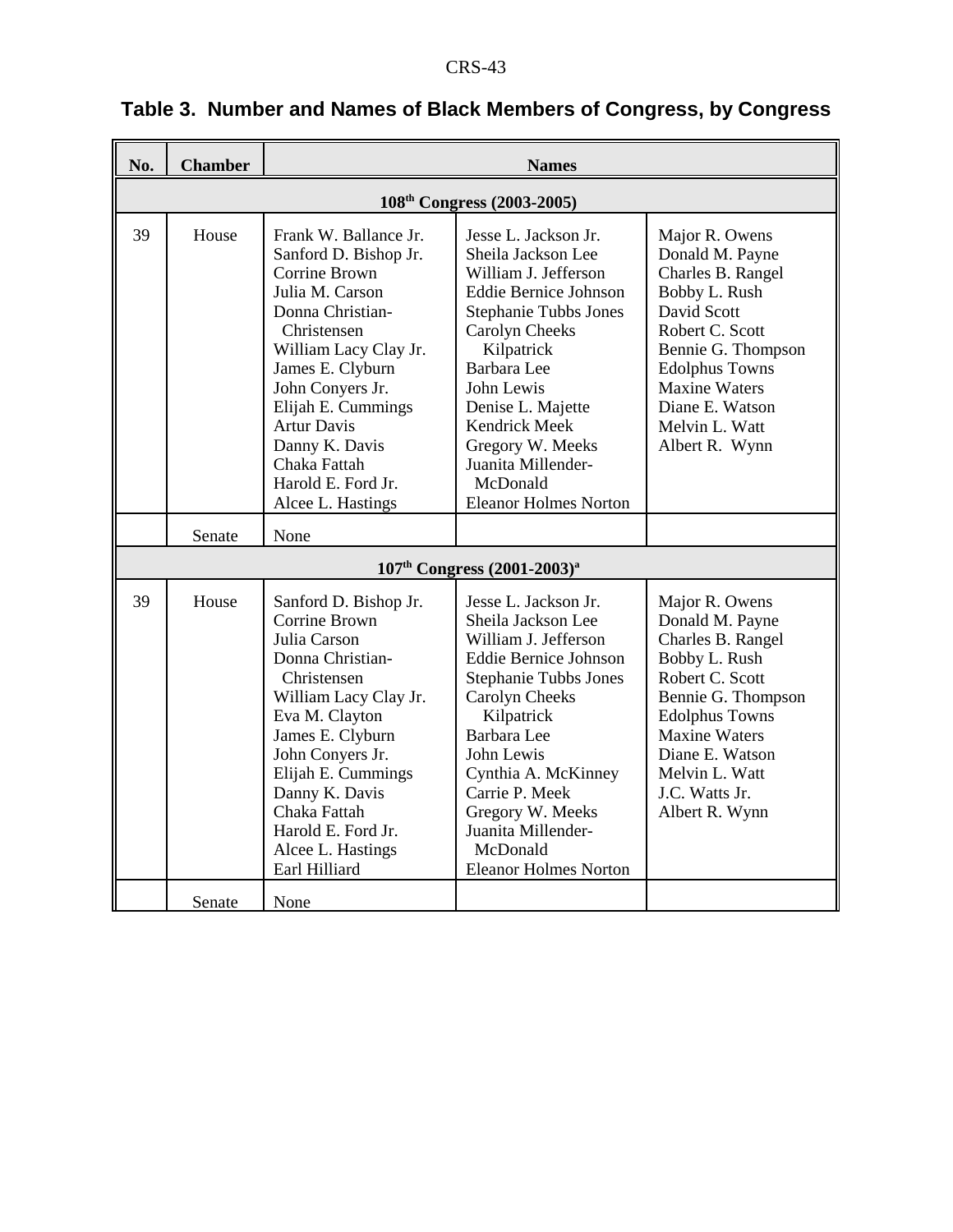## Table 3. Number and Names of Black Members of Congress, by Congress

| No. | Chamber | Names | | |
|---|---|---|---|---|
| **108th Congress (2003-2005)** | | | | |
| 39 | House | Frank W. Ballance Jr.<br>Sanford D. Bishop Jr.<br>Corrine Brown<br>Julia M. Carson<br>Donna Christian-Christensen<br>William Lacy Clay Jr.<br>James E. Clyburn<br>John Conyers Jr.<br>Elijah E. Cummings<br>Artur Davis<br>Danny K. Davis<br>Chaka Fattah<br>Harold E. Ford Jr.<br>Alcee L. Hastings | Jesse L. Jackson Jr.<br>Sheila Jackson Lee<br>William J. Jefferson<br>Eddie Bernice Johnson<br>Stephanie Tubbs Jones<br>Carolyn Cheeks Kilpatrick<br>Barbara Lee<br>John Lewis<br>Denise L. Majette<br>Kendrick Meek<br>Gregory W. Meeks<br>Juanita Millender-McDonald<br>Eleanor Holmes Norton | Major R. Owens<br>Donald M. Payne<br>Charles B. Rangel<br>Bobby L. Rush<br>David Scott<br>Robert C. Scott<br>Bennie G. Thompson<br>Edolphus Towns<br>Maxine Waters<br>Diane E. Watson<br>Melvin L. Watt<br>Albert R. Wynn |
| | Senate | None | | |
| **107th Congress (2001-2003)[a]** | | | | |
| 39 | House | Sanford D. Bishop Jr.<br>Corrine Brown<br>Julia Carson<br>Donna Christian-Christensen<br>William Lacy Clay Jr.<br>Eva M. Clayton<br>James E. Clyburn<br>John Conyers Jr.<br>Elijah E. Cummings<br>Danny K. Davis<br>Chaka Fattah<br>Harold E. Ford Jr.<br>Alcee L. Hastings<br>Earl Hilliard | Jesse L. Jackson Jr.<br>Sheila Jackson Lee<br>William J. Jefferson<br>Eddie Bernice Johnson<br>Stephanie Tubbs Jones<br>Carolyn Cheeks Kilpatrick<br>Barbara Lee<br>John Lewis<br>Cynthia A. McKinney<br>Carrie P. Meek<br>Gregory W. Meeks<br>Juanita Millender-McDonald<br>Eleanor Holmes Norton | Major R. Owens<br>Donald M. Payne<br>Charles B. Rangel<br>Bobby L. Rush<br>Robert C. Scott<br>Bennie G. Thompson<br>Edolphus Towns<br>Maxine Waters<br>Diane E. Watson<br>Melvin L. Watt<br>J.C. Watts Jr.<br>Albert R. Wynn |
| | Senate | None | | |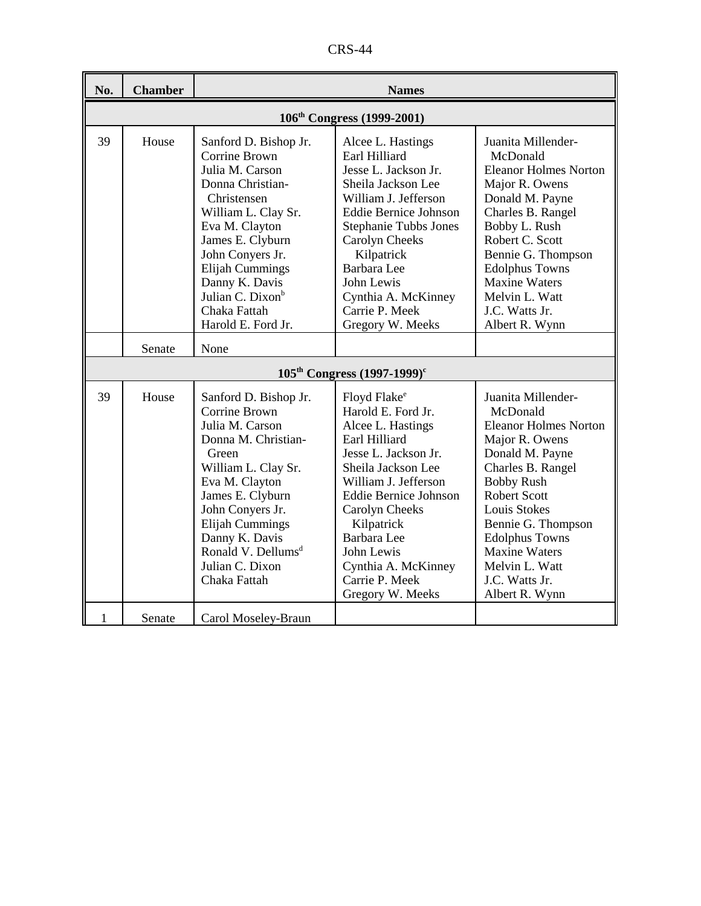| No. | Chamber | Names | | |
|---|---|---|---|---|
| **106th Congress (1999-2001)** | | | | |
| 39 | House | Sanford D. Bishop Jr.<br>Corrine Brown<br>Julia M. Carson<br>Donna Christian-Christensen<br>William L. Clay Sr.<br>Eva M. Clayton<br>James E. Clyburn<br>John Conyers Jr.<br>Elijah Cummings<br>Danny K. Davis<br>Julian C. Dixon[b]<br>Chaka Fattah<br>Harold E. Ford Jr. | Alcee L. Hastings<br>Earl Hilliard<br>Jesse L. Jackson Jr.<br>Sheila Jackson Lee<br>William J. Jefferson<br>Eddie Bernice Johnson<br>Stephanie Tubbs Jones<br>Carolyn Cheeks Kilpatrick<br>Barbara Lee<br>John Lewis<br>Cynthia A. McKinney<br>Carrie P. Meek<br>Gregory W. Meeks | Juanita Millender-McDonald<br>Eleanor Holmes Norton<br>Major R. Owens<br>Donald M. Payne<br>Charles B. Rangel<br>Bobby L. Rush<br>Robert C. Scott<br>Bennie G. Thompson<br>Edolphus Towns<br>Maxine Waters<br>Melvin L. Watt<br>J.C. Watts Jr.<br>Albert R. Wynn |
| | Senate | None | | |
| **105th Congress (1997-1999)[c]** | | | | |
| 39 | House | Sanford D. Bishop Jr.<br>Corrine Brown<br>Julia M. Carson<br>Donna M. Christian-Green<br>William L. Clay Sr.<br>Eva M. Clayton<br>James E. Clyburn<br>John Conyers Jr.<br>Elijah Cummings<br>Danny K. Davis<br>Ronald V. Dellums[d]<br>Julian C. Dixon<br>Chaka Fattah | Floyd Flake[e]<br>Harold E. Ford Jr.<br>Alcee L. Hastings<br>Earl Hilliard<br>Jesse L. Jackson Jr.<br>Sheila Jackson Lee<br>William J. Jefferson<br>Eddie Bernice Johnson<br>Carolyn Cheeks Kilpatrick<br>Barbara Lee<br>John Lewis<br>Cynthia A. McKinney<br>Carrie P. Meek<br>Gregory W. Meeks | Juanita Millender-McDonald<br>Eleanor Holmes Norton<br>Major R. Owens<br>Donald M. Payne<br>Charles B. Rangel<br>Bobby Rush<br>Robert Scott<br>Louis Stokes<br>Bennie G. Thompson<br>Edolphus Towns<br>Maxine Waters<br>Melvin L. Watt<br>J.C. Watts Jr.<br>Albert R. Wynn |
| 1 | Senate | Carol Moseley-Braun | | |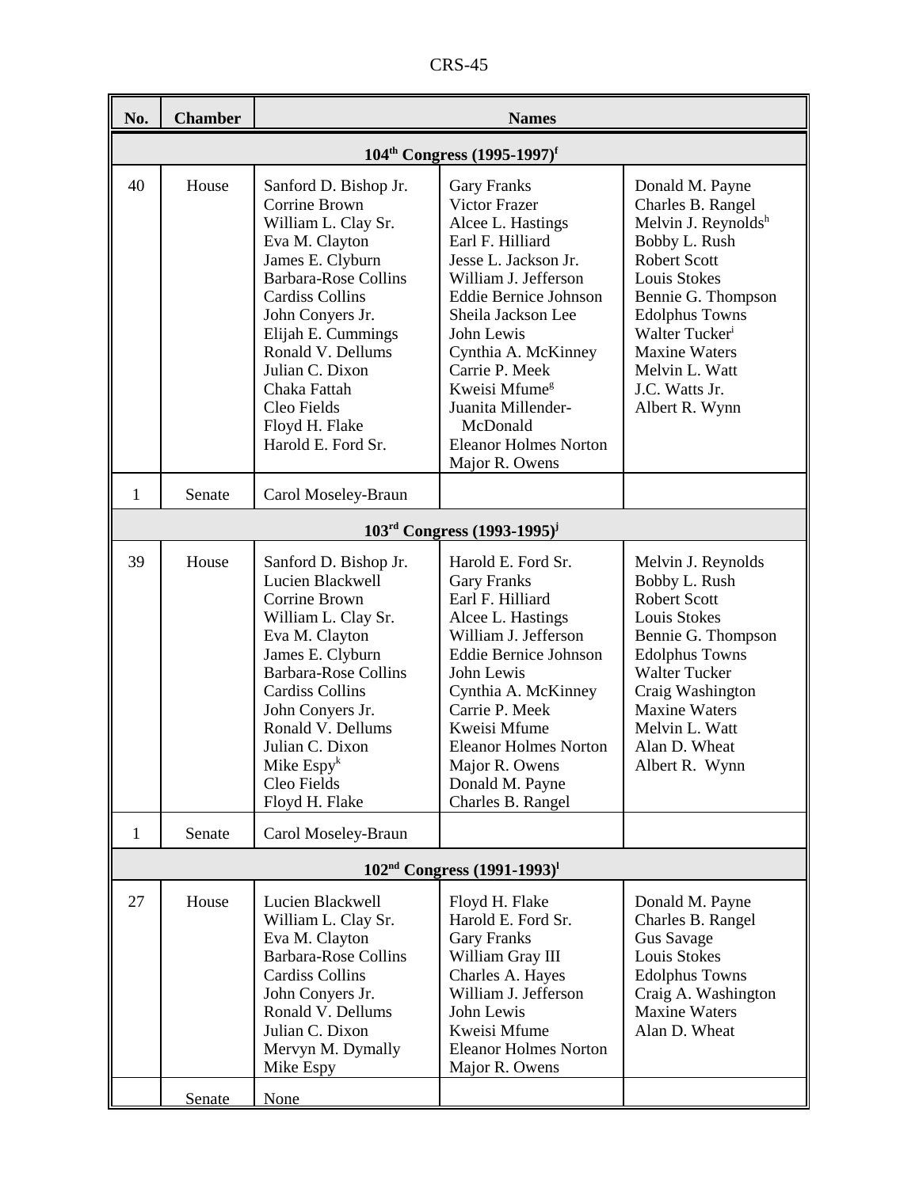| No. | Chamber | Names | | |
|---|---|---|---|---|
| **104th Congress (1995-1997)[f]** | | | | |
| 40 | House | Sanford D. Bishop Jr.<br>Corrine Brown<br>William L. Clay Sr.<br>Eva M. Clayton<br>James E. Clyburn<br>Barbara-Rose Collins<br>Cardiss Collins<br>John Conyers Jr.<br>Elijah E. Cummings<br>Ronald V. Dellums<br>Julian C. Dixon<br>Chaka Fattah<br>Cleo Fields<br>Floyd H. Flake<br>Harold E. Ford Sr. | Gary Franks<br>Victor Frazer<br>Alcee L. Hastings<br>Earl F. Hilliard<br>Jesse L. Jackson Jr.<br>William J. Jefferson<br>Eddie Bernice Johnson<br>Sheila Jackson Lee<br>John Lewis<br>Cynthia A. McKinney<br>Carrie P. Meek<br>Kweisi Mfume[g]<br>Juanita Millender-McDonald<br>Eleanor Holmes Norton<br>Major R. Owens | Donald M. Payne<br>Charles B. Rangel<br>Melvin J. Reynolds[h]<br>Bobby L. Rush<br>Robert Scott<br>Louis Stokes<br>Bennie G. Thompson<br>Edolphus Towns<br>Walter Tucker[i]<br>Maxine Waters<br>Melvin L. Watt<br>J.C. Watts Jr.<br>Albert R. Wynn |
| 1 | Senate | Carol Moseley-Braun | | |
| **103rd Congress (1993-1995)[j]** | | | | |
| 39 | House | Sanford D. Bishop Jr.<br>Lucien Blackwell<br>Corrine Brown<br>William L. Clay Sr.<br>Eva M. Clayton<br>James E. Clyburn<br>Barbara-Rose Collins<br>Cardiss Collins<br>John Conyers Jr.<br>Ronald V. Dellums<br>Julian C. Dixon<br>Mike Espy[k]<br>Cleo Fields<br>Floyd H. Flake | Harold E. Ford Sr.<br>Gary Franks<br>Earl F. Hilliard<br>Alcee L. Hastings<br>William J. Jefferson<br>Eddie Bernice Johnson<br>John Lewis<br>Cynthia A. McKinney<br>Carrie P. Meek<br>Kweisi Mfume<br>Eleanor Holmes Norton<br>Major R. Owens<br>Donald M. Payne<br>Charles B. Rangel | Melvin J. Reynolds<br>Bobby L. Rush<br>Robert Scott<br>Louis Stokes<br>Bennie G. Thompson<br>Edolphus Towns<br>Walter Tucker<br>Craig Washington<br>Maxine Waters<br>Melvin L. Watt<br>Alan D. Wheat<br>Albert R. Wynn |
| 1 | Senate | Carol Moseley-Braun | | |
| **102nd Congress (1991-1993)[l]** | | | | |
| 27 | House | Lucien Blackwell<br>William L. Clay Sr.<br>Eva M. Clayton<br>Barbara-Rose Collins<br>Cardiss Collins<br>John Conyers Jr.<br>Ronald V. Dellums<br>Julian C. Dixon<br>Mervyn M. Dymally<br>Mike Espy | Floyd H. Flake<br>Harold E. Ford Sr.<br>Gary Franks<br>William Gray III<br>Charles A. Hayes<br>William J. Jefferson<br>John Lewis<br>Kweisi Mfume<br>Eleanor Holmes Norton<br>Major R. Owens | Donald M. Payne<br>Charles B. Rangel<br>Gus Savage<br>Louis Stokes<br>Edolphus Towns<br>Craig A. Washington<br>Maxine Waters<br>Alan D. Wheat |
| | Senate | None | | |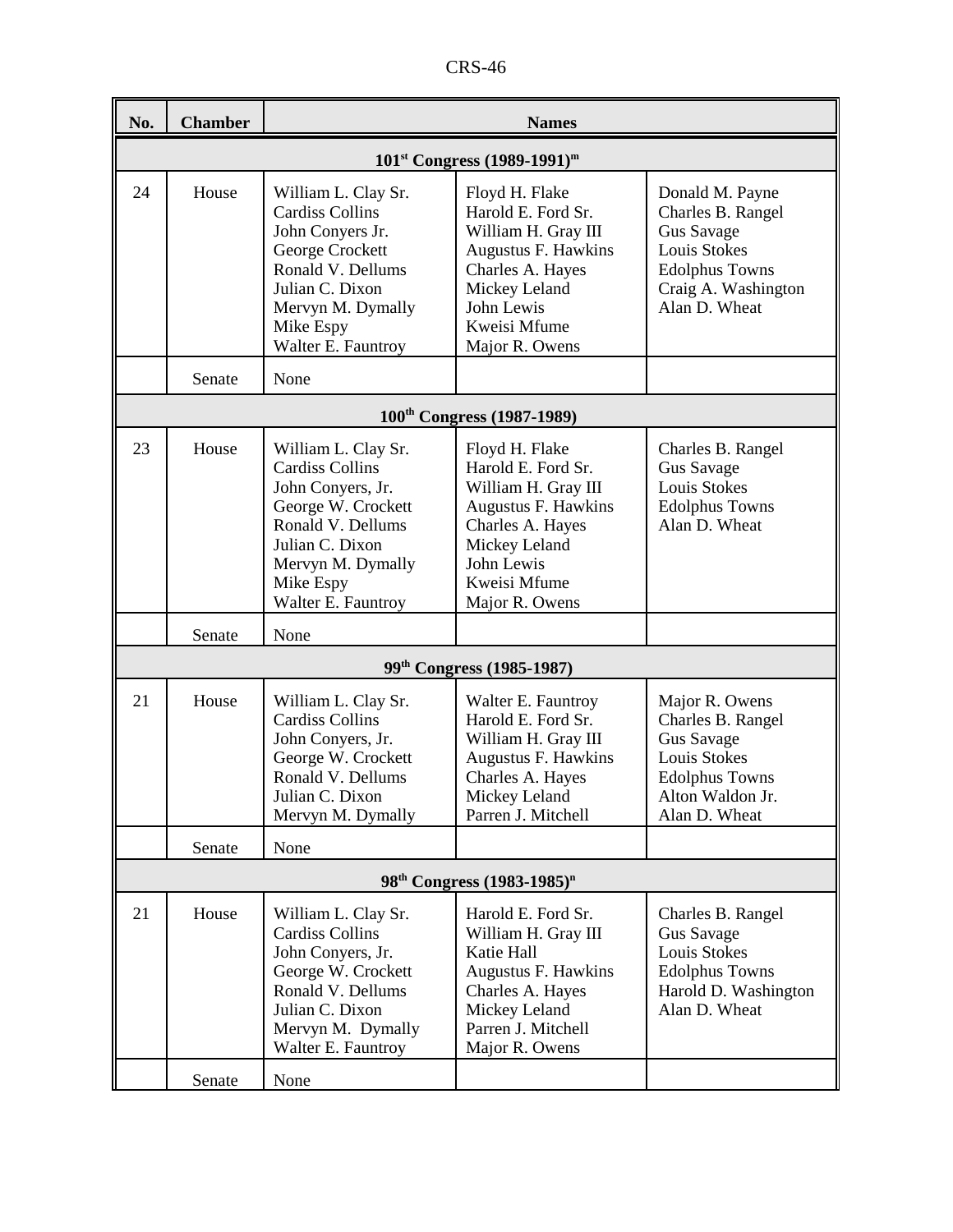| No. | Chamber | Names | | |
|---|---|---|---|---|
| | | **101st Congress (1989-1991)[m]** | | |
| 24 | House | William L. Clay Sr.<br>Cardiss Collins<br>John Conyers Jr.<br>George Crockett<br>Ronald V. Dellums<br>Julian C. Dixon<br>Mervyn M. Dymally<br>Mike Espy<br>Walter E. Fauntroy | Floyd H. Flake<br>Harold E. Ford Sr.<br>William H. Gray III<br>Augustus F. Hawkins<br>Charles A. Hayes<br>Mickey Leland<br>John Lewis<br>Kweisi Mfume<br>Major R. Owens | Donald M. Payne<br>Charles B. Rangel<br>Gus Savage<br>Louis Stokes<br>Edolphus Towns<br>Craig A. Washington<br>Alan D. Wheat |
| | Senate | None | | |
| | | **100th Congress (1987-1989)** | | |
| 23 | House | William L. Clay Sr.<br>Cardiss Collins<br>John Conyers, Jr.<br>George W. Crockett<br>Ronald V. Dellums<br>Julian C. Dixon<br>Mervyn M. Dymally<br>Mike Espy<br>Walter E. Fauntroy | Floyd H. Flake<br>Harold E. Ford Sr.<br>William H. Gray III<br>Augustus F. Hawkins<br>Charles A. Hayes<br>Mickey Leland<br>John Lewis<br>Kweisi Mfume<br>Major R. Owens | Charles B. Rangel<br>Gus Savage<br>Louis Stokes<br>Edolphus Towns<br>Alan D. Wheat |
| | Senate | None | | |
| | | **99th Congress (1985-1987)** | | |
| 21 | House | William L. Clay Sr.<br>Cardiss Collins<br>John Conyers, Jr.<br>George W. Crockett<br>Ronald V. Dellums<br>Julian C. Dixon<br>Mervyn M. Dymally | Walter E. Fauntroy<br>Harold E. Ford Sr.<br>William H. Gray III<br>Augustus F. Hawkins<br>Charles A. Hayes<br>Mickey Leland<br>Parren J. Mitchell | Major R. Owens<br>Charles B. Rangel<br>Gus Savage<br>Louis Stokes<br>Edolphus Towns<br>Alton Waldon Jr.<br>Alan D. Wheat |
| | Senate | None | | |
| | | **98th Congress (1983-1985)[n]** | | |
| 21 | House | William L. Clay Sr.<br>Cardiss Collins<br>John Conyers, Jr.<br>George W. Crockett<br>Ronald V. Dellums<br>Julian C. Dixon<br>Mervyn M. Dymally<br>Walter E. Fauntroy | Harold E. Ford Sr.<br>William H. Gray III<br>Katie Hall<br>Augustus F. Hawkins<br>Charles A. Hayes<br>Mickey Leland<br>Parren J. Mitchell<br>Major R. Owens | Charles B. Rangel<br>Gus Savage<br>Louis Stokes<br>Edolphus Towns<br>Harold D. Washington<br>Alan D. Wheat |
| | Senate | None | | |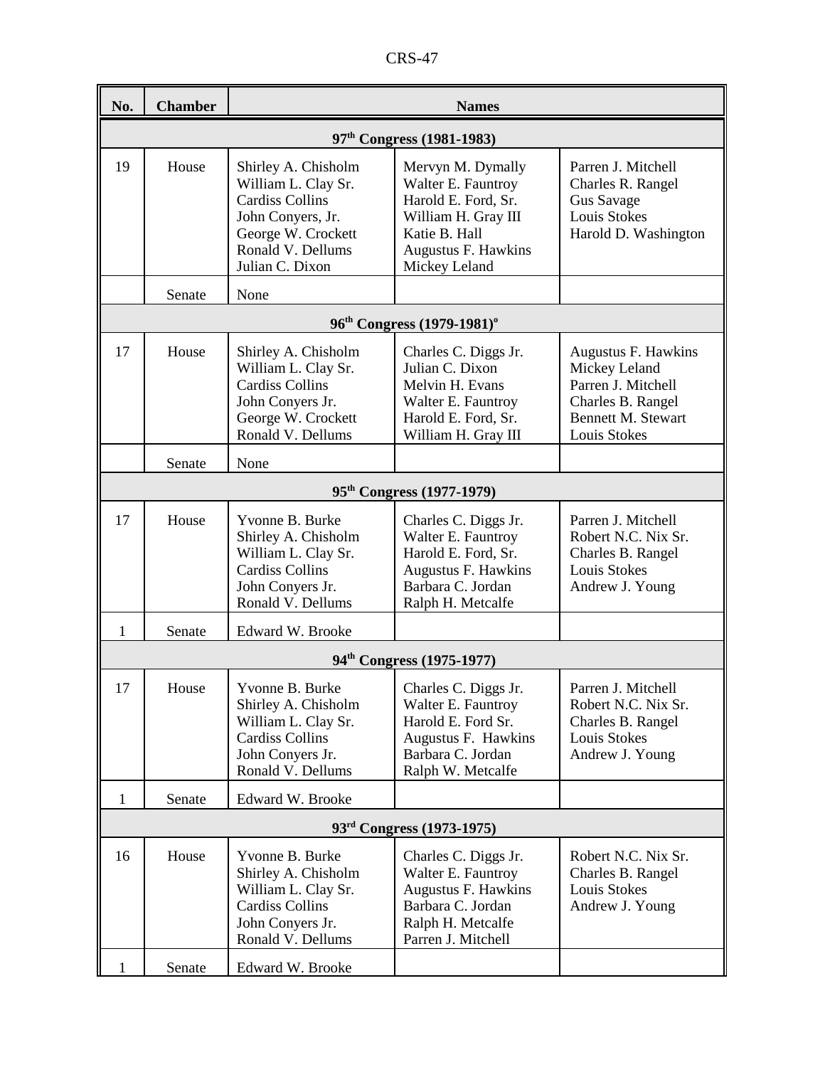| No. | Chamber | Names | | |
|---|---|---|---|---|
| **97th Congress (1981-1983)** | | | | |
| 19 | House | Shirley A. Chisholm<br>William L. Clay Sr.<br>Cardiss Collins<br>John Conyers, Jr.<br>George W. Crockett<br>Ronald V. Dellums<br>Julian C. Dixon | Mervyn M. Dymally<br>Walter E. Fauntroy<br>Harold E. Ford, Sr.<br>William H. Gray III<br>Katie B. Hall<br>Augustus F. Hawkins<br>Mickey Leland | Parren J. Mitchell<br>Charles R. Rangel<br>Gus Savage<br>Louis Stokes<br>Harold D. Washington |
| | Senate | None | | |
| **96th Congress (1979-1981)[o]** | | | | |
| 17 | House | Shirley A. Chisholm<br>William L. Clay Sr.<br>Cardiss Collins<br>John Conyers Jr.<br>George W. Crockett<br>Ronald V. Dellums | Charles C. Diggs Jr.<br>Julian C. Dixon<br>Melvin H. Evans<br>Walter E. Fauntroy<br>Harold E. Ford, Sr.<br>William H. Gray III | Augustus F. Hawkins<br>Mickey Leland<br>Parren J. Mitchell<br>Charles B. Rangel<br>Bennett M. Stewart<br>Louis Stokes |
| | Senate | None | | |
| **95th Congress (1977-1979)** | | | | |
| 17 | House | Yvonne B. Burke<br>Shirley A. Chisholm<br>William L. Clay Sr.<br>Cardiss Collins<br>John Conyers Jr.<br>Ronald V. Dellums | Charles C. Diggs Jr.<br>Walter E. Fauntroy<br>Harold E. Ford, Sr.<br>Augustus F. Hawkins<br>Barbara C. Jordan<br>Ralph H. Metcalfe | Parren J. Mitchell<br>Robert N.C. Nix Sr.<br>Charles B. Rangel<br>Louis Stokes<br>Andrew J. Young |
| 1 | Senate | Edward W. Brooke | | |
| **94th Congress (1975-1977)** | | | | |
| 17 | House | Yvonne B. Burke<br>Shirley A. Chisholm<br>William L. Clay Sr.<br>Cardiss Collins<br>John Conyers Jr.<br>Ronald V. Dellums | Charles C. Diggs Jr.<br>Walter E. Fauntroy<br>Harold E. Ford Sr.<br>Augustus F. Hawkins<br>Barbara C. Jordan<br>Ralph W. Metcalfe | Parren J. Mitchell<br>Robert N.C. Nix Sr.<br>Charles B. Rangel<br>Louis Stokes<br>Andrew J. Young |
| 1 | Senate | Edward W. Brooke | | |
| **93rd Congress (1973-1975)** | | | | |
| 16 | House | Yvonne B. Burke<br>Shirley A. Chisholm<br>William L. Clay Sr.<br>Cardiss Collins<br>John Conyers Jr.<br>Ronald V. Dellums | Charles C. Diggs Jr.<br>Walter E. Fauntroy<br>Augustus F. Hawkins<br>Barbara C. Jordan<br>Ralph H. Metcalfe<br>Parren J. Mitchell | Robert N.C. Nix Sr.<br>Charles B. Rangel<br>Louis Stokes<br>Andrew J. Young |
| 1 | Senate | Edward W. Brooke | | |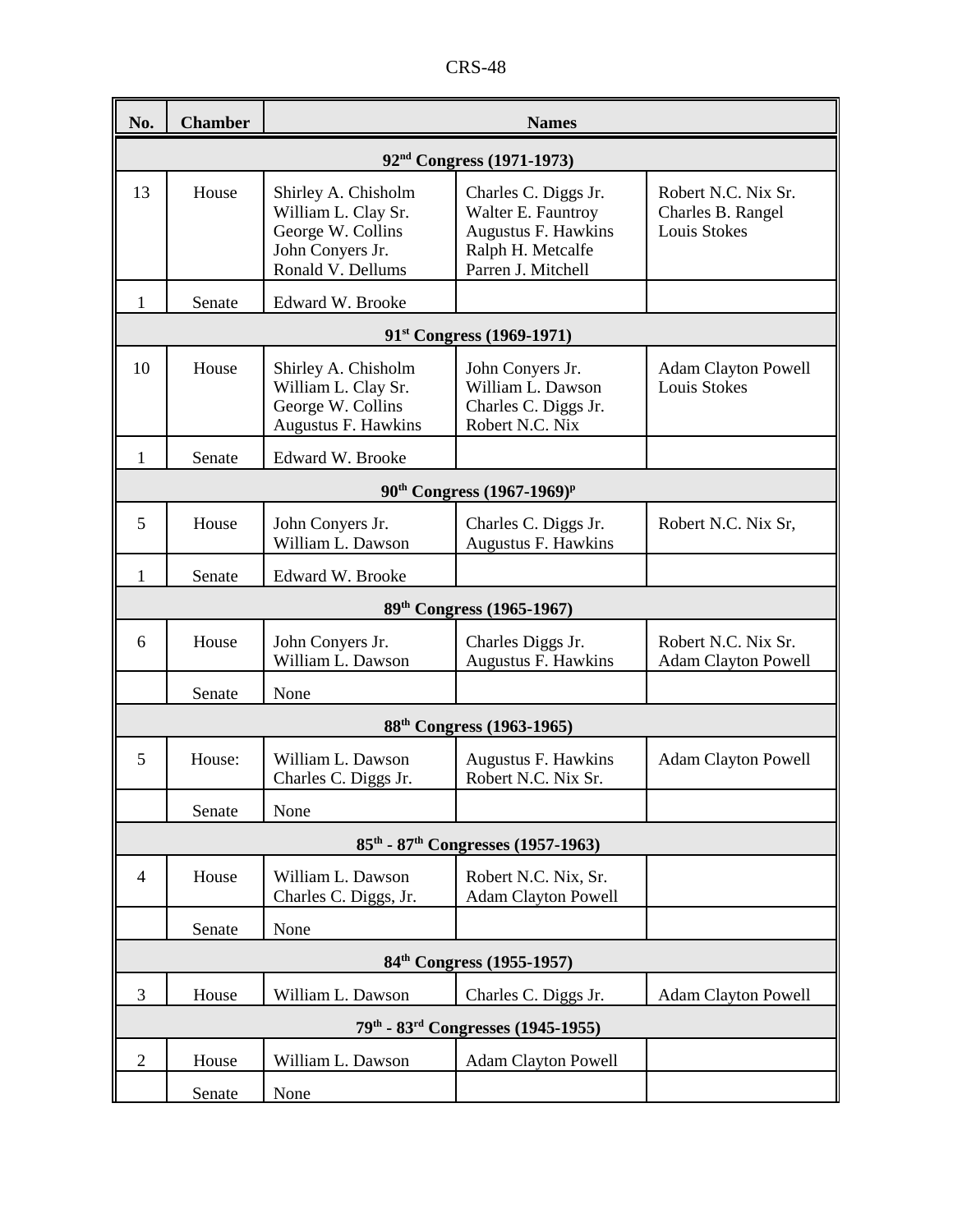| No. | Chamber | Names | | |
|---|---|---|---|---|
| **92nd Congress (1971-1973)** | | | | |
| 13 | House | Shirley A. Chisholm<br>William L. Clay Sr.<br>George W. Collins<br>John Conyers Jr.<br>Ronald V. Dellums | Charles C. Diggs Jr.<br>Walter E. Fauntroy<br>Augustus F. Hawkins<br>Ralph H. Metcalfe<br>Parren J. Mitchell | Robert N.C. Nix Sr.<br>Charles B. Rangel<br>Louis Stokes |
| 1 | Senate | Edward W. Brooke | | |
| **91st Congress (1969-1971)** | | | | |
| 10 | House | Shirley A. Chisholm<br>William L. Clay Sr.<br>George W. Collins<br>Augustus F. Hawkins | John Conyers Jr.<br>William L. Dawson<br>Charles C. Diggs Jr.<br>Robert N.C. Nix | Adam Clayton Powell<br>Louis Stokes |
| 1 | Senate | Edward W. Brooke | | |
| **90th Congress (1967-1969)[p]** | | | | |
| 5 | House | John Conyers Jr.<br>William L. Dawson | Charles C. Diggs Jr.<br>Augustus F. Hawkins | Robert N.C. Nix Sr, |
| 1 | Senate | Edward W. Brooke | | |
| **89th Congress (1965-1967)** | | | | |
| 6 | House | John Conyers Jr.<br>William L. Dawson | Charles Diggs Jr.<br>Augustus F. Hawkins | Robert N.C. Nix Sr.<br>Adam Clayton Powell |
| | Senate | None | | |
| **88th Congress (1963-1965)** | | | | |
| 5 | House: | William L. Dawson<br>Charles C. Diggs Jr. | Augustus F. Hawkins<br>Robert N.C. Nix Sr. | Adam Clayton Powell |
| | Senate | None | | |
| **85th - 87th Congresses (1957-1963)** | | | | |
| 4 | House | William L. Dawson<br>Charles C. Diggs, Jr. | Robert N.C. Nix, Sr.<br>Adam Clayton Powell | |
| | Senate | None | | |
| **84th Congress (1955-1957)** | | | | |
| 3 | House | William L. Dawson | Charles C. Diggs Jr. | Adam Clayton Powell |
| **79th - 83rd Congresses (1945-1955)** | | | | |
| 2 | House | William L. Dawson | Adam Clayton Powell | |
| | Senate | None | | |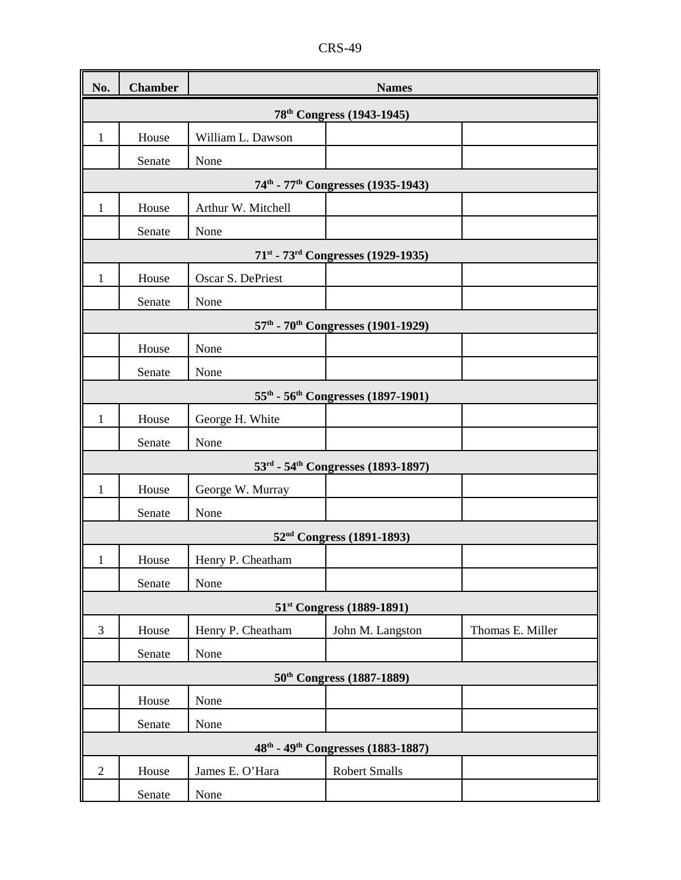| No. | Chamber | Names | | |
| --- | --- | --- | --- | --- |
| **78th Congress (1943-1945)** | | | | |
| 1 | House | William L. Dawson | | |
| | Senate | None | | |
| **74th - 77th Congresses (1935-1943)** | | | | |
| 1 | House | Arthur W. Mitchell | | |
| | Senate | None | | |
| **71st - 73rd Congresses (1929-1935)** | | | | |
| 1 | House | Oscar S. DePriest | | |
| | Senate | None | | |
| **57th - 70th Congresses (1901-1929)** | | | | |
| | House | None | | |
| | Senate | None | | |
| **55th - 56th Congresses (1897-1901)** | | | | |
| 1 | House | George H. White | | |
| | Senate | None | | |
| **53rd - 54th Congresses (1893-1897)** | | | | |
| 1 | House | George W. Murray | | |
| | Senate | None | | |
| **52nd Congress (1891-1893)** | | | | |
| 1 | House | Henry P. Cheatham | | |
| | Senate | None | | |
| **51st Congress (1889-1891)** | | | | |
| 3 | House | Henry P. Cheatham | John M. Langston | Thomas E. Miller |
| | Senate | None | | |
| **50th Congress (1887-1889)** | | | | |
| | House | None | | |
| | Senate | None | | |
| **48th - 49th Congresses (1883-1887)** | | | | |
| 2 | House | James E. O'Hara | Robert Smalls | |
| | Senate | None | | |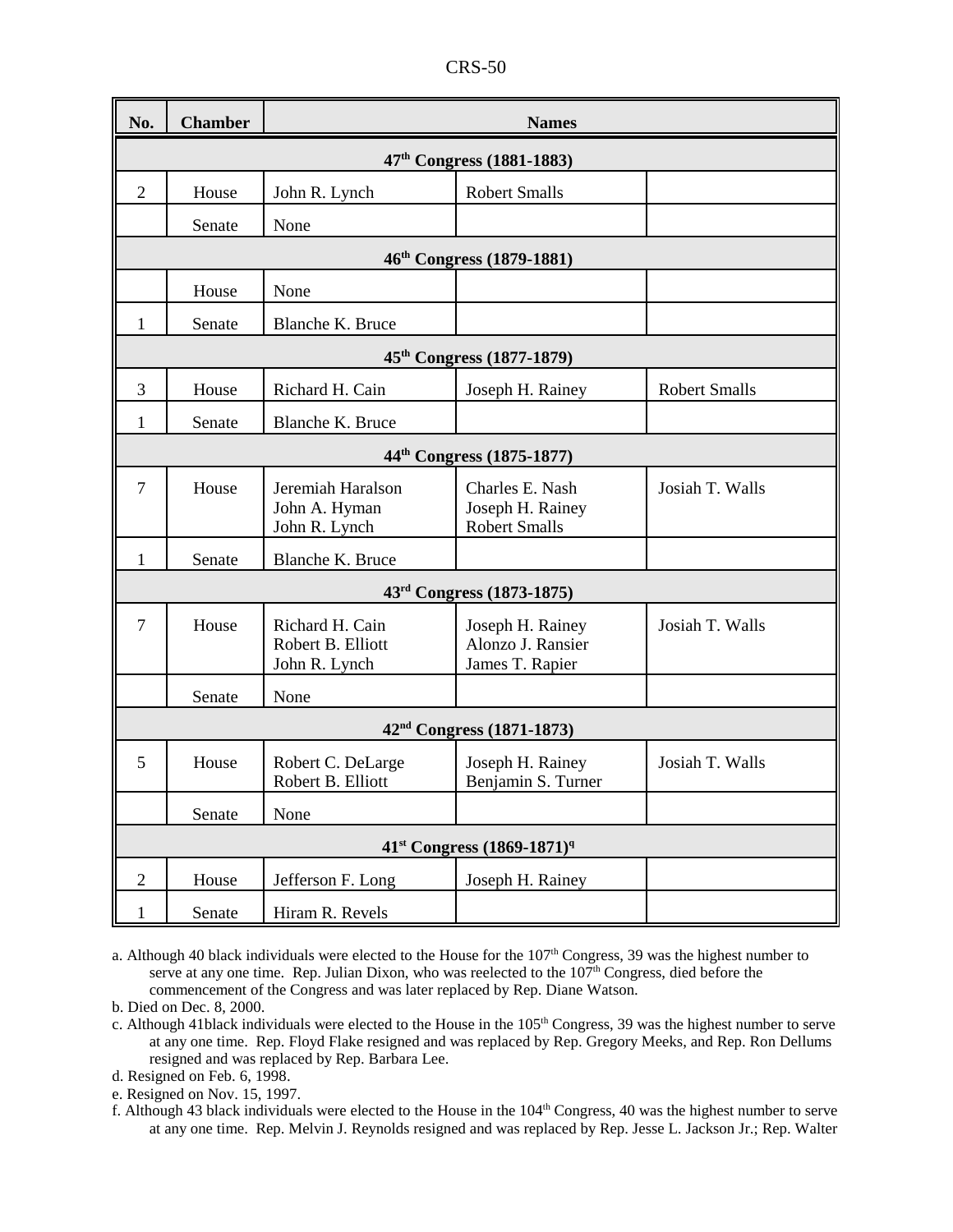| No. | Chamber | Names | | |
|---|---|---|---|---|
| | | **47th Congress (1881-1883)** | | |
| 2 | House | John R. Lynch | Robert Smalls | |
| | Senate | None | | |
| | | **46th Congress (1879-1881)** | | |
| | House | None | | |
| 1 | Senate | Blanche K. Bruce | | |
| | | **45th Congress (1877-1879)** | | |
| 3 | House | Richard H. Cain | Joseph H. Rainey | Robert Smalls |
| 1 | Senate | Blanche K. Bruce | | |
| | | **44th Congress (1875-1877)** | | |
| 7 | House | Jeremiah Haralson<br>John A. Hyman<br>John R. Lynch | Charles E. Nash<br>Joseph H. Rainey<br>Robert Smalls | Josiah T. Walls |
| 1 | Senate | Blanche K. Bruce | | |
| | | **43rd Congress (1873-1875)** | | |
| 7 | House | Richard H. Cain<br>Robert B. Elliott<br>John R. Lynch | Joseph H. Rainey<br>Alonzo J. Ransier<br>James T. Rapier | Josiah T. Walls |
| | Senate | None | | |
| | | **42nd Congress (1871-1873)** | | |
| 5 | House | Robert C. DeLarge<br>Robert B. Elliott | Joseph H. Rainey<br>Benjamin S. Turner | Josiah T. Walls |
| | Senate | None | | |
| | | **41st Congress (1869-1871)[q]** | | |
| 2 | House | Jefferson F. Long | Joseph H. Rainey | |
| 1 | Senate | Hiram R. Revels | | |

a. Although 40 black individuals were elected to the House for the 107th Congress, 39 was the highest number to serve at any one time. Rep. Julian Dixon, who was reelected to the 107th Congress, died before the commencement of the Congress and was later replaced by Rep. Diane Watson.

b. Died on Dec. 8, 2000.

c. Although 41black individuals were elected to the House in the 105th Congress, 39 was the highest number to serve at any one time. Rep. Floyd Flake resigned and was replaced by Rep. Gregory Meeks, and Rep. Ron Dellums resigned and was replaced by Rep. Barbara Lee.

d. Resigned on Feb. 6, 1998.

e. Resigned on Nov. 15, 1997.

f. Although 43 black individuals were elected to the House in the 104th Congress, 40 was the highest number to serve at any one time. Rep. Melvin J. Reynolds resigned and was replaced by Rep. Jesse L. Jackson Jr.; Rep. Walter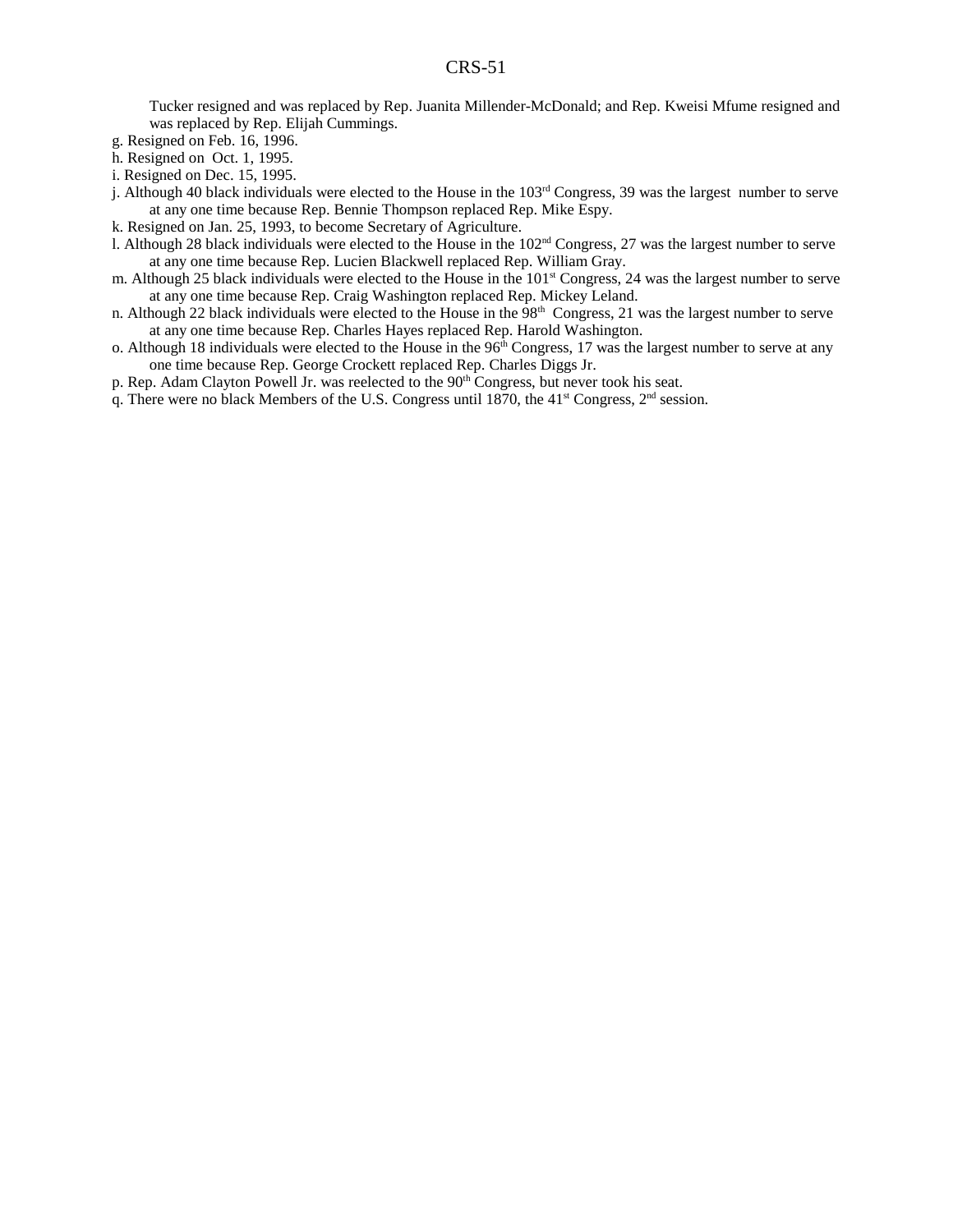Tucker resigned and was replaced by Rep. Juanita Millender-McDonald; and Rep. Kweisi Mfume resigned and was replaced by Rep. Elijah Cummings.

g. Resigned on Feb. 16, 1996.

h. Resigned on Oct. 1, 1995.

i. Resigned on Dec. 15, 1995.

j. Although 40 black individuals were elected to the House in the 103rd Congress, 39 was the largest number to serve at any one time because Rep. Bennie Thompson replaced Rep. Mike Espy.

k. Resigned on Jan. 25, 1993, to become Secretary of Agriculture.

l. Although 28 black individuals were elected to the House in the 102nd Congress, 27 was the largest number to serve at any one time because Rep. Lucien Blackwell replaced Rep. William Gray.

m. Although 25 black individuals were elected to the House in the 101st Congress, 24 was the largest number to serve at any one time because Rep. Craig Washington replaced Rep. Mickey Leland.

n. Although 22 black individuals were elected to the House in the 98th Congress, 21 was the largest number to serve at any one time because Rep. Charles Hayes replaced Rep. Harold Washington.

o. Although 18 individuals were elected to the House in the 96th Congress, 17 was the largest number to serve at any one time because Rep. George Crockett replaced Rep. Charles Diggs Jr.

p. Rep. Adam Clayton Powell Jr. was reelected to the 90th Congress, but never took his seat.

q. There were no black Members of the U.S. Congress until 1870, the 41st Congress, 2nd session.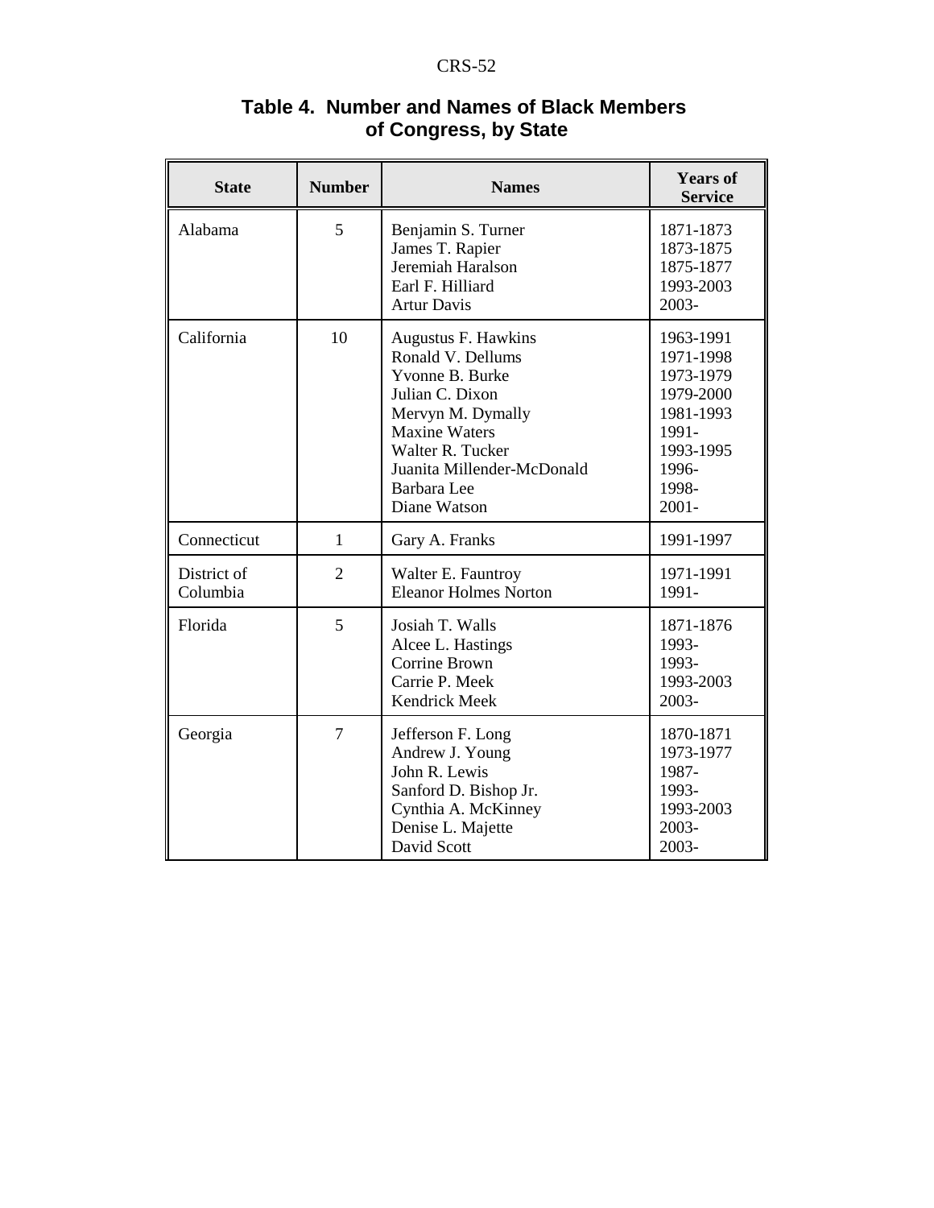**Table 4. Number and Names of Black Members of Congress, by State**

| State | Number | Names | Years of Service |
|---|---|---|---|
| Alabama | 5 | Benjamin S. Turner<br>James T. Rapier<br>Jeremiah Haralson<br>Earl F. Hilliard<br>Artur Davis | 1871-1873<br>1873-1875<br>1875-1877<br>1993-2003<br>2003- |
| California | 10 | Augustus F. Hawkins<br>Ronald V. Dellums<br>Yvonne B. Burke<br>Julian C. Dixon<br>Mervyn M. Dymally<br>Maxine Waters<br>Walter R. Tucker<br>Juanita Millender-McDonald<br>Barbara Lee<br>Diane Watson | 1963-1991<br>1971-1998<br>1973-1979<br>1979-2000<br>1981-1993<br>1991-<br>1993-1995<br>1996-<br>1998-<br>2001- |
| Connecticut | 1 | Gary A. Franks | 1991-1997 |
| District of Columbia | 2 | Walter E. Fauntroy<br>Eleanor Holmes Norton | 1971-1991<br>1991- |
| Florida | 5 | Josiah T. Walls<br>Alcee L. Hastings<br>Corrine Brown<br>Carrie P. Meek<br>Kendrick Meek | 1871-1876<br>1993-<br>1993-<br>1993-2003<br>2003- |
| Georgia | 7 | Jefferson F. Long<br>Andrew J. Young<br>John R. Lewis<br>Sanford D. Bishop Jr.<br>Cynthia A. McKinney<br>Denise L. Majette<br>David Scott | 1870-1871<br>1973-1977<br>1987-<br>1993-<br>1993-2003<br>2003-<br>2003- |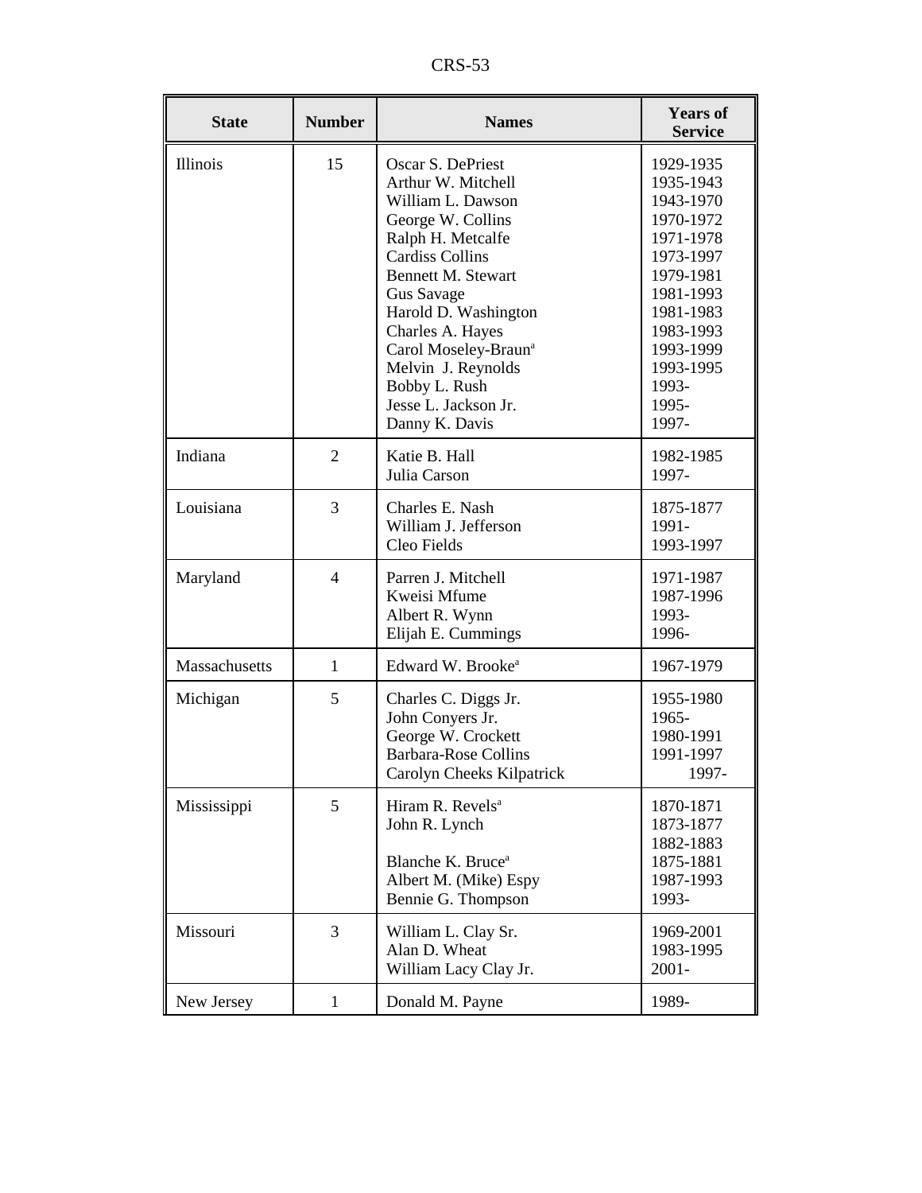| State | Number | Names | Years of Service |
|---|---|---|---|
| Illinois | 15 | Oscar S. DePriest<br>Arthur W. Mitchell<br>William L. Dawson<br>George W. Collins<br>Ralph H. Metcalfe<br>Cardiss Collins<br>Bennett M. Stewart<br>Gus Savage<br>Harold D. Washington<br>Charles A. Hayes<br>Carol Moseley-Braun[a]<br>Melvin J. Reynolds<br>Bobby L. Rush<br>Jesse L. Jackson Jr.<br>Danny K. Davis | 1929-1935<br>1935-1943<br>1943-1970<br>1970-1972<br>1971-1978<br>1973-1997<br>1979-1981<br>1981-1993<br>1981-1983<br>1983-1993<br>1993-1999<br>1993-1995<br>1993-<br>1995-<br>1997- |
| Indiana | 2 | Katie B. Hall<br>Julia Carson | 1982-1985<br>1997- |
| Louisiana | 3 | Charles E. Nash<br>William J. Jefferson<br>Cleo Fields | 1875-1877<br>1991-<br>1993-1997 |
| Maryland | 4 | Parren J. Mitchell<br>Kweisi Mfume<br>Albert R. Wynn<br>Elijah E. Cummings | 1971-1987<br>1987-1996<br>1993-<br>1996- |
| Massachusetts | 1 | Edward W. Brooke[a] | 1967-1979 |
| Michigan | 5 | Charles C. Diggs Jr.<br>John Conyers Jr.<br>George W. Crockett<br>Barbara-Rose Collins<br>Carolyn Cheeks Kilpatrick | 1955-1980<br>1965-<br>1980-1991<br>1991-1997<br>1997- |
| Mississippi | 5 | Hiram R. Revels[a]<br>John R. Lynch<br><br>Blanche K. Bruce[a]<br>Albert M. (Mike) Espy<br>Bennie G. Thompson | 1870-1871<br>1873-1877<br>1882-1883<br>1875-1881<br>1987-1993<br>1993- |
| Missouri | 3 | William L. Clay Sr.<br>Alan D. Wheat<br>William Lacy Clay Jr. | 1969-2001<br>1983-1995<br>2001- |
| New Jersey | 1 | Donald M. Payne | 1989- |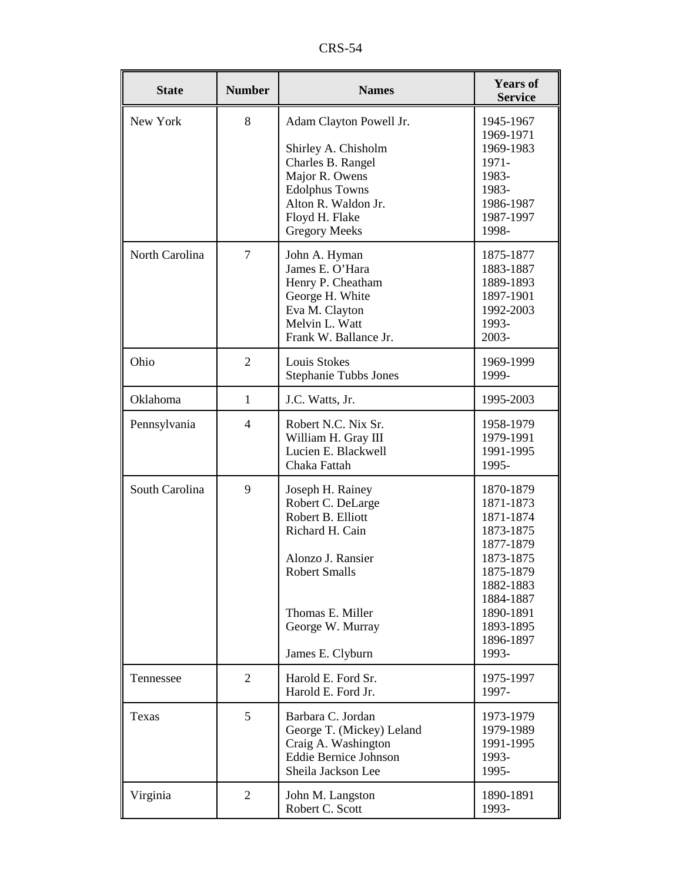| State | Number | Names | Years of Service |
|---|---|---|---|
| New York | 8 | Adam Clayton Powell Jr.<br><br>Shirley A. Chisholm<br>Charles B. Rangel<br>Major R. Owens<br>Edolphus Towns<br>Alton R. Waldon Jr.<br>Floyd H. Flake<br>Gregory Meeks | 1945-1967<br>1969-1971<br>1969-1983<br>1971-<br>1983-<br>1983-<br>1986-1987<br>1987-1997<br>1998- |
| North Carolina | 7 | John A. Hyman<br>James E. O'Hara<br>Henry P. Cheatham<br>George H. White<br>Eva M. Clayton<br>Melvin L. Watt<br>Frank W. Ballance Jr. | 1875-1877<br>1883-1887<br>1889-1893<br>1897-1901<br>1992-2003<br>1993-<br>2003- |
| Ohio | 2 | Louis Stokes<br>Stephanie Tubbs Jones | 1969-1999<br>1999- |
| Oklahoma | 1 | J.C. Watts, Jr. | 1995-2003 |
| Pennsylvania | 4 | Robert N.C. Nix Sr.<br>William H. Gray III<br>Lucien E. Blackwell<br>Chaka Fattah | 1958-1979<br>1979-1991<br>1991-1995<br>1995- |
| South Carolina | 9 | Joseph H. Rainey<br>Robert C. DeLarge<br>Robert B. Elliott<br>Richard H. Cain<br><br>Alonzo J. Ransier<br>Robert Smalls<br><br><br>Thomas E. Miller<br>George W. Murray<br><br>James E. Clyburn | 1870-1879<br>1871-1873<br>1871-1874<br>1873-1875<br>1877-1879<br>1873-1875<br>1875-1879<br>1882-1883<br>1884-1887<br>1890-1891<br>1893-1895<br>1896-1897<br>1993- |
| Tennessee | 2 | Harold E. Ford Sr.<br>Harold E. Ford Jr. | 1975-1997<br>1997- |
| Texas | 5 | Barbara C. Jordan<br>George T. (Mickey) Leland<br>Craig A. Washington<br>Eddie Bernice Johnson<br>Sheila Jackson Lee | 1973-1979<br>1979-1989<br>1991-1995<br>1993-<br>1995- |
| Virginia | 2 | John M. Langston<br>Robert C. Scott | 1890-1891<br>1993- |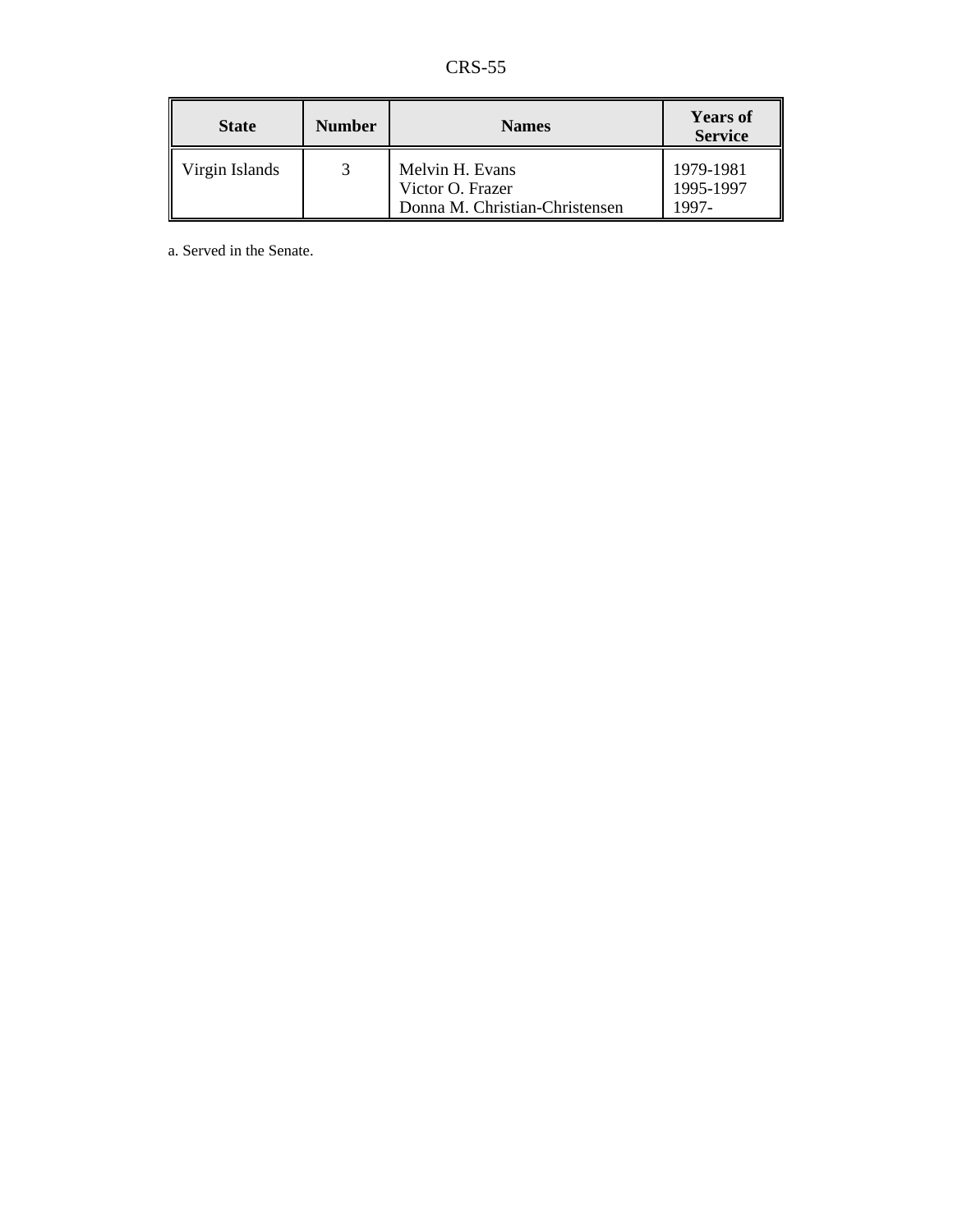| State | Number | Names | Years of Service |
|---|---|---|---|
| Virgin Islands | 3 | Melvin H. Evans<br>Victor O. Frazer<br>Donna M. Christian-Christensen | 1979-1981<br>1995-1997<br>1997- |

a. Served in the Senate.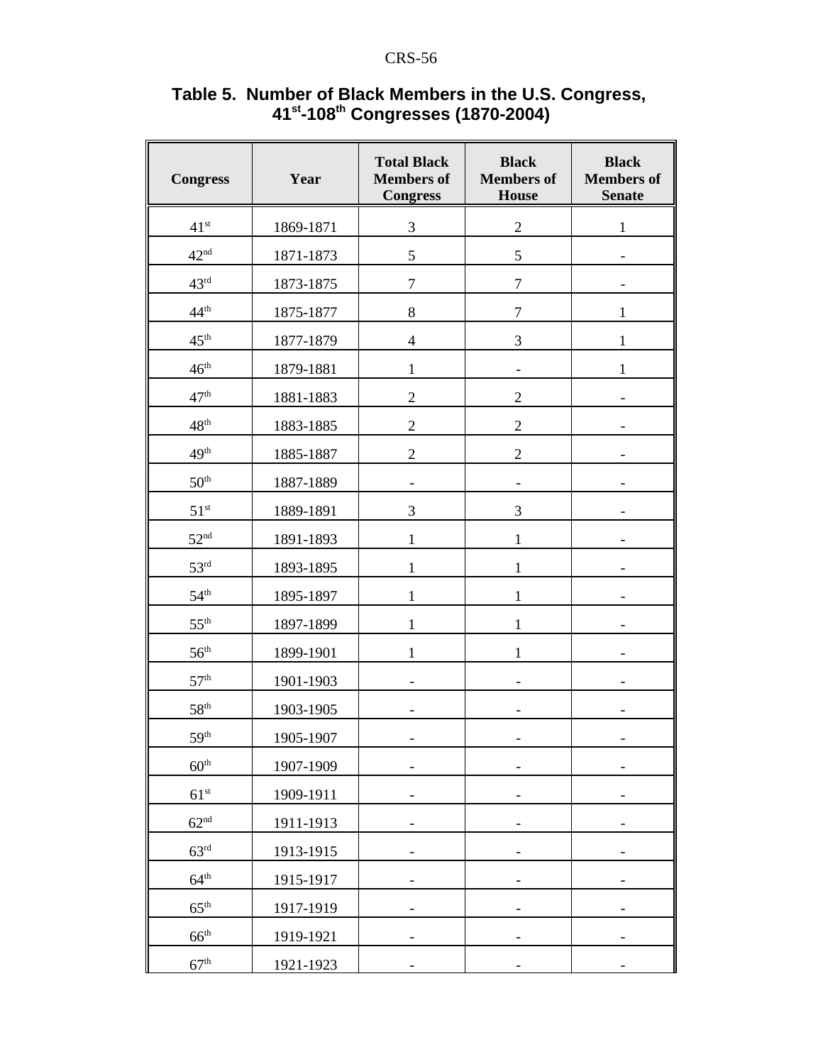## Table 5. Number of Black Members in the U.S. Congress, 41st-108th Congresses (1870-2004)

| Congress | Year | Total Black Members of Congress | Black Members of House | Black Members of Senate |
|---|---|---|---|---|
| 41st | 1869-1871 | 3 | 2 | 1 |
| 42nd | 1871-1873 | 5 | 5 | - |
| 43rd | 1873-1875 | 7 | 7 | - |
| 44th | 1875-1877 | 8 | 7 | 1 |
| 45th | 1877-1879 | 4 | 3 | 1 |
| 46th | 1879-1881 | 1 | - | 1 |
| 47th | 1881-1883 | 2 | 2 | - |
| 48th | 1883-1885 | 2 | 2 | - |
| 49th | 1885-1887 | 2 | 2 | - |
| 50th | 1887-1889 | - | - | - |
| 51st | 1889-1891 | 3 | 3 | - |
| 52nd | 1891-1893 | 1 | 1 | - |
| 53rd | 1893-1895 | 1 | 1 | - |
| 54th | 1895-1897 | 1 | 1 | - |
| 55th | 1897-1899 | 1 | 1 | - |
| 56th | 1899-1901 | 1 | 1 | - |
| 57th | 1901-1903 | - | - | - |
| 58th | 1903-1905 | - | - | - |
| 59th | 1905-1907 | - | - | - |
| 60th | 1907-1909 | - | - | - |
| 61st | 1909-1911 | - | - | - |
| 62nd | 1911-1913 | - | - | - |
| 63rd | 1913-1915 | - | - | - |
| 64th | 1915-1917 | - | - | - |
| 65th | 1917-1919 | - | - | - |
| 66th | 1919-1921 | - | - | - |
| 67th | 1921-1923 | - | - | - |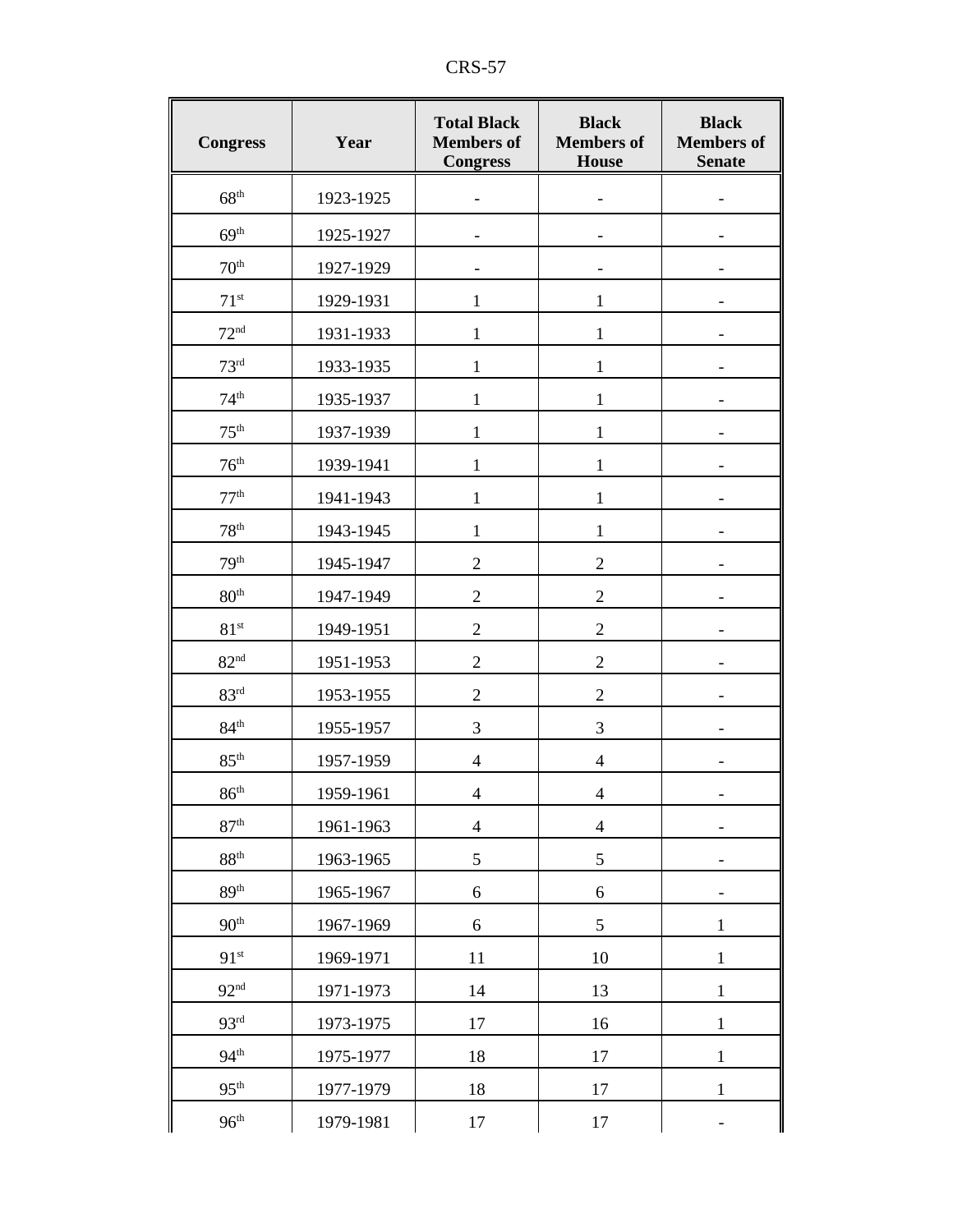| Congress | Year | Total Black Members of Congress | Black Members of House | Black Members of Senate |
|---|---|---|---|---|
| 68th | 1923-1925 | - | - | - |
| 69th | 1925-1927 | - | - | - |
| 70th | 1927-1929 | - | - | - |
| 71st | 1929-1931 | 1 | 1 | - |
| 72nd | 1931-1933 | 1 | 1 | - |
| 73rd | 1933-1935 | 1 | 1 | - |
| 74th | 1935-1937 | 1 | 1 | - |
| 75th | 1937-1939 | 1 | 1 | - |
| 76th | 1939-1941 | 1 | 1 | - |
| 77th | 1941-1943 | 1 | 1 | - |
| 78th | 1943-1945 | 1 | 1 | - |
| 79th | 1945-1947 | 2 | 2 | - |
| 80th | 1947-1949 | 2 | 2 | - |
| 81st | 1949-1951 | 2 | 2 | - |
| 82nd | 1951-1953 | 2 | 2 | - |
| 83rd | 1953-1955 | 2 | 2 | - |
| 84th | 1955-1957 | 3 | 3 | - |
| 85th | 1957-1959 | 4 | 4 | - |
| 86th | 1959-1961 | 4 | 4 | - |
| 87th | 1961-1963 | 4 | 4 | - |
| 88th | 1963-1965 | 5 | 5 | - |
| 89th | 1965-1967 | 6 | 6 | - |
| 90th | 1967-1969 | 6 | 5 | 1 |
| 91st | 1969-1971 | 11 | 10 | 1 |
| 92nd | 1971-1973 | 14 | 13 | 1 |
| 93rd | 1973-1975 | 17 | 16 | 1 |
| 94th | 1975-1977 | 18 | 17 | 1 |
| 95th | 1977-1979 | 18 | 17 | 1 |
| 96th | 1979-1981 | 17 | 17 | - |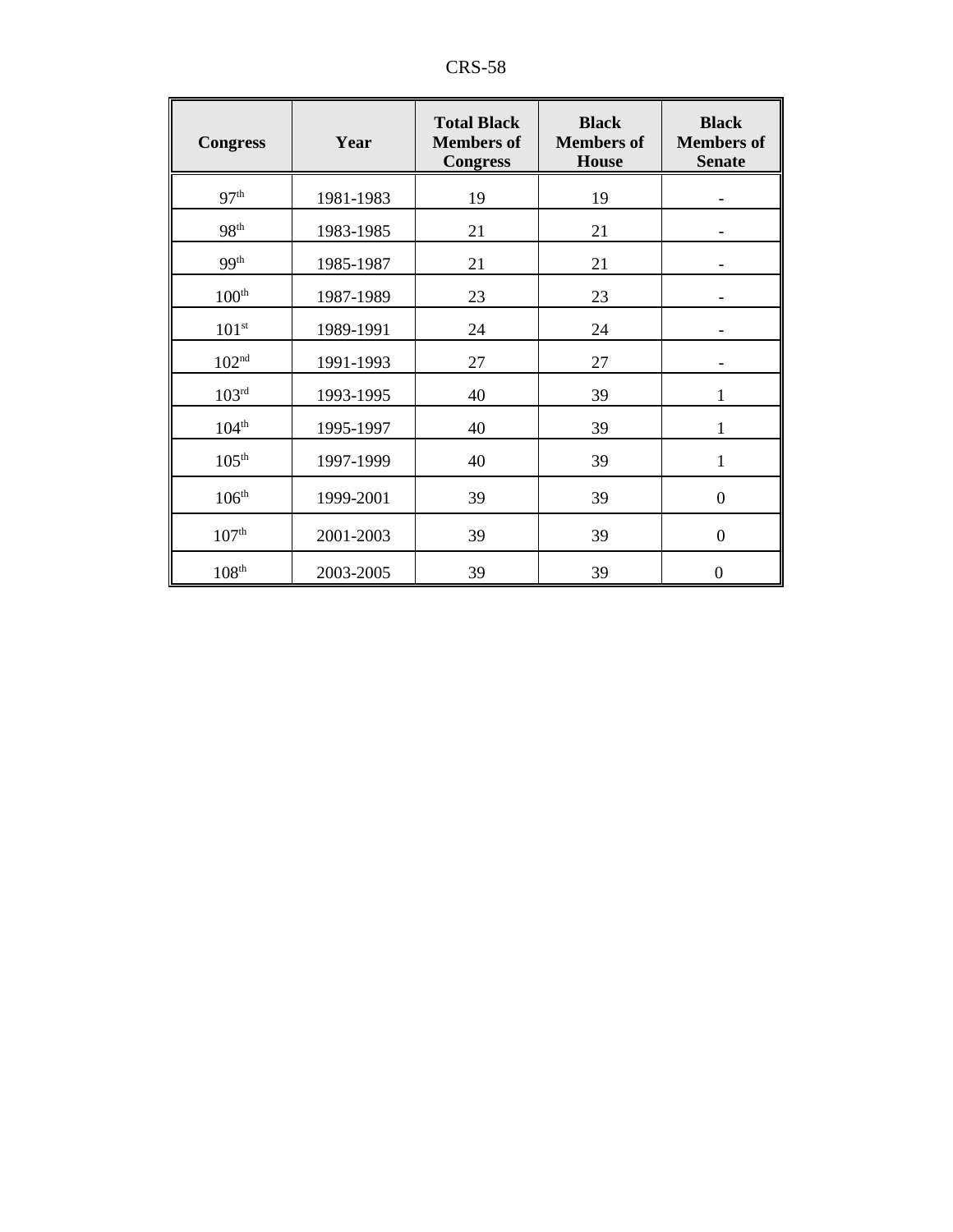| Congress | Year | Total Black Members of Congress | Black Members of House | Black Members of Senate |
|---|---|---|---|---|
| 97th | 1981-1983 | 19 | 19 | - |
| 98th | 1983-1985 | 21 | 21 | - |
| 99th | 1985-1987 | 21 | 21 | - |
| 100th | 1987-1989 | 23 | 23 | - |
| 101st | 1989-1991 | 24 | 24 | - |
| 102nd | 1991-1993 | 27 | 27 | - |
| 103rd | 1993-1995 | 40 | 39 | 1 |
| 104th | 1995-1997 | 40 | 39 | 1 |
| 105th | 1997-1999 | 40 | 39 | 1 |
| 106th | 1999-2001 | 39 | 39 | 0 |
| 107th | 2001-2003 | 39 | 39 | 0 |
| 108th | 2003-2005 | 39 | 39 | 0 |